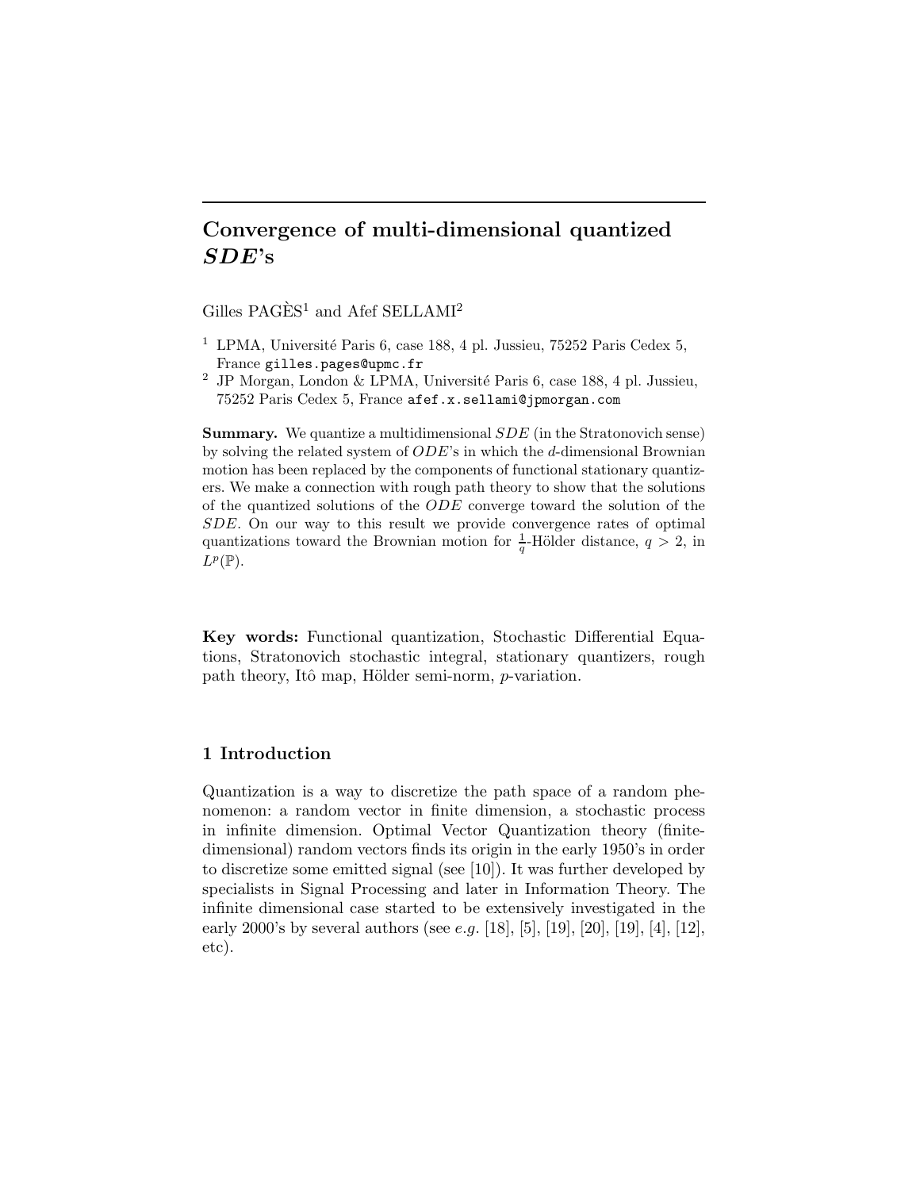# Convergence of multi-dimensional quantized *SDE*'s

Gilles PAGÈS[1] and Afef SELLAMI[2]

[1] LPMA, Université Paris 6, case 188, 4 pl. Jussieu, 75252 Paris Cedex 5, France gilles.pages@upmc.fr

[2] JP Morgan, London & LPMA, Université Paris 6, case 188, 4 pl. Jussieu, 75252 Paris Cedex 5, France afef.x.sellami@jpmorgan.com

**Summary.** We quantize a multidimensional *SDE* (in the Stratonovich sense) by solving the related system of *ODE*'s in which the $d$-dimensional Brownian motion has been replaced by the components of functional stationary quantizers. We make a connection with rough path theory to show that the solutions of the quantized solutions of the *ODE* converge toward the solution of the *SDE*. On our way to this result we provide convergence rates of optimal quantizations toward the Brownian motion for $\frac{1}{q}$-Hölder distance, $q > 2$, in $L^p(\mathbb{P})$.

**Key words:** Functional quantization, Stochastic Differential Equations, Stratonovich stochastic integral, stationary quantizers, rough path theory, Itô map, Hölder semi-norm, $p$-variation.

## 1 Introduction

Quantization is a way to discretize the path space of a random phenomenon: a random vector in finite dimension, a stochastic process in infinite dimension. Optimal Vector Quantization theory (finite-dimensional) random vectors finds its origin in the early 1950's in order to discretize some emitted signal (see [10]). It was further developed by specialists in Signal Processing and later in Information Theory. The infinite dimensional case started to be extensively investigated in the early 2000's by several authors (see *e.g.* [18], [5], [19], [20], [19], [4], [12], etc).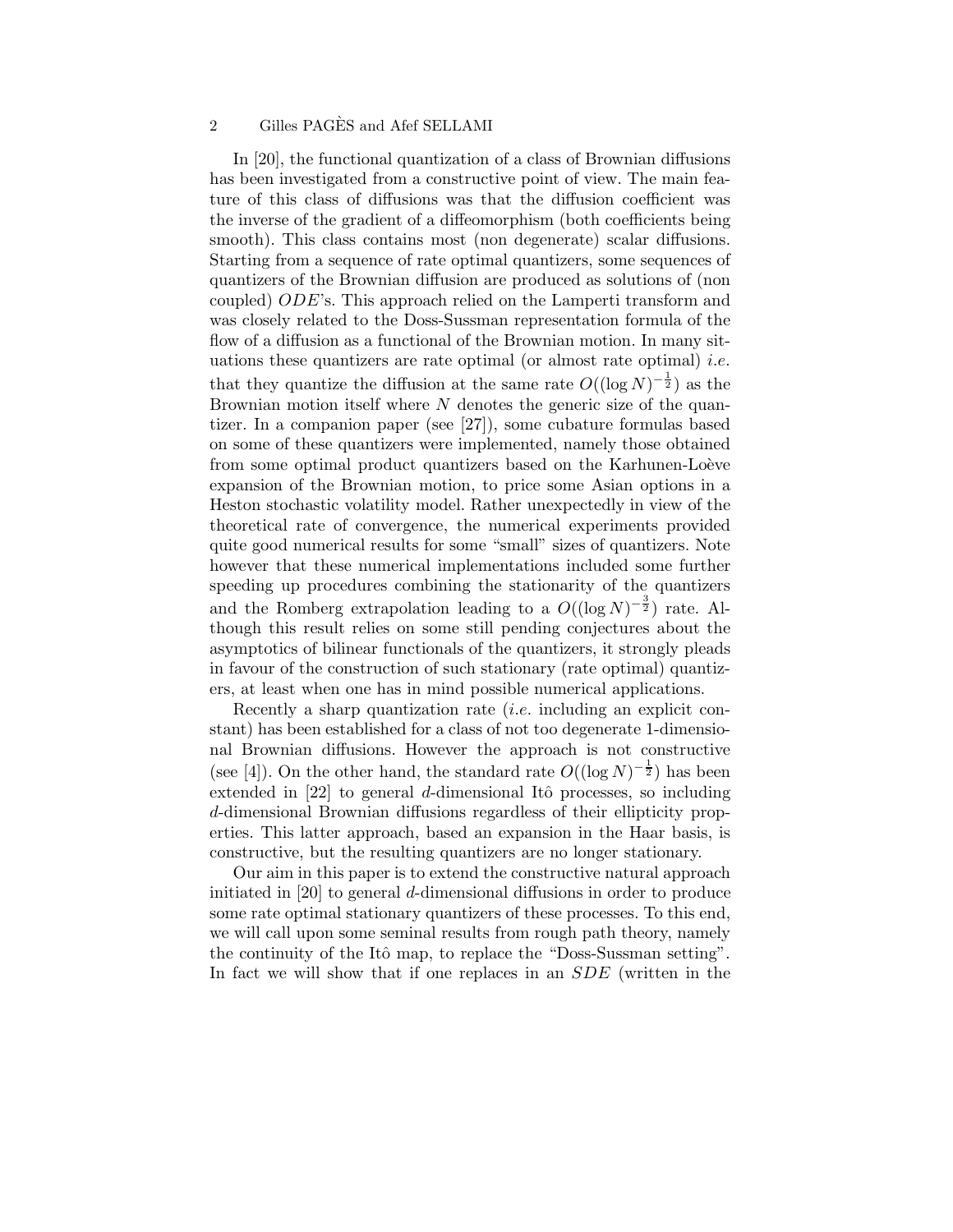In [20], the functional quantization of a class of Brownian diffusions has been investigated from a constructive point of view. The main feature of this class of diffusions was that the diffusion coefficient was the inverse of the gradient of a diffeomorphism (both coefficients being smooth). This class contains most (non degenerate) scalar diffusions. Starting from a sequence of rate optimal quantizers, some sequences of quantizers of the Brownian diffusion are produced as solutions of (non coupled) $ODE$'s. This approach relied on the Lamperti transform and was closely related to the Doss-Sussman representation formula of the flow of a diffusion as a functional of the Brownian motion. In many situations these quantizers are rate optimal (or almost rate optimal) *i.e.* that they quantize the diffusion at the same rate $O((\log N)^{-\frac{1}{2}})$ as the Brownian motion itself where $N$ denotes the generic size of the quantizer. In a companion paper (see [27]), some cubature formulas based on some of these quantizers were implemented, namely those obtained from some optimal product quantizers based on the Karhunen-Loève expansion of the Brownian motion, to price some Asian options in a Heston stochastic volatility model. Rather unexpectedly in view of the theoretical rate of convergence, the numerical experiments provided quite good numerical results for some "small" sizes of quantizers. Note however that these numerical implementations included some further speeding up procedures combining the stationarity of the quantizers and the Romberg extrapolation leading to a $O((\log N)^{-\frac{3}{2}})$ rate. Although this result relies on some still pending conjectures about the asymptotics of bilinear functionals of the quantizers, it strongly pleads in favour of the construction of such stationary (rate optimal) quantizers, at least when one has in mind possible numerical applications.

Recently a sharp quantization rate (*i.e.* including an explicit constant) has been established for a class of not too degenerate 1-dimensional Brownian diffusions. However the approach is not constructive (see [4]). On the other hand, the standard rate $O((\log N)^{-\frac{1}{2}})$ has been extended in [22] to general $d$-dimensional Itô processes, so including $d$-dimensional Brownian diffusions regardless of their ellipticity properties. This latter approach, based an expansion in the Haar basis, is constructive, but the resulting quantizers are no longer stationary.

Our aim in this paper is to extend the constructive natural approach initiated in [20] to general $d$-dimensional diffusions in order to produce some rate optimal stationary quantizers of these processes. To this end, we will call upon some seminal results from rough path theory, namely the continuity of the Itô map, to replace the "Doss-Sussman setting". In fact we will show that if one replaces in an $SDE$ (written in the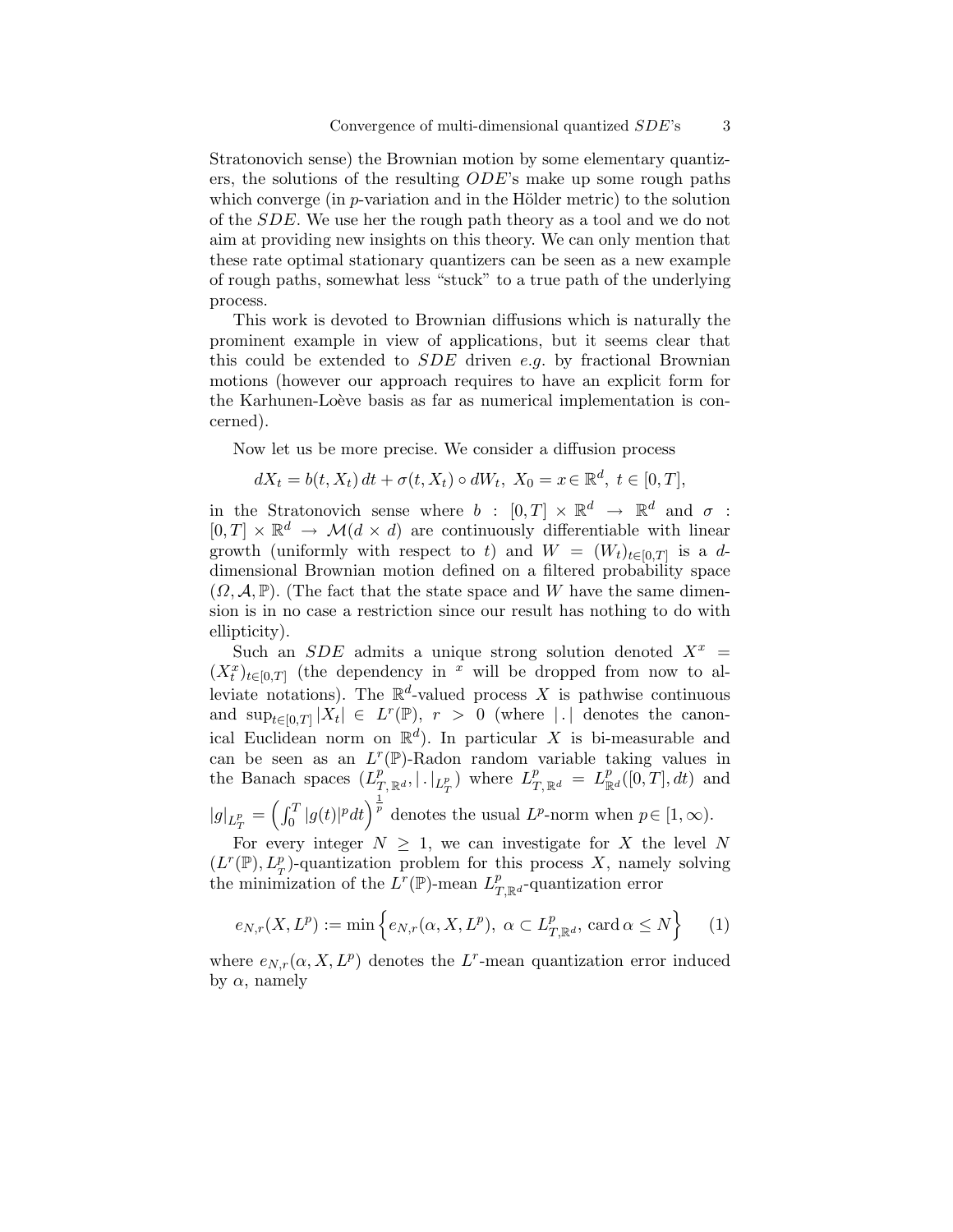Stratonovich sense) the Brownian motion by some elementary quantizers, the solutions of the resulting $ODE$'s make up some rough paths which converge (in $p$-variation and in the Hölder metric) to the solution of the $SDE$. We use her the rough path theory as a tool and we do not aim at providing new insights on this theory. We can only mention that these rate optimal stationary quantizers can be seen as a new example of rough paths, somewhat less "stuck" to a true path of the underlying process.

This work is devoted to Brownian diffusions which is naturally the prominent example in view of applications, but it seems clear that this could be extended to $SDE$ driven *e.g.* by fractional Brownian motions (however our approach requires to have an explicit form for the Karhunen-Loève basis as far as numerical implementation is concerned).

Now let us be more precise. We consider a diffusion process

$$dX_t = b(t, X_t)\,dt + \sigma(t, X_t) \circ dW_t,\ X_0 = x \in \mathbb{R}^d,\ t \in [0, T],$$

in the Stratonovich sense where $b : [0, T] \times \mathbb{R}^d \to \mathbb{R}^d$ and $\sigma : [0, T] \times \mathbb{R}^d \to \mathcal{M}(d \times d)$ are continuously differentiable with linear growth (uniformly with respect to $t$) and $W = (W_t)_{t\in[0,T]}$ is a $d$-dimensional Brownian motion defined on a filtered probability space $(\Omega, \mathcal{A}, \mathbb{P})$. (The fact that the state space and $W$ have the same dimension is in no case a restriction since our result has nothing to do with ellipticity).

Such an $SDE$ admits a unique strong solution denoted $X^x = (X^x_t)_{t\in[0,T]}$ (the dependency in $^x$ will be dropped from now to alleviate notations). The $\mathbb{R}^d$-valued process $X$ is pathwise continuous and $\sup_{t\in[0,T]} |X_t| \in L^r(\mathbb{P}),\ r > 0$ (where $|\,.\,|$ denotes the canonical Euclidean norm on $\mathbb{R}^d$). In particular $X$ is bi-measurable and can be seen as an $L^r(\mathbb{P})$-Radon random variable taking values in the Banach spaces $(L^p_{T,\mathbb{R}^d}, |\,.\,|_{L^p_T})$ where $L^p_{T,\mathbb{R}^d} = L^p_{\mathbb{R}^d}([0, T], dt)$ and $|g|_{L^p_T} = \left(\int_0^T |g(t)|^p dt\right)^{\frac{1}{p}}$ denotes the usual $L^p$-norm when $p \in [1, \infty)$.

For every integer $N \geq 1$, we can investigate for $X$ the level $N$ $(L^r(\mathbb{P}), L^p_T)$-quantization problem for this process $X$, namely solving the minimization of the $L^r(\mathbb{P})$-mean $L^p_{T,\mathbb{R}^d}$-quantization error

$$e_{N,r}(X, L^p) := \min\left\{ e_{N,r}(\alpha, X, L^p),\ \alpha \subset L^p_{T,\mathbb{R}^d},\ \operatorname{card} \alpha \leq N \right\} \tag{1}$$

where $e_{N,r}(\alpha, X, L^p)$ denotes the $L^r$-mean quantization error induced by $\alpha$, namely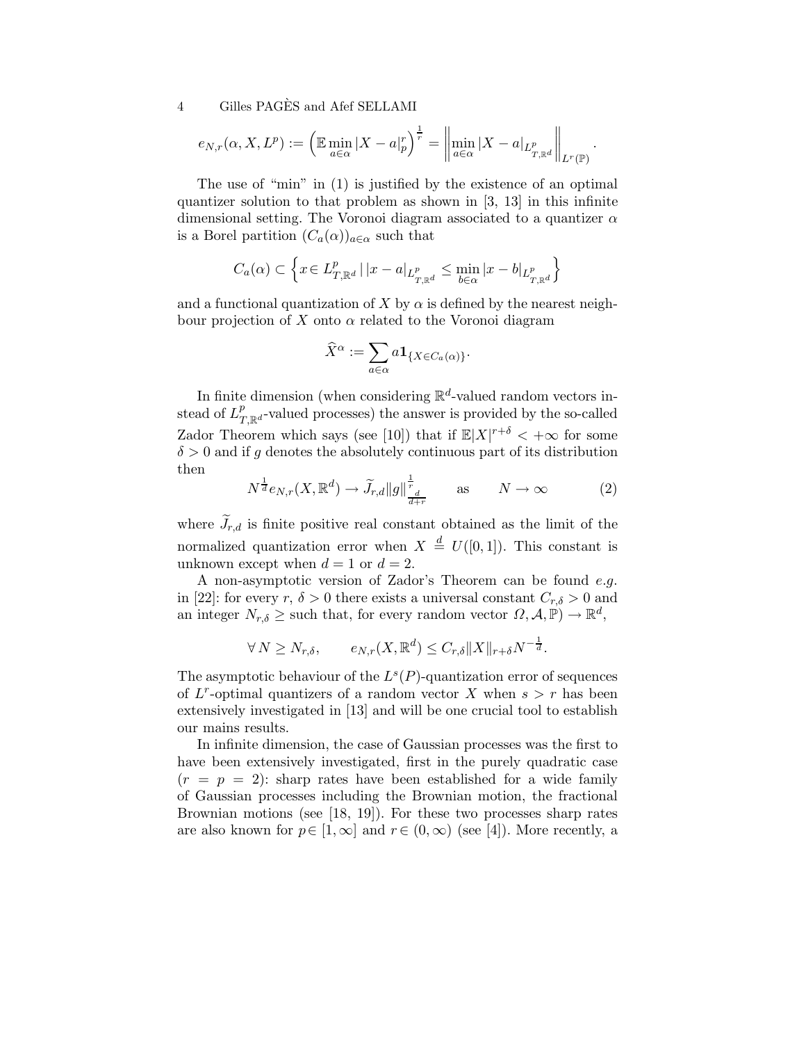$$e_{N,r}(\alpha, X, L^p) := \left(\mathbb{E} \min_{a\in\alpha} |X-a|_p^r\right)^{\frac{1}{r}} = \left\| \min_{a\in\alpha} |X-a|_{L^p_{T,\mathbb{R}^d}} \right\|_{L^r(\mathbb{P})}.$$

The use of "min" in (1) is justified by the existence of an optimal quantizer solution to that problem as shown in [3, 13] in this infinite dimensional setting. The Voronoi diagram associated to a quantizer $\alpha$ is a Borel partition $(C_a(\alpha))_{a\in\alpha}$ such that

$$C_a(\alpha) \subset \left\{ x \in L^p_{T,\mathbb{R}^d} \,|\, |x-a|_{L^p_{T,\mathbb{R}^d}} \le \min_{b\in\alpha} |x-b|_{L^p_{T,\mathbb{R}^d}} \right\}$$

and a functional quantization of $X$ by $\alpha$ is defined by the nearest neighbour projection of $X$ onto $\alpha$ related to the Voronoi diagram

$$\widehat{X}^\alpha := \sum_{a\in\alpha} a \mathbf{1}_{\{X\in C_a(\alpha)\}}.$$

In finite dimension (when considering $\mathbb{R}^d$-valued random vectors instead of $L^p_{T,\mathbb{R}^d}$-valued processes) the answer is provided by the so-called Zador Theorem which says (see [10]) that if $\mathbb{E}|X|^{r+\delta} < +\infty$ for some $\delta > 0$ and if $g$ denotes the absolutely continuous part of its distribution then

$$N^{\frac{1}{d}} e_{N,r}(X, \mathbb{R}^d) \to \widetilde{J}_{r,d} \|g\|^{\frac{1}{r}}_{\frac{d}{d+r}} \qquad \text{as} \qquad N \to \infty \tag{2}$$

where $\widetilde{J}_{r,d}$ is finite positive real constant obtained as the limit of the normalized quantization error when $X \stackrel{d}{=} U([0,1])$. This constant is unknown except when $d = 1$ or $d = 2$.

A non-asymptotic version of Zador's Theorem can be found *e.g.* in [22]: for every $r$, $\delta > 0$ there exists a universal constant $C_{r,\delta} > 0$ and an integer $N_{r,\delta} \ge$ such that, for every random vector $\Omega, \mathcal{A}, \mathbb{P}) \to \mathbb{R}^d$,

$$\forall\, N \ge N_{r,\delta}, \qquad e_{N,r}(X, \mathbb{R}^d) \le C_{r,\delta} \|X\|_{r+\delta} N^{-\frac{1}{d}}.$$

The asymptotic behaviour of the $L^s(P)$-quantization error of sequences of $L^r$-optimal quantizers of a random vector $X$ when $s > r$ has been extensively investigated in [13] and will be one crucial tool to establish our mains results.

In infinite dimension, the case of Gaussian processes was the first to have been extensively investigated, first in the purely quadratic case ($r = p = 2$): sharp rates have been established for a wide family of Gaussian processes including the Brownian motion, the fractional Brownian motions (see [18, 19]). For these two processes sharp rates are also known for $p \in [1, \infty]$ and $r \in (0, \infty)$ (see [4]). More recently, a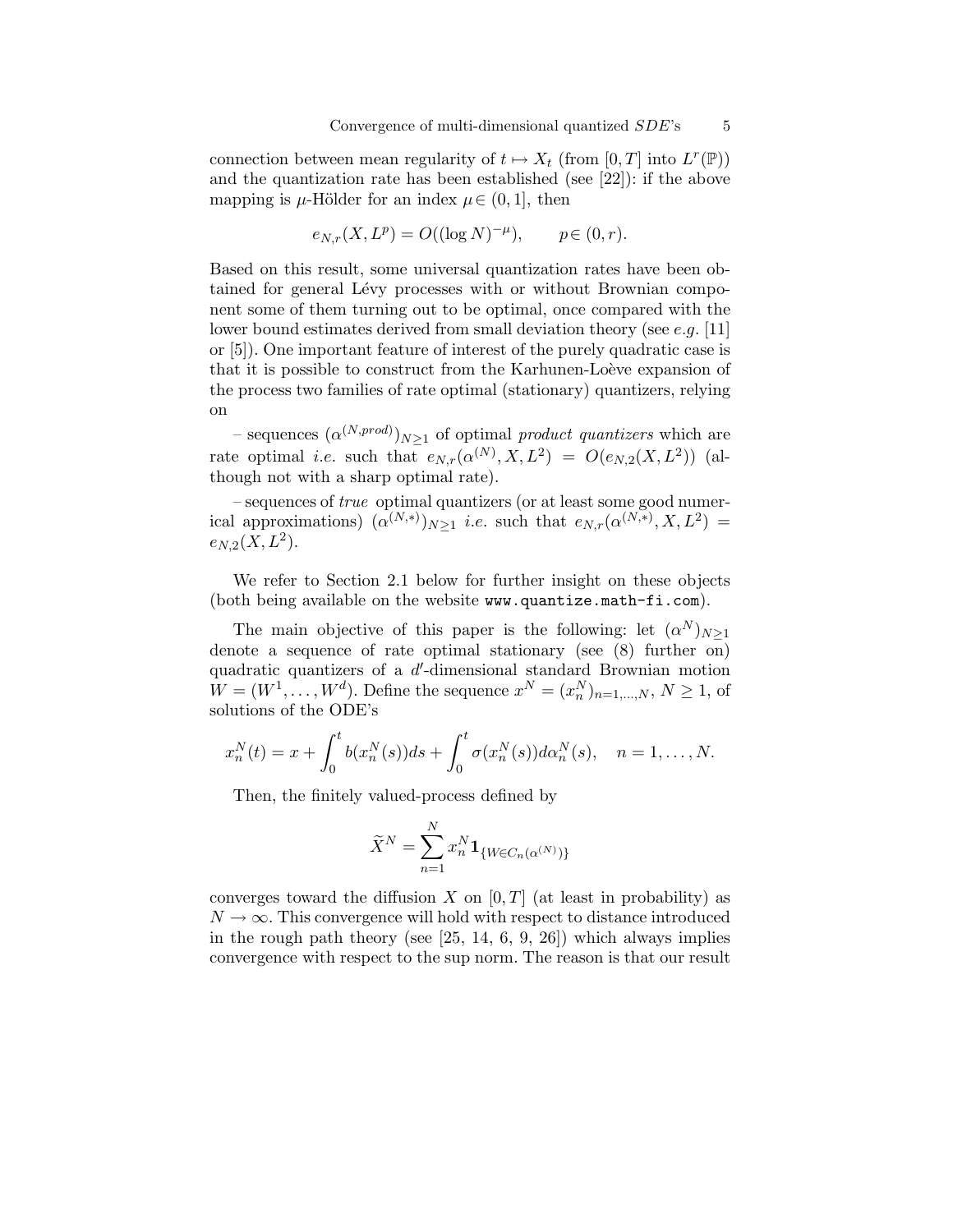connection between mean regularity of $t \mapsto X_t$ (from $[0,T]$ into $L^r(\mathbb{P})$) and the quantization rate has been established (see [22]): if the above mapping is $\mu$-Hölder for an index $\mu \in (0,1]$, then

$$e_{N,r}(X, L^p) = O((\log N)^{-\mu}), \qquad p \in (0,r).$$

Based on this result, some universal quantization rates have been obtained for general Lévy processes with or without Brownian component some of them turning out to be optimal, once compared with the lower bound estimates derived from small deviation theory (see *e.g.* [11] or [5]). One important feature of interest of the purely quadratic case is that it is possible to construct from the Karhunen-Loève expansion of the process two families of rate optimal (stationary) quantizers, relying on

– sequences $(\alpha^{(N,prod)})_{N\geq 1}$ of optimal *product quantizers* which are rate optimal *i.e.* such that $e_{N,r}(\alpha^{(N)}, X, L^2) = O(e_{N,2}(X, L^2))$ (although not with a sharp optimal rate).

– sequences of *true* optimal quantizers (or at least some good numerical approximations) $(\alpha^{(N,*)})_{N\geq 1}$ *i.e.* such that $e_{N,r}(\alpha^{(N,*)}, X, L^2) = e_{N,2}(X, L^2)$.

We refer to Section 2.1 below for further insight on these objects (both being available on the website www.quantize.math-fi.com).

The main objective of this paper is the following: let $(\alpha^N)_{N\geq 1}$ denote a sequence of rate optimal stationary (see (8) further on) quadratic quantizers of a $d'$-dimensional standard Brownian motion $W = (W^1, \ldots, W^d)$. Define the sequence $x^N = (x_n^N)_{n=1,\ldots,N}$, $N \geq 1$, of solutions of the ODE's

$$x_n^N(t) = x + \int_0^t b(x_n^N(s))ds + \int_0^t \sigma(x_n^N(s))d\alpha_n^N(s), \quad n = 1, \ldots, N.$$

Then, the finitely valued-process defined by

$$\widetilde{X}^N = \sum_{n=1}^N x_n^N \mathbf{1}_{\{W \in C_n(\alpha^{(N)})\}}$$

converges toward the diffusion $X$ on $[0,T]$ (at least in probability) as $N \to \infty$. This convergence will hold with respect to distance introduced in the rough path theory (see [25, 14, 6, 9, 26]) which always implies convergence with respect to the sup norm. The reason is that our result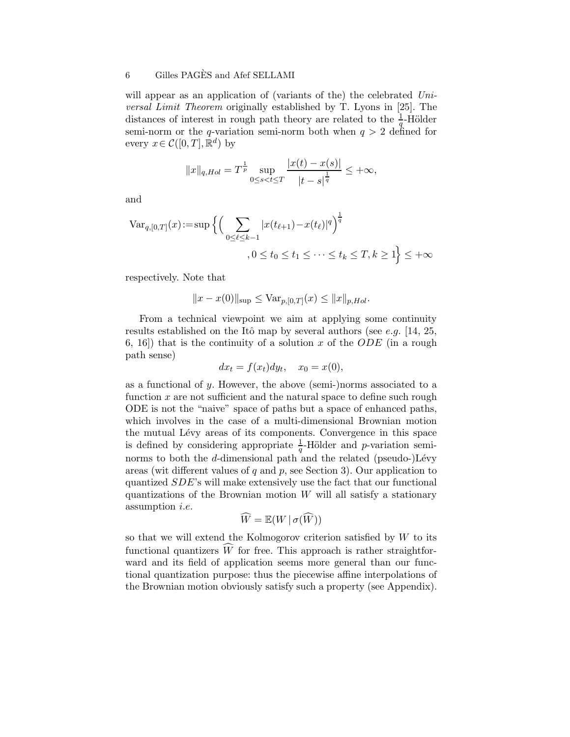will appear as an application of (variants of the) the celebrated *Universal Limit Theorem* originally established by T. Lyons in [25]. The distances of interest in rough path theory are related to the $\frac{1}{q}$-Hölder semi-norm or the $q$-variation semi-norm both when $q > 2$ defined for every $x \in \mathcal{C}([0,T], \mathbb{R}^d)$ by

$$\|x\|_{q,Hol} = T^{\frac{1}{p}} \sup_{0 \le s < t \le T} \frac{|x(t) - x(s)|}{|t-s|^{\frac{1}{q}}} \le +\infty,$$

and

$$\mathrm{Var}_{q,[0,T]}(x) := \sup \Big\{ \Big( \sum_{0 \le \ell \le k-1} |x(t_{\ell+1}) - x(t_\ell)|^q \Big)^{\frac{1}{q}} , 0 \le t_0 \le t_1 \le \cdots \le t_k \le T, k \ge 1 \Big\} \le +\infty$$

respectively. Note that

$$\|x - x(0)\|_{\sup} \le \mathrm{Var}_{p,[0,T]}(x) \le \|x\|_{p,Hol}.$$

From a technical viewpoint we aim at applying some continuity results established on the Itô map by several authors (see *e.g.* [14, 25, 6, 16]) that is the continuity of a solution $x$ of the $ODE$ (in a rough path sense)

$$dx_t = f(x_t)dy_t, \quad x_0 = x(0),$$

as a functional of $y$. However, the above (semi-)norms associated to a function $x$ are not sufficient and the natural space to define such rough ODE is not the "naive" space of paths but a space of enhanced paths, which involves in the case of a multi-dimensional Brownian motion the mutual Lévy areas of its components. Convergence in this space is defined by considering appropriate $\frac{1}{q}$-Hölder and $p$-variation semi-norms to both the $d$-dimensional path and the related (pseudo-)Lévy areas (wit different values of $q$ and $p$, see Section 3). Our application to quantized $SDE$'s will make extensively use the fact that our functional quantizations of the Brownian motion $W$ will all satisfy a stationary assumption *i.e.*

$$\widehat{W} = \mathbb{E}(W \,|\, \sigma(\widehat{W}))$$

so that we will extend the Kolmogorov criterion satisfied by $W$ to its functional quantizers $\widehat{W}$ for free. This approach is rather straightforward and its field of application seems more general than our functional quantization purpose: thus the piecewise affine interpolations of the Brownian motion obviously satisfy such a property (see Appendix).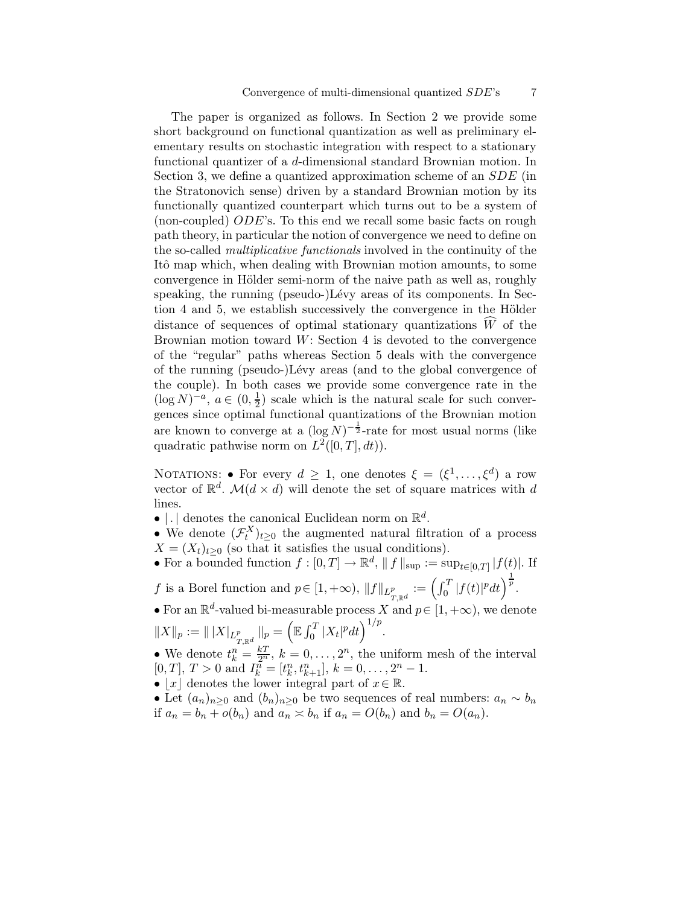The paper is organized as follows. In Section 2 we provide some short background on functional quantization as well as preliminary elementary results on stochastic integration with respect to a stationary functional quantizer of a $d$-dimensional standard Brownian motion. In Section 3, we define a quantized approximation scheme of an $SDE$ (in the Stratonovich sense) driven by a standard Brownian motion by its functionally quantized counterpart which turns out to be a system of (non-coupled) $ODE$'s. To this end we recall some basic facts on rough path theory, in particular the notion of convergence we need to define on the so-called *multiplicative functionals* involved in the continuity of the Itô map which, when dealing with Brownian motion amounts, to some convergence in Hölder semi-norm of the naive path as well as, roughly speaking, the running (pseudo-)Lévy areas of its components. In Section 4 and 5, we establish successively the convergence in the Hölder distance of sequences of optimal stationary quantizations $\widehat{W}$ of the Brownian motion toward $W$: Section 4 is devoted to the convergence of the "regular" paths whereas Section 5 deals with the convergence of the running (pseudo-)Lévy areas (and to the global convergence of the couple). In both cases we provide some convergence rate in the $(\log N)^{-a}$, $a \in (0, \frac{1}{2})$ scale which is the natural scale for such convergences since optimal functional quantizations of the Brownian motion are known to converge at a $(\log N)^{-\frac{1}{2}}$-rate for most usual norms (like quadratic pathwise norm on $L^2([0,T], dt)$).

NOTATIONS: • For every $d \geq 1$, one denotes $\xi = (\xi^1, \ldots, \xi^d)$ a row vector of $\mathbb{R}^d$. $\mathcal{M}(d \times d)$ will denote the set of square matrices with $d$ lines.

• $|\,.\,|$ denotes the canonical Euclidean norm on $\mathbb{R}^d$.

• We denote $(\mathcal{F}_t^X)_{t\geq 0}$ the augmented natural filtration of a process $X = (X_t)_{t\geq 0}$ (so that it satisfies the usual conditions).

• For a bounded function $f : [0,T] \to \mathbb{R}^d$, $\|\,f\,\|_{\sup} := \sup_{t\in[0,T]} |f(t)|$. If $f$ is a Borel function and $p \in [1, +\infty)$, $\|f\|_{L^p_{T,\mathbb{R}^d}} := \left(\int_0^T |f(t)|^p dt\right)^{\frac{1}{p}}$.

• For an $\mathbb{R}^d$-valued bi-measurable process $X$ and $p \in [1, +\infty)$, we denote $\|X\|_p := \|\,|X|_{L^p_{T,\mathbb{R}^d}}\,\|_p = \left(\mathbb{E}\int_0^T |X_t|^p dt\right)^{1/p}$.

• We denote $t_k^n = \frac{kT}{2^n}$, $k = 0, \ldots, 2^n$, the uniform mesh of the interval $[0,T]$, $T > 0$ and $I_k^n = [t_k^n, t_{k+1}^n]$, $k = 0, \ldots, 2^n - 1$.

• $\lfloor x \rfloor$ denotes the lower integral part of $x \in \mathbb{R}$.

• Let $(a_n)_{n\geq 0}$ and $(b_n)_{n\geq 0}$ be two sequences of real numbers: $a_n \sim b_n$ if $a_n = b_n + o(b_n)$ and $a_n \asymp b_n$ if $a_n = O(b_n)$ and $b_n = O(a_n)$.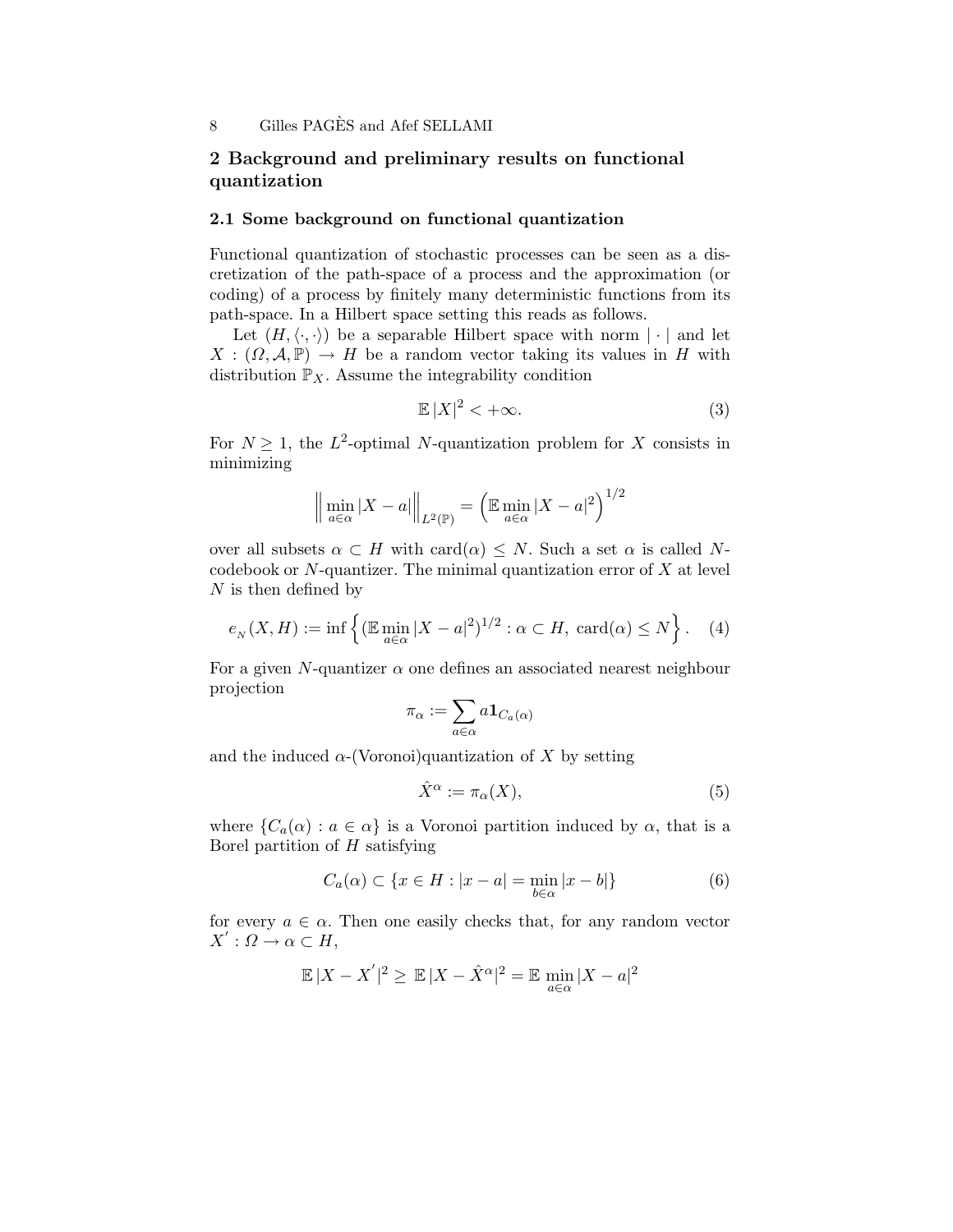## 2 Background and preliminary results on functional quantization

### 2.1 Some background on functional quantization

Functional quantization of stochastic processes can be seen as a discretization of the path-space of a process and the approximation (or coding) of a process by finitely many deterministic functions from its path-space. In a Hilbert space setting this reads as follows.

Let $(H, \langle\cdot,\cdot\rangle)$ be a separable Hilbert space with norm $|\cdot|$ and let $X : (\Omega, \mathcal{A}, \mathbb{P}) \to H$ be a random vector taking its values in $H$ with distribution $\mathbb{P}_X$. Assume the integrability condition

$$\mathbb{E}\,|X|^2 < +\infty. \tag{3}$$

For $N \geq 1$, the $L^2$-optimal $N$-quantization problem for $X$ consists in minimizing

$$\Big\| \min_{a\in\alpha} |X-a| \Big\|_{L^2(\mathbb{P})} = \Big(\mathbb{E} \min_{a\in\alpha} |X-a|^2\Big)^{1/2}$$

over all subsets $\alpha \subset H$ with $\mathrm{card}(\alpha) \leq N$. Such a set $\alpha$ is called $N$-codebook or $N$-quantizer. The minimal quantization error of $X$ at level $N$ is then defined by

$$e_N(X,H) := \inf\Big\{ (\mathbb{E} \min_{a\in\alpha} |X-a|^2)^{1/2} : \alpha \subset H,\ \mathrm{card}(\alpha) \leq N \Big\}. \tag{4}$$

For a given $N$-quantizer $\alpha$ one defines an associated nearest neighbour projection

$$\pi_\alpha := \sum_{a\in\alpha} a \mathbf{1}_{C_a(\alpha)}$$

and the induced $\alpha$-(Voronoi)quantization of $X$ by setting

$$\hat{X}^\alpha := \pi_\alpha(X), \tag{5}$$

where $\{C_a(\alpha) : a \in \alpha\}$ is a Voronoi partition induced by $\alpha$, that is a Borel partition of $H$ satisfying

$$C_a(\alpha) \subset \{x \in H : |x-a| = \min_{b\in\alpha} |x-b|\} \tag{6}$$

for every $a \in \alpha$. Then one easily checks that, for any random vector $X' : \Omega \to \alpha \subset H$,

$$\mathbb{E}\,|X - X'|^2 \geq \mathbb{E}\,|X - \hat{X}^\alpha|^2 = \mathbb{E} \min_{a\in\alpha} |X-a|^2$$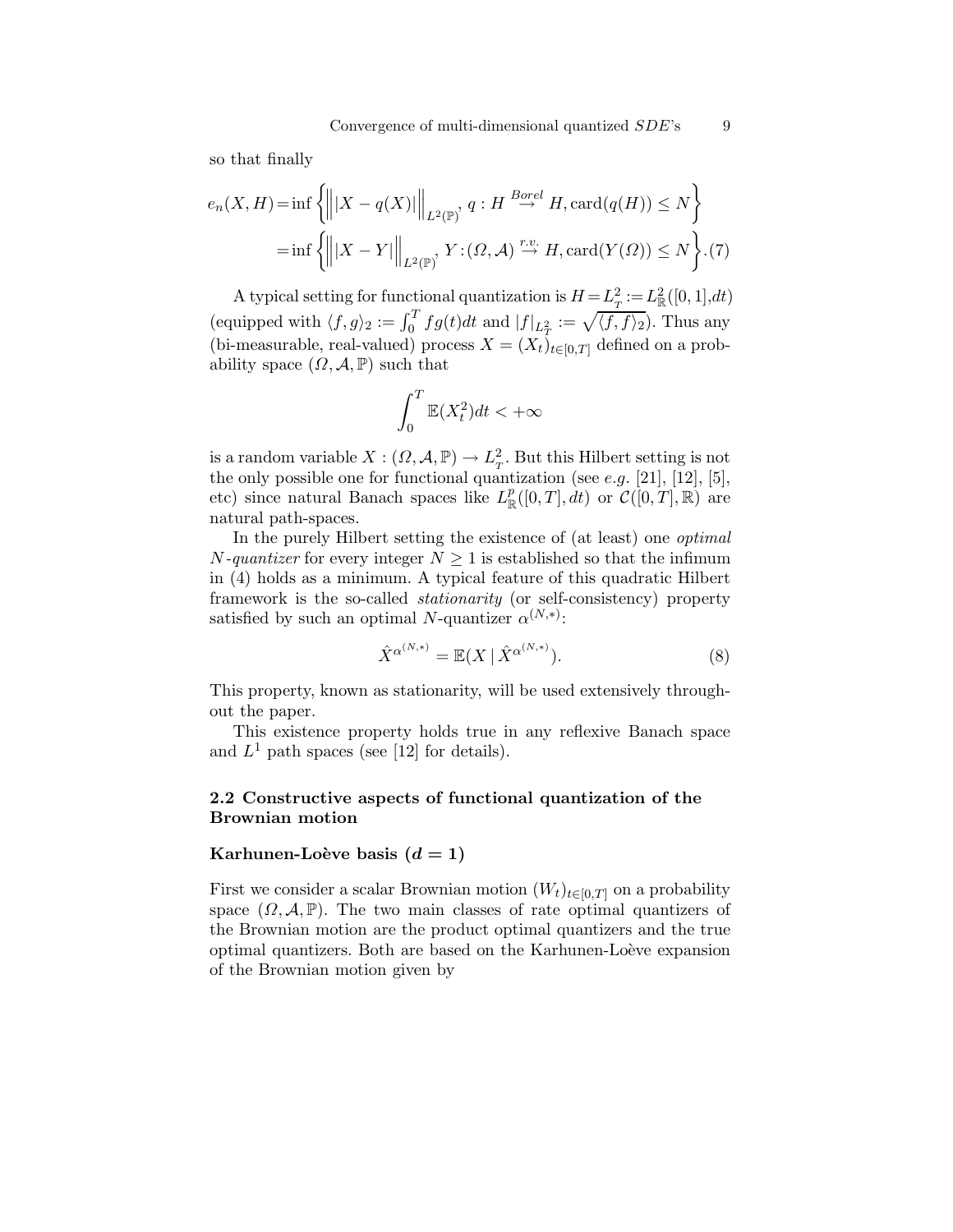so that finally

$$e_n(X,H) = \inf\left\{\Big\||X-q(X)|\Big\|_{L^2(\mathbb{P})},\ q : H \stackrel{Borel}{\rightarrow} H, \mathrm{card}(q(H)) \leq N\right\}$$
$$= \inf\left\{\Big\||X-Y|\Big\|_{L^2(\mathbb{P})},\ Y : (\Omega,\mathcal{A}) \stackrel{r.v.}{\rightarrow} H, \mathrm{card}(Y(\Omega)) \leq N\right\}. \quad (7)$$

A typical setting for functional quantization is $H = L^2_T := L^2_{\mathbb{R}}([0,1],dt)$ (equipped with $\langle f,g\rangle_2 := \int_0^T fg(t)dt$ and $|f|_{L^2_T} := \sqrt{\langle f,f\rangle_2}$). Thus any (bi-measurable, real-valued) process $X = (X_t)_{t\in[0,T]}$ defined on a probability space $(\Omega,\mathcal{A},\mathbb{P})$ such that

$$\int_0^T \mathbb{E}(X_t^2)dt < +\infty$$

is a random variable $X : (\Omega,\mathcal{A},\mathbb{P}) \to L^2_T$. But this Hilbert setting is not the only possible one for functional quantization (see *e.g.* [21], [12], [5], etc) since natural Banach spaces like $L^p_{\mathbb{R}}([0,T],dt)$ or $\mathcal{C}([0,T],\mathbb{R})$ are natural path-spaces.

In the purely Hilbert setting the existence of (at least) one *optimal $N$-quantizer* for every integer $N \geq 1$ is established so that the infimum in (4) holds as a minimum. A typical feature of this quadratic Hilbert framework is the so-called *stationarity* (or self-consistency) property satisfied by such an optimal $N$-quantizer $\alpha^{(N,*)}$:

$$\hat{X}^{\alpha^{(N,*)}} = \mathbb{E}(X \,|\, \hat{X}^{\alpha^{(N,*)}}). \quad (8)$$

This property, known as stationarity, will be used extensively throughout the paper.

This existence property holds true in any reflexive Banach space and $L^1$ path spaces (see [12] for details).

### 2.2 Constructive aspects of functional quantization of the Brownian motion

#### Karhunen-Loève basis ($d = 1$)

First we consider a scalar Brownian motion $(W_t)_{t\in[0,T]}$ on a probability space $(\Omega,\mathcal{A},\mathbb{P})$. The two main classes of rate optimal quantizers of the Brownian motion are the product optimal quantizers and the true optimal quantizers. Both are based on the Karhunen-Loève expansion of the Brownian motion given by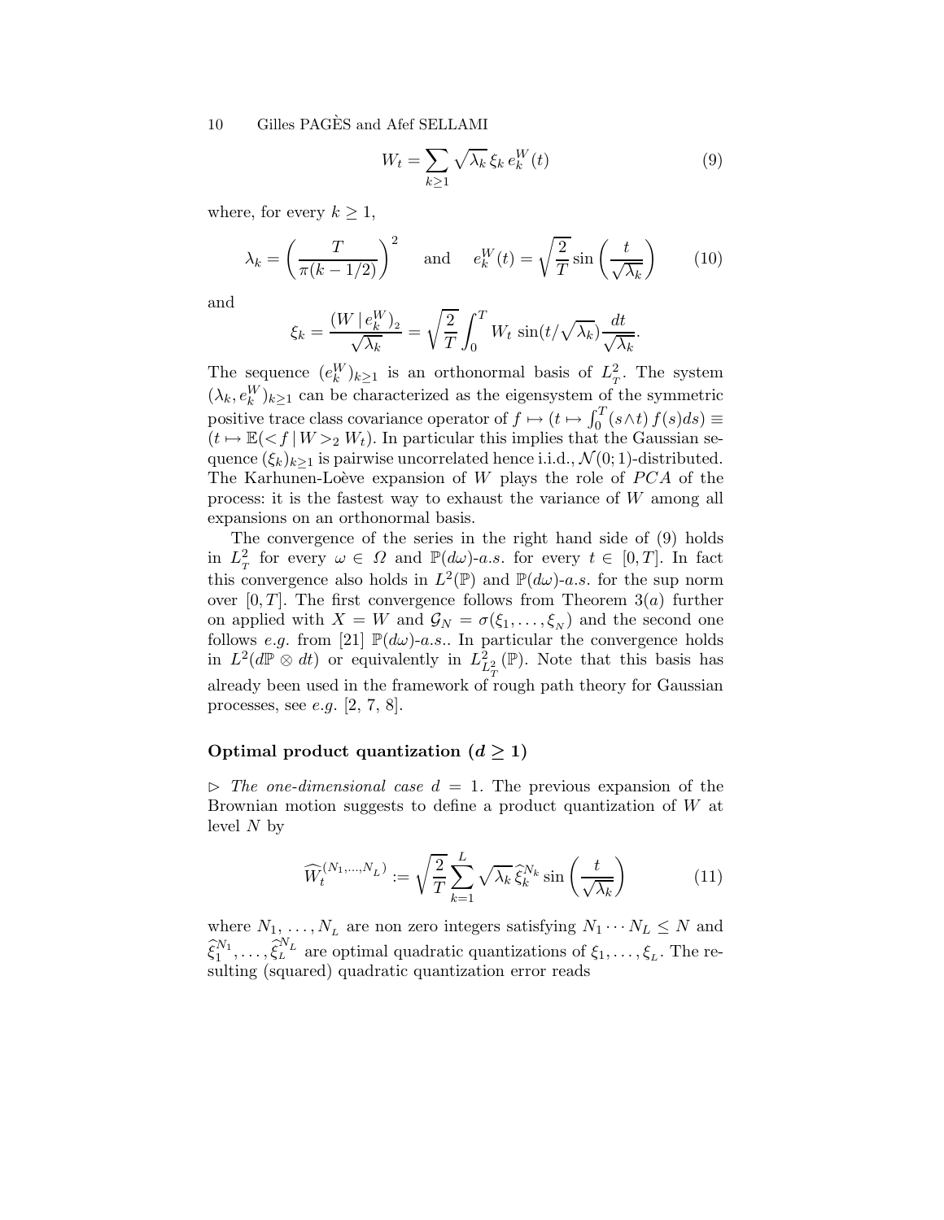$$W_t = \sum_{k\geq 1} \sqrt{\lambda_k}\, \xi_k\, e^W_k(t) \tag{9}$$

where, for every $k \geq 1$,

$$\lambda_k = \left(\frac{T}{\pi(k-1/2)}\right)^2 \quad \text{and} \quad e^W_k(t) = \sqrt{\frac{2}{T}}\sin\left(\frac{t}{\sqrt{\lambda_k}}\right) \tag{10}$$

and

$$\xi_k = \frac{(W\,|\,e^W_k)_2}{\sqrt{\lambda_k}} = \sqrt{\frac{2}{T}}\int_0^T W_t\, \sin(t/\sqrt{\lambda_k})\frac{dt}{\sqrt{\lambda_k}}.$$

The sequence $(e^W_k)_{k\geq 1}$ is an orthonormal basis of $L^2_T$. The system $(\lambda_k, e^W_k)_{k\geq 1}$ can be characterized as the eigensystem of the symmetric positive trace class covariance operator of $f \mapsto (t \mapsto \int_0^T (s\wedge t)\, f(s)ds) \equiv (t \mapsto \mathbb{E}(<f\,|\,W>_2 W_t)$. In particular this implies that the Gaussian sequence $(\xi_k)_{k\geq 1}$ is pairwise uncorrelated hence i.i.d., $\mathcal{N}(0;1)$-distributed. The Karhunen-Loève expansion of $W$ plays the role of $PCA$ of the process: it is the fastest way to exhaust the variance of $W$ among all expansions on an orthonormal basis.

The convergence of the series in the right hand side of (9) holds in $L^2_T$ for every $\omega \in \Omega$ and $\mathbb{P}(d\omega)$-*a.s.* for every $t \in [0,T]$. In fact this convergence also holds in $L^2(\mathbb{P})$ and $\mathbb{P}(d\omega)$-*a.s.* for the sup norm over $[0,T]$. The first convergence follows from Theorem 3$(a)$ further on applied with $X = W$ and $\mathcal{G}_N = \sigma(\xi_1, \ldots, \xi_N)$ and the second one follows *e.g.* from [21] $\mathbb{P}(d\omega)$-*a.s.*. In particular the convergence holds in $L^2(d\mathbb{P}\otimes dt)$ or equivalently in $L^2_{L^2_T}(\mathbb{P})$. Note that this basis has already been used in the framework of rough path theory for Gaussian processes, see *e.g.* [2, 7, 8].

**Optimal product quantization ($d \geq 1$)**

$\triangleright$ *The one-dimensional case* $d = 1$. The previous expansion of the Brownian motion suggests to define a product quantization of $W$ at level $N$ by

$$\widehat{W}_t^{(N_1,\ldots,N_L)} := \sqrt{\frac{2}{T}}\sum_{k=1}^{L} \sqrt{\lambda_k}\, \widehat{\xi}_k^{N_k} \sin\left(\frac{t}{\sqrt{\lambda_k}}\right) \tag{11}$$

where $N_1, \ldots, N_L$ are non zero integers satisfying $N_1 \cdots N_L \leq N$ and $\widehat{\xi}_1^{N_1}, \ldots, \widehat{\xi}_L^{N_L}$ are optimal quadratic quantizations of $\xi_1, \ldots, \xi_L$. The resulting (squared) quadratic quantization error reads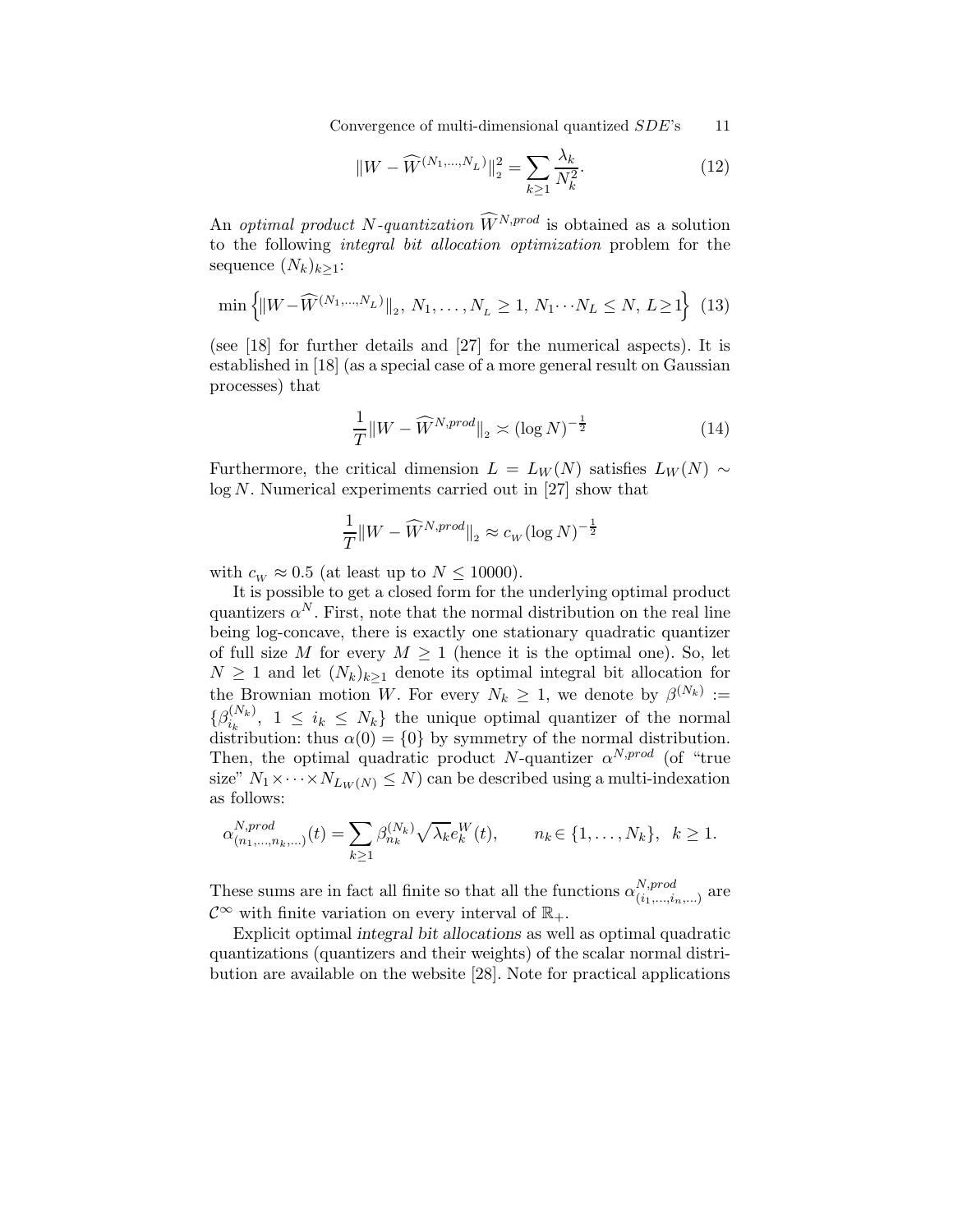$$\|W - \widehat{W}^{(N_1,\ldots,N_L)}\|_{_2}^2 = \sum_{k\geq 1} \frac{\lambda_k}{N_k^2}. \tag{12}$$

An *optimal product N-quantization* $\widehat{W}^{N,prod}$ is obtained as a solution to the following *integral bit allocation optimization* problem for the sequence $(N_k)_{k\geq 1}$:

$$\min\left\{\|W - \widehat{W}^{(N_1,\ldots,N_L)}\|_{_2},\, N_1,\ldots,N_{_L}\geq 1,\, N_1\cdots N_L\leq N,\, L\geq 1\right\} \tag{13}$$

(see [18] for further details and [27] for the numerical aspects). It is established in [18] (as a special case of a more general result on Gaussian processes) that

$$\frac{1}{T}\|W - \widehat{W}^{N,prod}\|_{_2} \asymp (\log N)^{-\frac{1}{2}} \tag{14}$$

Furthermore, the critical dimension $L = L_W(N)$ satisfies $L_W(N) \sim \log N$. Numerical experiments carried out in [27] show that

$$\frac{1}{T}\|W - \widehat{W}^{N,prod}\|_{_2} \approx c_{_W}(\log N)^{-\frac{1}{2}}$$

with $c_{_W} \approx 0.5$ (at least up to $N \leq 10000$).

It is possible to get a closed form for the underlying optimal product quantizers $\alpha^N$. First, note that the normal distribution on the real line being log-concave, there is exactly one stationary quadratic quantizer of full size $M$ for every $M \geq 1$ (hence it is the optimal one). So, let $N \geq 1$ and let $(N_k)_{k\geq 1}$ denote its optimal integral bit allocation for the Brownian motion $W$. For every $N_k \geq 1$, we denote by $\beta^{(N_k)} := \{\beta^{(N_k)}_{i_k},\ 1 \leq i_k \leq N_k\}$ the unique optimal quantizer of the normal distribution: thus $\alpha(0) = \{0\}$ by symmetry of the normal distribution. Then, the optimal quadratic product $N$-quantizer $\alpha^{N,prod}$ (of "true size" $N_1\times\cdots\times N_{L_W(N)} \leq N$) can be described using a multi-indexation as follows:

$$\alpha^{N,prod}_{(n_1,\ldots,n_k,\ldots)}(t) = \sum_{k\geq 1} \beta^{(N_k)}_{n_k}\sqrt{\lambda_k}e^W_k(t), \qquad n_k \in \{1,\ldots,N_k\},\ \ k\geq 1.$$

These sums are in fact all finite so that all the functions $\alpha^{N,prod}_{(i_1,\ldots,i_n,\ldots)}$ are $\mathcal{C}^\infty$ with finite variation on every interval of $\mathbb{R}_+$.

Explicit optimal *integral bit allocations* as well as optimal quadratic quantizations (quantizers and their weights) of the scalar normal distribution are available on the website [28]. Note for practical applications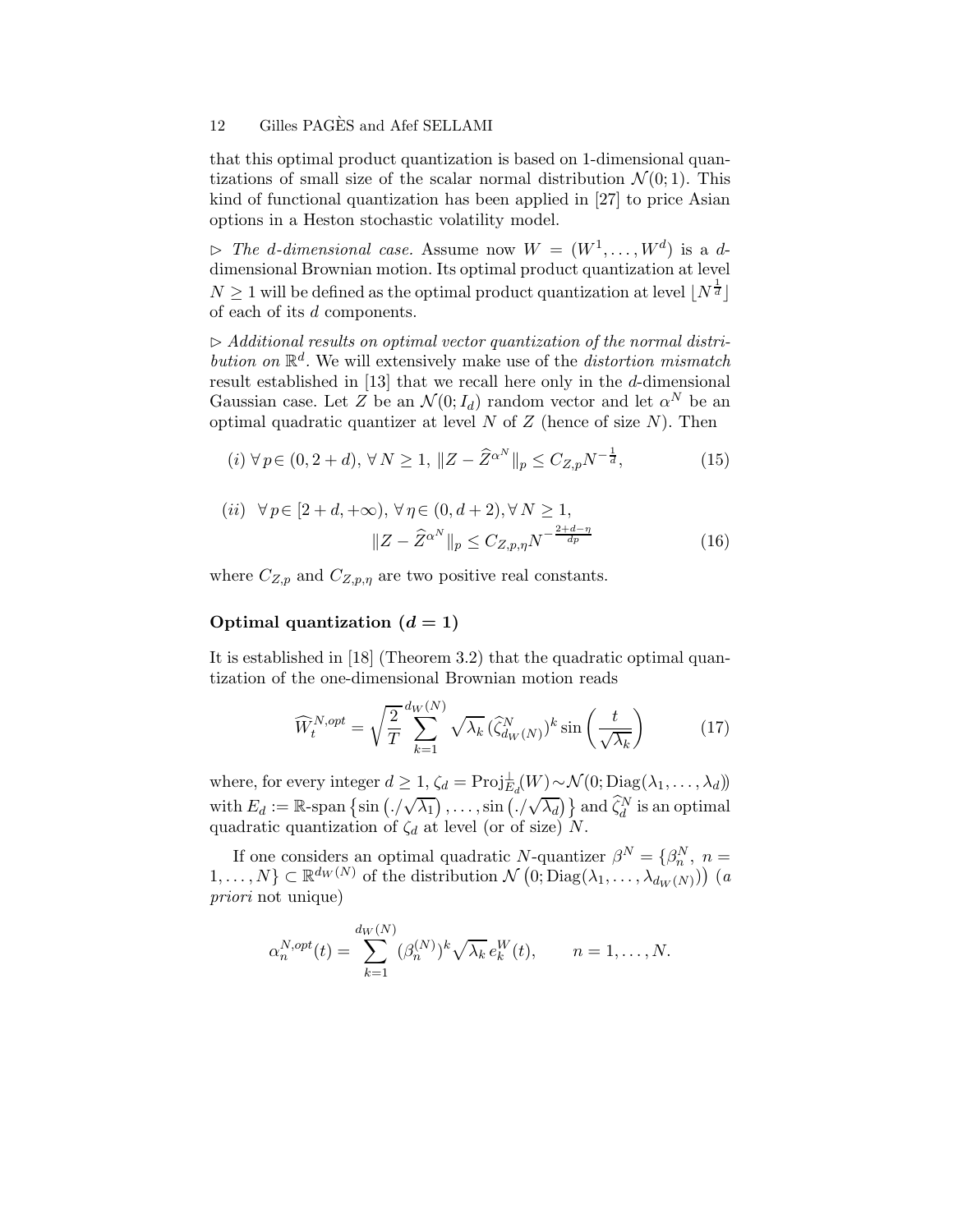that this optimal product quantization is based on 1-dimensional quantizations of small size of the scalar normal distribution $\mathcal{N}(0;1)$. This kind of functional quantization has been applied in [27] to price Asian options in a Heston stochastic volatility model.

$\triangleright$ *The $d$-dimensional case.* Assume now $W = (W^1, \ldots, W^d)$ is a $d$-dimensional Brownian motion. Its optimal product quantization at level $N \geq 1$ will be defined as the optimal product quantization at level $\lfloor N^{\frac{1}{d}} \rfloor$ of each of its $d$ components.

$\triangleright$ *Additional results on optimal vector quantization of the normal distribution on $\mathbb{R}^d$.* We will extensively make use of the *distortion mismatch* result established in [13] that we recall here only in the $d$-dimensional Gaussian case. Let $Z$ be an $\mathcal{N}(0; I_d)$ random vector and let $\alpha^N$ be an optimal quadratic quantizer at level $N$ of $Z$ (hence of size $N$). Then

$$(i)\ \forall\, p \in (0, 2+d),\ \forall\, N \geq 1,\ \|Z - \widehat{Z}^{\alpha^N}\|_p \leq C_{Z,p} N^{-\frac{1}{d}}, \tag{15}$$

$$(ii)\ \ \forall\, p \in [2+d, +\infty),\ \forall\, \eta \in (0, d+2), \forall\, N \geq 1,$$
$$\|Z - \widehat{Z}^{\alpha^N}\|_p \leq C_{Z,p,\eta} N^{-\frac{2+d-\eta}{dp}} \tag{16}$$

where $C_{Z,p}$ and $C_{Z,p,\eta}$ are two positive real constants.

**Optimal quantization ($d = 1$)**

It is established in [18] (Theorem 3.2) that the quadratic optimal quantization of the one-dimensional Brownian motion reads

$$\widehat{W}_t^{N,opt} = \sqrt{\frac{2}{T}} \sum_{k=1}^{d_W(N)} \sqrt{\lambda_k}\, (\widehat{\zeta}^N_{d_W(N)})^k \sin\left(\frac{t}{\sqrt{\lambda_k}}\right) \tag{17}$$

where, for every integer $d \geq 1$, $\zeta_d = \mathrm{Proj}^{\perp}_{E_d}(W) \sim \mathcal{N}(0; \mathrm{Diag}(\lambda_1, \ldots, \lambda_d))$ with $E_d := \mathbb{R}\text{-span}\left\{\sin\left(./\sqrt{\lambda_1}\right), \ldots, \sin\left(./\sqrt{\lambda_d}\right)\right\}$ and $\widehat{\zeta}^N_d$ is an optimal quadratic quantization of $\zeta_d$ at level (or of size) $N$.

If one considers an optimal quadratic $N$-quantizer $\beta^N = \{\beta^N_n,\ n = 1, \ldots, N\} \subset \mathbb{R}^{d_W(N)}$ of the distribution $\mathcal{N}\left(0; \mathrm{Diag}(\lambda_1, \ldots, \lambda_{d_W(N)})\right)$ (*a priori* not unique)

$$\alpha_n^{N,opt}(t) = \sum_{k=1}^{d_W(N)} (\beta_n^{(N)})^k \sqrt{\lambda_k}\, e_k^W(t), \qquad n = 1, \ldots, N.$$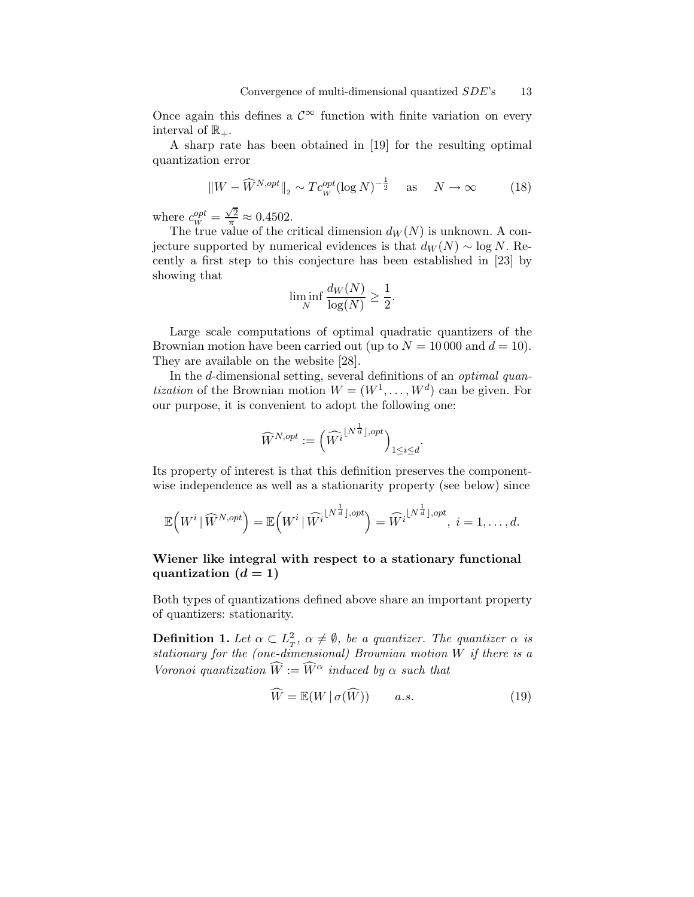Once again this defines a $\mathcal{C}^\infty$ function with finite variation on every interval of $\mathbb{R}_+$.

A sharp rate has been obtained in [19] for the resulting optimal quantization error

$$\|W - \widehat{W}^{N,opt}\|_2 \sim T c_W^{opt} (\log N)^{-\frac{1}{2}} \quad \text{as} \quad N \to \infty \tag{18}$$

where $c_W^{opt} = \frac{\sqrt{2}}{\pi} \approx 0.4502$.

The true value of the critical dimension $d_W(N)$ is unknown. A conjecture supported by numerical evidences is that $d_W(N) \sim \log N$. Recently a first step to this conjecture has been established in [23] by showing that

$$\liminf_N \frac{d_W(N)}{\log(N)} \geq \frac{1}{2}.$$

Large scale computations of optimal quadratic quantizers of the Brownian motion have been carried out (up to $N = 10\,000$ and $d = 10$). They are available on the website [28].

In the $d$-dimensional setting, several definitions of an *optimal quantization* of the Brownian motion $W = (W^1, \ldots, W^d)$ can be given. For our purpose, it is convenient to adopt the following one:

$$\widehat{W}^{N,opt} := \left( \widehat{W^i}^{\lfloor N^{\frac{1}{d}} \rfloor, opt} \right)_{1 \leq i \leq d}.$$

Its property of interest is that this definition preserves the componentwise independence as well as a stationarity property (see below) since

$$\mathbb{E}\Big(W^i \,|\, \widehat{W}^{N,opt}\Big) = \mathbb{E}\Big(W^i \,|\, \widehat{W^i}^{\lfloor N^{\frac{1}{d}} \rfloor, opt}\Big) = \widehat{W^i}^{\lfloor N^{\frac{1}{d}} \rfloor, opt}, \; i = 1, \ldots, d.$$

**Wiener like integral with respect to a stationary functional quantization ($d = 1$)**

Both types of quantizations defined above share an important property of quantizers: stationarity.

**Definition 1.** *Let $\alpha \subset L^2_T$, $\alpha \neq \emptyset$, be a quantizer. The quantizer $\alpha$ is stationary for the (one-dimensional) Brownian motion $W$ if there is a Voronoi quantization $\widehat{W} := \widehat{W}^\alpha$ induced by $\alpha$ such that*

$$\widehat{W} = \mathbb{E}(W \,|\, \sigma(\widehat{W})) \qquad a.s. \tag{19}$$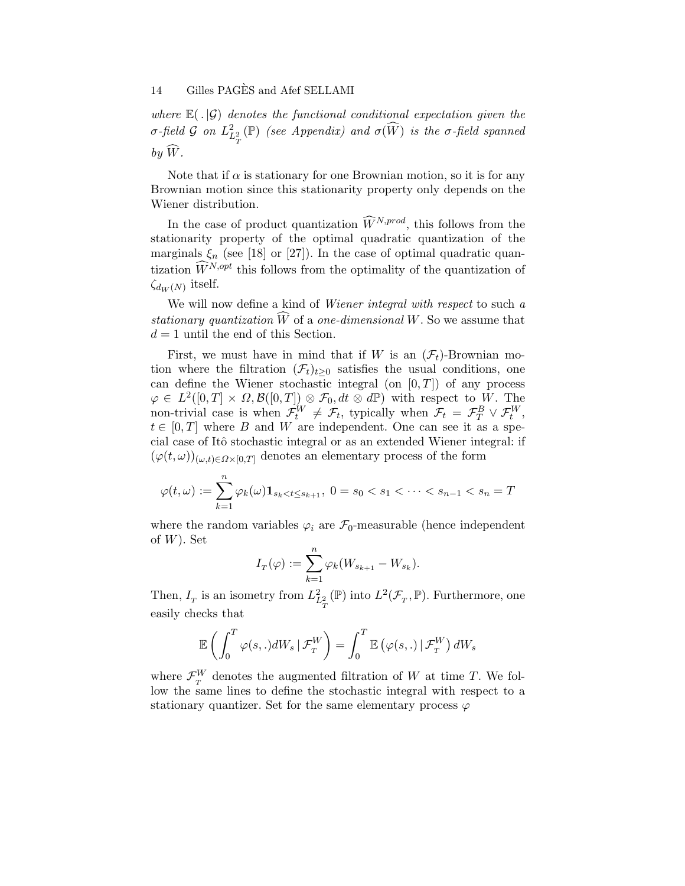*where $\mathbb{E}(\,.\,|\mathcal{G})$ denotes the functional conditional expectation given the $\sigma$-field $\mathcal{G}$ on $L^2_{L^2_T}(\mathbb{P})$ (see Appendix) and $\sigma(\widehat{W})$ is the $\sigma$-field spanned by $\widehat{W}$.*

Note that if $\alpha$ is stationary for one Brownian motion, so it is for any Brownian motion since this stationarity property only depends on the Wiener distribution.

In the case of product quantization $\widehat{W}^{N,prod}$, this follows from the stationarity property of the optimal quadratic quantization of the marginals $\xi_n$ (see [18] or [27]). In the case of optimal quadratic quantization $\widehat{W}^{N,opt}$ this follows from the optimality of the quantization of $\zeta_{d_W(N)}$ itself.

We will now define a kind of *Wiener integral with respect* to such *a stationary quantization* $\widehat{W}$ of a *one-dimensional* $W$. So we assume that $d = 1$ until the end of this Section.

First, we must have in mind that if $W$ is an $(\mathcal{F}_t)$-Brownian motion where the filtration $(\mathcal{F}_t)_{t\geq 0}$ satisfies the usual conditions, one can define the Wiener stochastic integral (on $[0,T]$) of any process $\varphi \in L^2([0,T]\times\Omega, \mathcal{B}([0,T])\otimes\mathcal{F}_0, dt\otimes d\mathbb{P})$ with respect to $W$. The non-trivial case is when $\mathcal{F}^W_t \neq \mathcal{F}_t$, typically when $\mathcal{F}_t = \mathcal{F}^B_T \vee \mathcal{F}^W_t$, $t \in [0,T]$ where $B$ and $W$ are independent. One can see it as a special case of Itô stochastic integral or as an extended Wiener integral: if $(\varphi(t,\omega))_{(\omega,t)\in\Omega\times[0,T]}$ denotes an elementary process of the form

$$\varphi(t,\omega) := \sum_{k=1}^{n} \varphi_k(\omega)\mathbf{1}_{s_k<t\leq s_{k+1}},\; 0 = s_0 < s_1 < \cdots < s_{n-1} < s_n = T$$

where the random variables $\varphi_i$ are $\mathcal{F}_0$-measurable (hence independent of $W$). Set

$$I_T(\varphi) := \sum_{k=1}^{n} \varphi_k (W_{s_{k+1}} - W_{s_k}).$$

Then, $I_T$ is an isometry from $L^2_{L^2_T}(\mathbb{P})$ into $L^2(\mathcal{F}_T, \mathbb{P})$. Furthermore, one easily checks that

$$\mathbb{E}\left(\int_0^T \varphi(s,.)dW_s\,|\,\mathcal{F}^W_T\right) = \int_0^T \mathbb{E}\left(\varphi(s,.)\,|\,\mathcal{F}^W_T\right)dW_s$$

where $\mathcal{F}^W_T$ denotes the augmented filtration of $W$ at time $T$. We follow the same lines to define the stochastic integral with respect to a stationary quantizer. Set for the same elementary process $\varphi$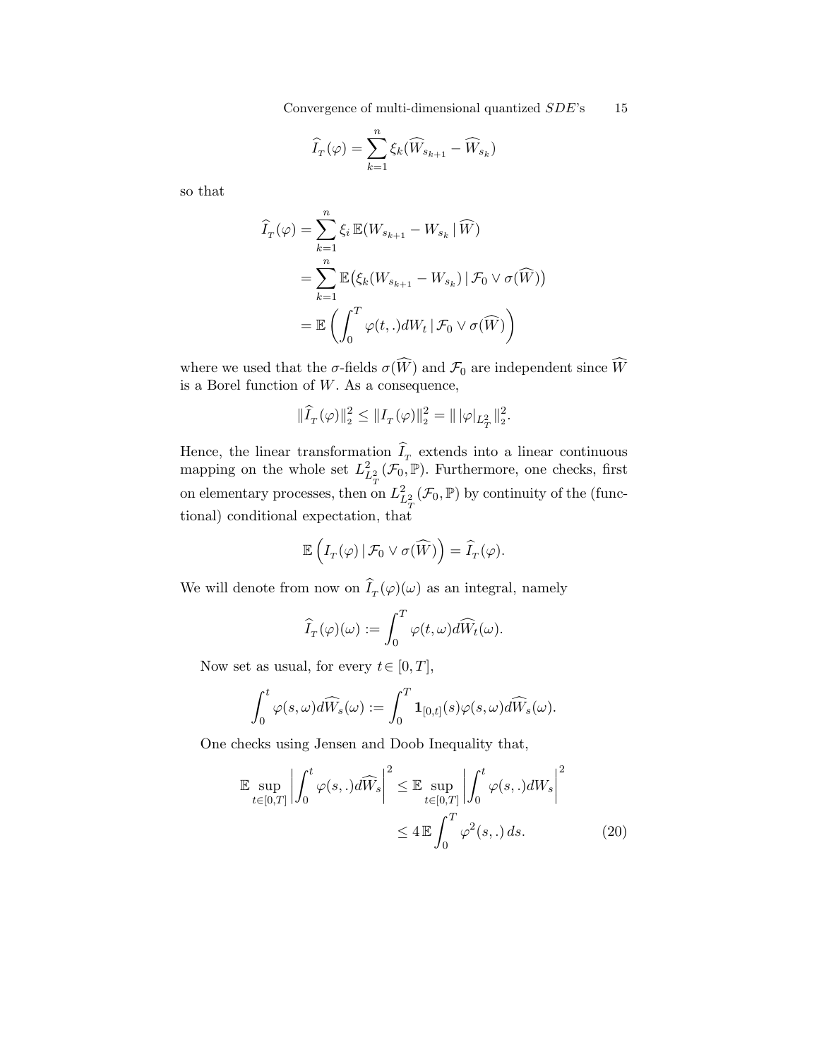$$\widehat{I}_{T}(\varphi) = \sum_{k=1}^{n} \xi_k (\widehat{W}_{s_{k+1}} - \widehat{W}_{s_k})$$

so that

$$\begin{aligned}
\widehat{I}_{T}(\varphi) &= \sum_{k=1}^{n} \xi_i \, \mathbb{E}(W_{s_{k+1}} - W_{s_k} \,|\, \widehat{W}) \\
&= \sum_{k=1}^{n} \mathbb{E}\big(\xi_k (W_{s_{k+1}} - W_{s_k}) \,|\, \mathcal{F}_0 \vee \sigma(\widehat{W})\big) \\
&= \mathbb{E}\left(\int_0^T \varphi(t,.) dW_t \,|\, \mathcal{F}_0 \vee \sigma(\widehat{W})\right)
\end{aligned}$$

where we used that the $\sigma$-fields $\sigma(\widehat{W})$ and $\mathcal{F}_0$ are independent since $\widehat{W}$ is a Borel function of $W$. As a consequence,

$$\|\widehat{I}_{T}(\varphi)\|_2^2 \leq \|I_{T}(\varphi)\|_2^2 = \|\,|\varphi|_{L^2_T}\|_2^2.$$

Hence, the linear transformation $\widehat{I}_{T}$ extends into a linear continuous mapping on the whole set $L^2_{L^2_T}(\mathcal{F}_0, \mathbb{P})$. Furthermore, one checks, first on elementary processes, then on $L^2_{L^2_T}(\mathcal{F}_0, \mathbb{P})$ by continuity of the (functional) conditional expectation, that

$$\mathbb{E}\left(I_{T}(\varphi) \,|\, \mathcal{F}_0 \vee \sigma(\widehat{W})\right) = \widehat{I}_{T}(\varphi).$$

We will denote from now on $\widehat{I}_{T}(\varphi)(\omega)$ as an integral, namely

$$\widehat{I}_{T}(\varphi)(\omega) := \int_0^T \varphi(t,\omega) d\widehat{W}_t(\omega).$$

Now set as usual, for every $t \in [0,T]$,

$$\int_0^t \varphi(s,\omega) d\widehat{W}_s(\omega) := \int_0^T \mathbf{1}_{[0,t]}(s) \varphi(s,\omega) d\widehat{W}_s(\omega).$$

One checks using Jensen and Doob Inequality that,

$$\begin{aligned}
\mathbb{E} \sup_{t\in[0,T]} \left|\int_0^t \varphi(s,.) d\widehat{W}_s\right|^2 &\leq \mathbb{E} \sup_{t\in[0,T]} \left|\int_0^t \varphi(s,.) dW_s\right|^2 \\
&\leq 4\, \mathbb{E} \int_0^T \varphi^2(s,.)\, ds. \qquad (20)
\end{aligned}$$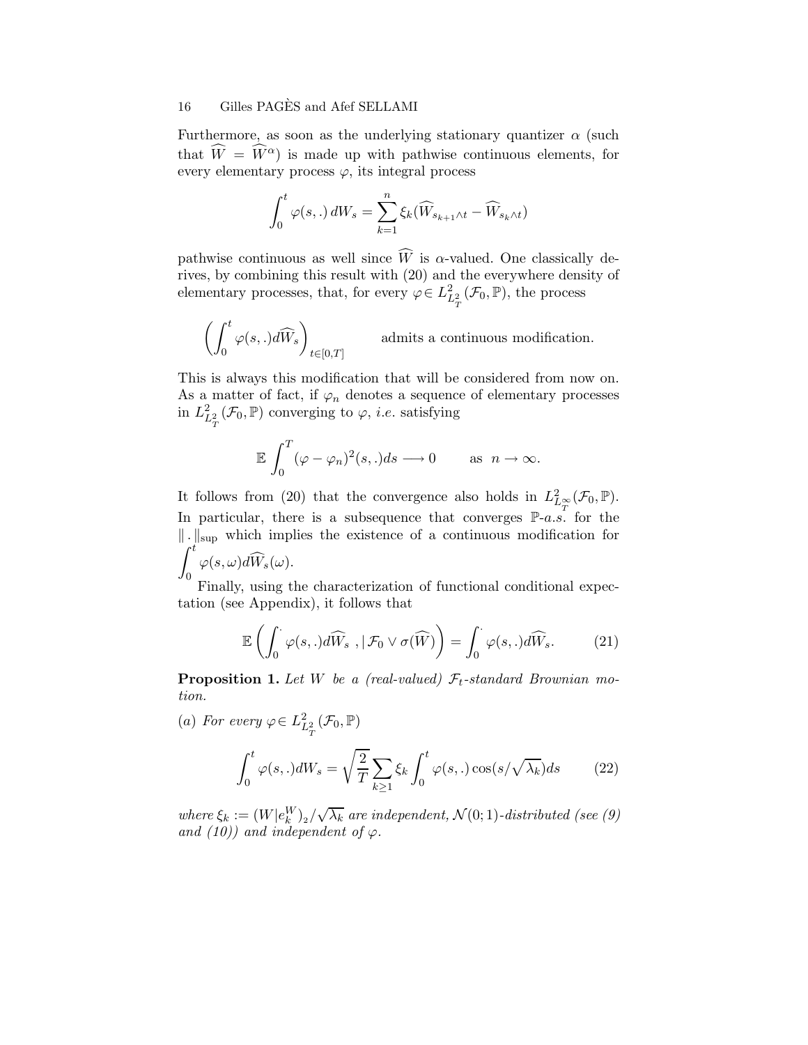Furthermore, as soon as the underlying stationary quantizer $\alpha$ (such that $\widehat{W} = \widehat{W}^{\alpha}$) is made up with pathwise continuous elements, for every elementary process $\varphi$, its integral process

$$\int_0^t \varphi(s,.)\, dW_s = \sum_{k=1}^{n} \xi_k (\widehat{W}_{s_{k+1}\wedge t} - \widehat{W}_{s_k \wedge t})$$

pathwise continuous as well since $\widehat{W}$ is $\alpha$-valued. One classically derives, by combining this result with (20) and the everywhere density of elementary processes, that, for every $\varphi \in L^2_{L^2_T}(\mathcal{F}_0, \mathbb{P})$, the process

$$\left(\int_0^t \varphi(s,.) d\widehat{W}_s\right)_{t\in[0,T]} \qquad \text{admits a continuous modification.}$$

This is always this modification that will be considered from now on. As a matter of fact, if $\varphi_n$ denotes a sequence of elementary processes in $L^2_{L^2_T}(\mathcal{F}_0, \mathbb{P})$ converging to $\varphi$, *i.e.* satisfying

$$\mathbb{E} \int_0^T (\varphi - \varphi_n)^2(s,.) ds \longrightarrow 0 \qquad \text{as } \; n \to \infty.$$

It follows from (20) that the convergence also holds in $L^2_{L^\infty_T}(\mathcal{F}_0, \mathbb{P})$. In particular, there is a subsequence that converges $\mathbb{P}$-*a.s.* for the $\|\,.\,\|_{\sup}$ which implies the existence of a continuous modification for $\displaystyle\int_0^t \varphi(s,\omega) d\widehat{W}_s(\omega)$.

Finally, using the characterization of functional conditional expectation (see Appendix), it follows that

$$\mathbb{E}\left(\int_0^{\cdot} \varphi(s,.) d\widehat{W}_s \;, |\, \mathcal{F}_0 \vee \sigma(\widehat{W})\right) = \int_0^{\cdot} \varphi(s,.) d\widehat{W}_s. \tag{21}$$

**Proposition 1.** *Let $W$ be a (real-valued) $\mathcal{F}_t$-standard Brownian motion.*

*(a) For every $\varphi \in L^2_{L^2_T}(\mathcal{F}_0, \mathbb{P})$*

$$\int_0^t \varphi(s,.) dW_s = \sqrt{\frac{2}{T}} \sum_{k\geq 1} \xi_k \int_0^t \varphi(s,.) \cos(s/\sqrt{\lambda_k}) ds \tag{22}$$

*where $\xi_k := (W|e_k^W)_2/\sqrt{\lambda_k}$ are independent, $\mathcal{N}(0;1)$-distributed (see (9) and (10)) and independent of $\varphi$.*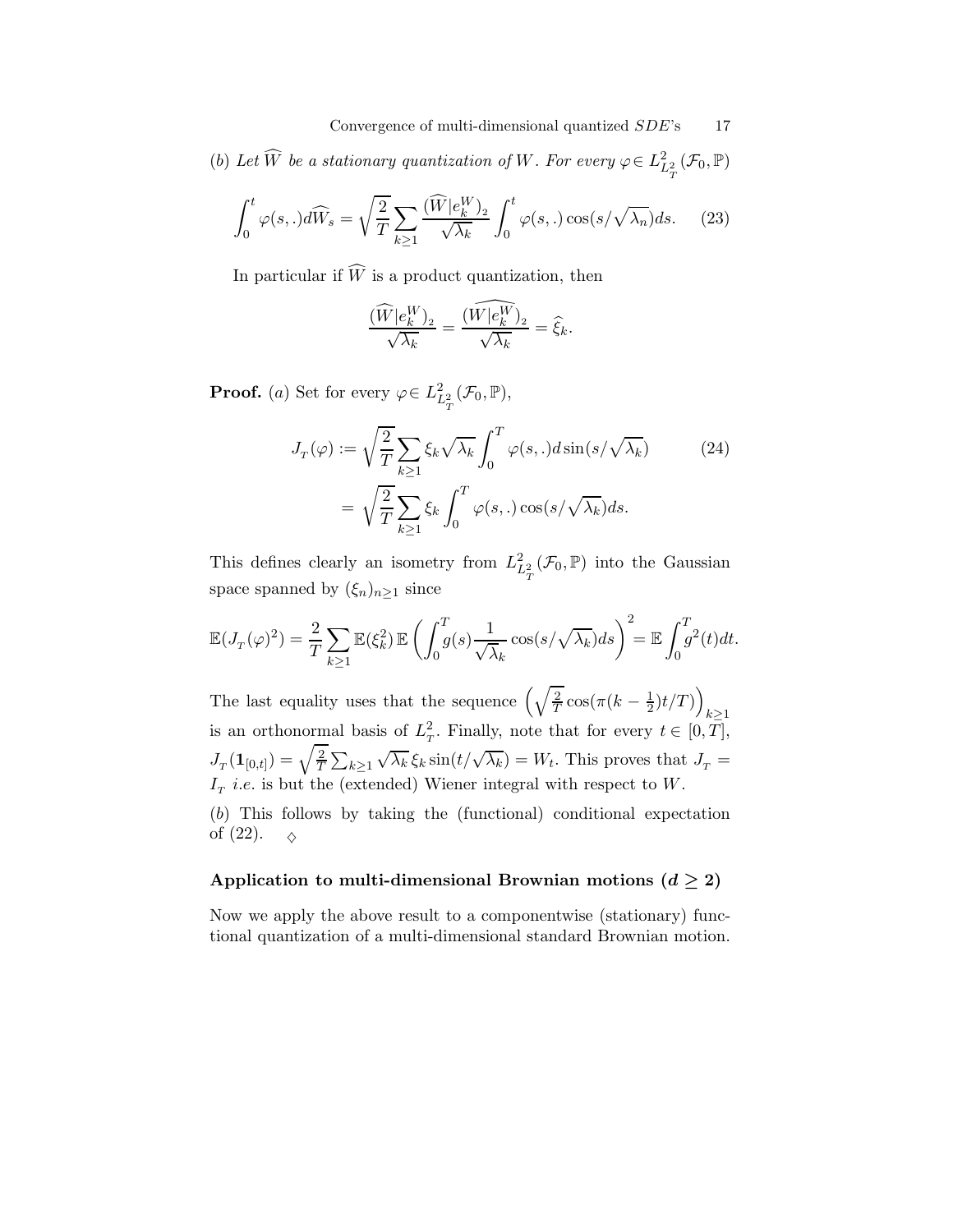(*b*) *Let $\widehat{W}$ be a stationary quantization of $W$. For every $\varphi \in L^2_{L^2_T}(\mathcal{F}_0, \mathbb{P})$*

$$\int_0^t \varphi(s,.)d\widehat{W}_s = \sqrt{\frac{2}{T}} \sum_{k\geq 1} \frac{(\widehat{W}|e_k^W)_2}{\sqrt{\lambda_k}} \int_0^t \varphi(s,.) \cos(s/\sqrt{\lambda_n})ds. \qquad (23)$$

In particular if $\widehat{W}$ is a product quantization, then

$$\frac{(\widehat{W}|e_k^W)_2}{\sqrt{\lambda_k}} = \frac{\widehat{(W|e_k^W)_2}}{\sqrt{\lambda_k}} = \widehat{\xi}_k.$$

**Proof.** (*a*) Set for every $\varphi \in L^2_{L^2_T}(\mathcal{F}_0, \mathbb{P})$,

$$\begin{aligned} J_T(\varphi) &:= \sqrt{\frac{2}{T}} \sum_{k\geq 1} \xi_k \sqrt{\lambda_k} \int_0^T \varphi(s,.) d \sin(s/\sqrt{\lambda_k}) \qquad (24) \\ &= \sqrt{\frac{2}{T}} \sum_{k\geq 1} \xi_k \int_0^T \varphi(s,.) \cos(s/\sqrt{\lambda_k})ds. \end{aligned}$$

This defines clearly an isometry from $L^2_{L^2_T}(\mathcal{F}_0, \mathbb{P})$ into the Gaussian space spanned by $(\xi_n)_{n\geq 1}$ since

$$\mathbb{E}(J_T(\varphi)^2) = \frac{2}{T} \sum_{k\geq 1} \mathbb{E}(\xi_k^2)\, \mathbb{E}\left(\int_0^T g(s) \frac{1}{\sqrt{\lambda_k}} \cos(s/\sqrt{\lambda_k})ds\right)^2 = \mathbb{E}\int_0^T g^2(t)dt.$$

The last equality uses that the sequence $\left(\sqrt{\frac{2}{T}} \cos(\pi(k - \frac{1}{2})t/T)\right)_{k\geq 1}$ is an orthonormal basis of $L^2_T$. Finally, note that for every $t \in [0, T]$, $J_T(\mathbf{1}_{[0,t]}) = \sqrt{\frac{2}{T}} \sum_{k\geq 1} \sqrt{\lambda_k}\, \xi_k \sin(t/\sqrt{\lambda_k}) = W_t$. This proves that $J_T = I_T$ *i.e.* is but the (extended) Wiener integral with respect to $W$.

(*b*) This follows by taking the (functional) conditional expectation of (22). $\diamond$

### Application to multi-dimensional Brownian motions ($d \geq 2$)

Now we apply the above result to a componentwise (stationary) functional quantization of a multi-dimensional standard Brownian motion.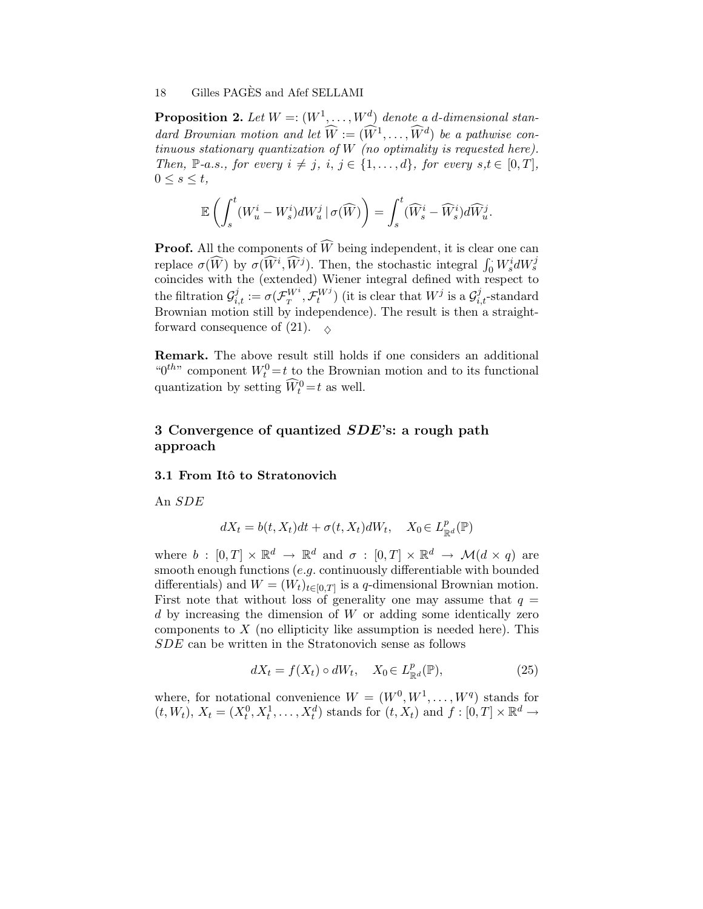**Proposition 2.** *Let $W =: (W^1, \ldots, W^d)$ denote a $d$-dimensional standard Brownian motion and let $\widehat{W} := (\widehat{W}^1, \ldots, \widehat{W}^d)$ be a pathwise continuous stationary quantization of $W$ (no optimality is requested here). Then, $\mathbb{P}$-a.s., for every $i \neq j$, $i, j \in \{1, \ldots, d\}$, for every $s,t \in [0,T]$, $0 \leq s \leq t$,*

$$\mathbb{E}\left(\int_s^t (W_u^i - W_s^i) dW_u^j \,|\, \sigma(\widehat{W})\right) = \int_s^t (\widehat{W}_s^i - \widehat{W}_s^i) d\widehat{W}_u^j.$$

**Proof.** All the components of $\widehat{W}$ being independent, it is clear one can replace $\sigma(\widehat{W})$ by $\sigma(\widehat{W}^i, \widehat{W}^j)$. Then, the stochastic integral $\int_0^{\cdot} W_s^i dW_s^j$ coincides with the (extended) Wiener integral defined with respect to the filtration $\mathcal{G}_{i,t}^j := \sigma(\mathcal{F}_T^{W^i}, \mathcal{F}_t^{W^j})$ (it is clear that $W^j$ is a $\mathcal{G}_{i,t}^j$-standard Brownian motion still by independence). The result is then a straightforward consequence of (21). $\diamond$

**Remark.** The above result still holds if one considers an additional "$0^{th}$" component $W_t^0 = t$ to the Brownian motion and to its functional quantization by setting $\widehat{W}_t^0 = t$ as well.

## 3 Convergence of quantized *SDE*'s: a rough path approach

### 3.1 From Itô to Stratonovich

An *SDE*

$$dX_t = b(t, X_t)dt + \sigma(t, X_t)dW_t, \quad X_0 \in L_{\mathbb{R}^d}^p(\mathbb{P})$$

where $b : [0,T] \times \mathbb{R}^d \to \mathbb{R}^d$ and $\sigma : [0,T] \times \mathbb{R}^d \to \mathcal{M}(d \times q)$ are smooth enough functions (*e.g.* continuously differentiable with bounded differentials) and $W = (W_t)_{t \in [0,T]}$ is a $q$-dimensional Brownian motion. First note that without loss of generality one may assume that $q = d$ by increasing the dimension of $W$ or adding some identically zero components to $X$ (no ellipticity like assumption is needed here). This *SDE* can be written in the Stratonovich sense as follows

$$dX_t = f(X_t) \circ dW_t, \quad X_0 \in L_{\mathbb{R}^d}^p(\mathbb{P}), \tag{25}$$

where, for notational convenience $W = (W^0, W^1, \ldots, W^q)$ stands for $(t, W_t)$, $X_t = (X_t^0, X_t^1, \ldots, X_t^d)$ stands for $(t, X_t)$ and $f : [0,T] \times \mathbb{R}^d \to$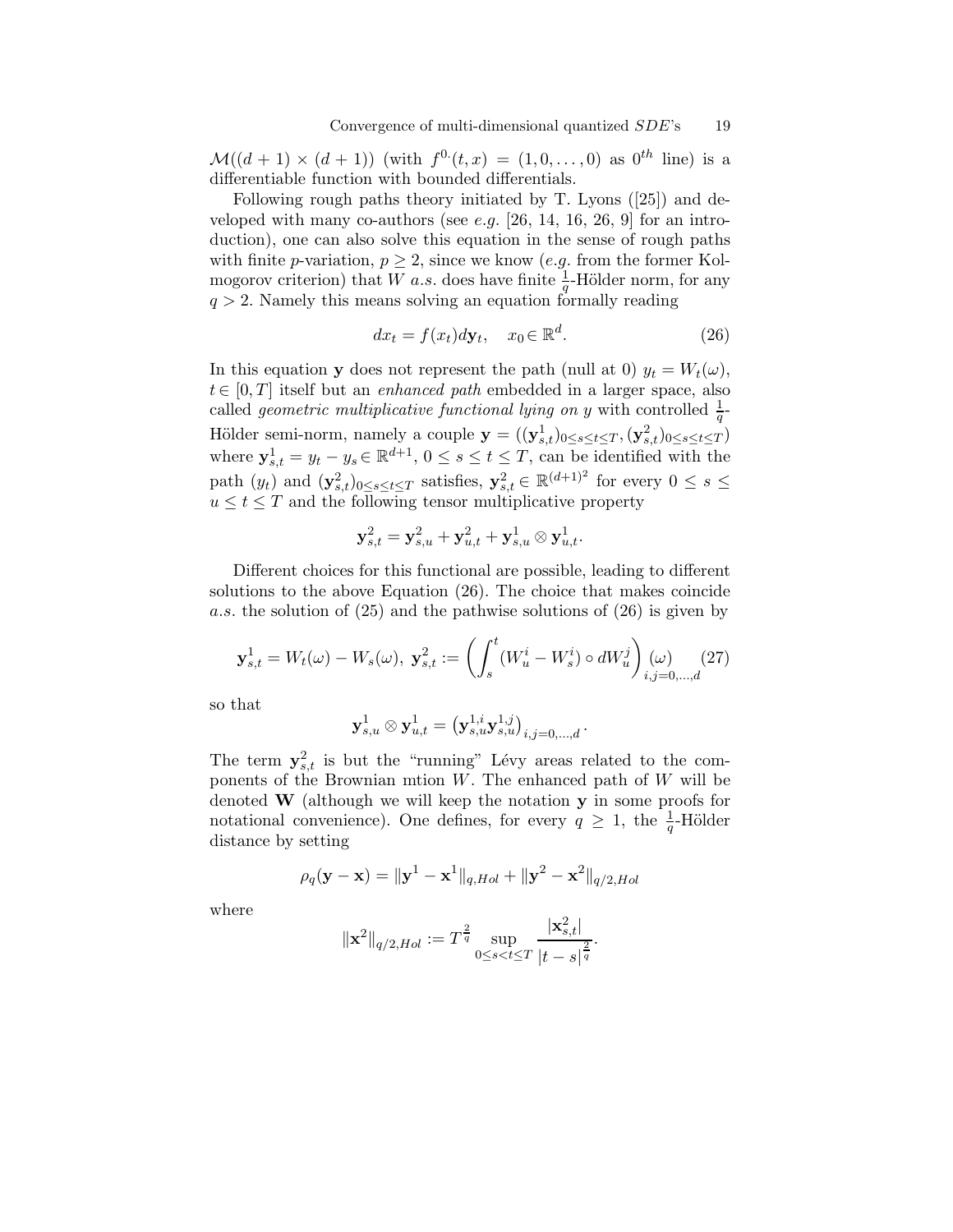$\mathcal{M}((d+1)\times(d+1))$ (with $f^{0\cdot}(t,x) = (1,0,\ldots,0)$ as $0^{th}$ line) is a differentiable function with bounded differentials.

Following rough paths theory initiated by T. Lyons ([25]) and developed with many co-authors (see *e.g.* [26, 14, 16, 26, 9] for an introduction), one can also solve this equation in the sense of rough paths with finite $p$-variation, $p \geq 2$, since we know (*e.g.* from the former Kolmogorov criterion) that $W$ *a.s.* does have finite $\frac{1}{q}$-Hölder norm, for any $q > 2$. Namely this means solving an equation formally reading

$$dx_t = f(x_t)d\mathbf{y}_t, \quad x_0 \in \mathbb{R}^d. \tag{26}$$

In this equation $\mathbf{y}$ does not represent the path (null at 0) $y_t = W_t(\omega)$, $t \in [0,T]$ itself but an *enhanced path* embedded in a larger space, also called *geometric multiplicative functional lying on* $y$ with controlled $\frac{1}{q}$-Hölder semi-norm, namely a couple $\mathbf{y} = ((\mathbf{y}^1_{s,t})_{0\leq s\leq t\leq T}, (\mathbf{y}^2_{s,t})_{0\leq s\leq t\leq T})$ where $\mathbf{y}^1_{s,t} = y_t - y_s \in \mathbb{R}^{d+1}$, $0 \leq s \leq t \leq T$, can be identified with the path $(y_t)$ and $(\mathbf{y}^2_{s,t})_{0\leq s\leq t\leq T}$ satisfies, $\mathbf{y}^2_{s,t} \in \mathbb{R}^{(d+1)^2}$ for every $0 \leq s \leq u \leq t \leq T$ and the following tensor multiplicative property

$$\mathbf{y}^2_{s,t} = \mathbf{y}^2_{s,u} + \mathbf{y}^2_{u,t} + \mathbf{y}^1_{s,u} \otimes \mathbf{y}^1_{u,t}.$$

Different choices for this functional are possible, leading to different solutions to the above Equation (26). The choice that makes coincide *a.s.* the solution of (25) and the pathwise solutions of (26) is given by

$$\mathbf{y}^1_{s,t} = W_t(\omega) - W_s(\omega),\ \mathbf{y}^2_{s,t} := \left(\int_s^t (W^i_u - W^i_s) \circ dW^j_u\right)(\omega)_{i,j=0,\ldots,d} \tag{27}$$

so that

$$\mathbf{y}^1_{s,u} \otimes \mathbf{y}^1_{u,t} = \left(\mathbf{y}^{1,i}_{s,u}\mathbf{y}^{1,j}_{s,u}\right)_{i,j=0,\ldots,d}.$$

The term $\mathbf{y}^2_{s,t}$ is but the "running" Lévy areas related to the components of the Brownian mtion $W$. The enhanced path of $W$ will be denoted $\mathbf{W}$ (although we will keep the notation $\mathbf{y}$ in some proofs for notational convenience). One defines, for every $q \geq 1$, the $\frac{1}{q}$-Hölder distance by setting

$$\rho_q(\mathbf{y} - \mathbf{x}) = \|\mathbf{y}^1 - \mathbf{x}^1\|_{q,Hol} + \|\mathbf{y}^2 - \mathbf{x}^2\|_{q/2,Hol}$$

where

$$\|\mathbf{x}^2\|_{q/2,Hol} := T^{\frac{2}{q}} \sup_{0\leq s<t\leq T} \frac{|\mathbf{x}^2_{s,t}|}{|t-s|^{\frac{2}{q}}}.$$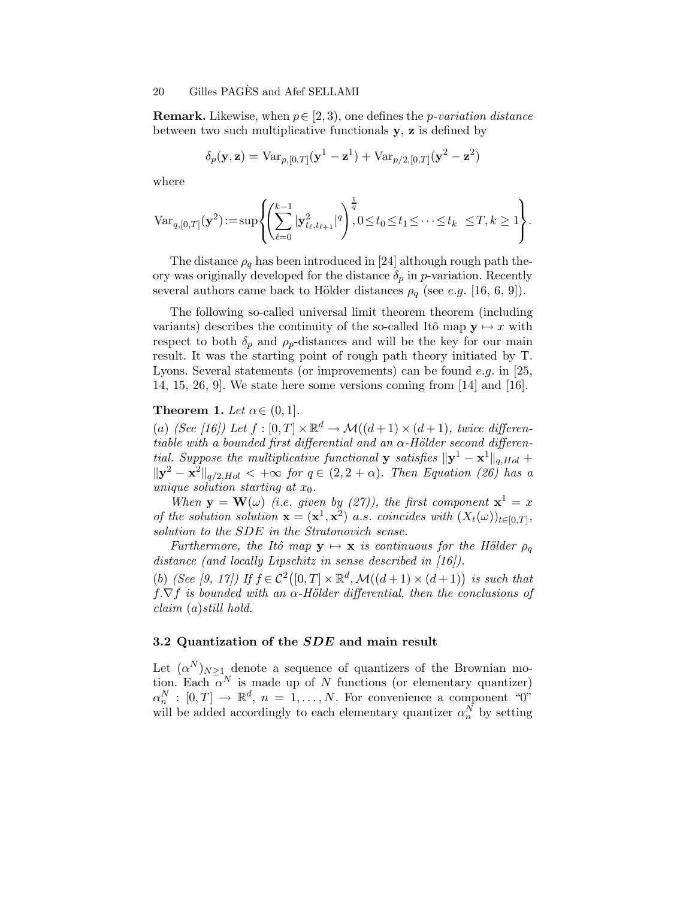**Remark.** Likewise, when $p \in [2,3)$, one defines the *p-variation distance* between two such multiplicative functionals $\mathbf{y}$, $\mathbf{z}$ is defined by

$$\delta_p(\mathbf{y},\mathbf{z}) = \mathrm{Var}_{p,[0,T]}(\mathbf{y}^1 - \mathbf{z}^1) + \mathrm{Var}_{p/2,[0,T]}(\mathbf{y}^2 - \mathbf{z}^2)$$

where

$$\mathrm{Var}_{q,[0,T]}(\mathbf{y}^2) := \sup\left\{ \left( \sum_{\ell=0}^{k-1} |\mathbf{y}^2_{t_\ell, t_{\ell+1}}|^q \right)^{\frac{1}{q}}, 0 \le t_0 \le t_1 \le \cdots \le t_k \ \le T, k \ge 1 \right\}.$$

The distance $\rho_q$ has been introduced in [24] although rough path theory was originally developed for the distance $\delta_p$ in $p$-variation. Recently several authors came back to Hölder distances $\rho_q$ (see *e.g.* [16, 6, 9]).

The following so-called universal limit theorem theorem (including variants) describes the continuity of the so-called Itô map $\mathbf{y} \mapsto x$ with respect to both $\delta_p$ and $\rho_p$-distances and will be the key for our main result. It was the starting point of rough path theory initiated by T. Lyons. Several statements (or improvements) can be found *e.g.* in [25, 14, 15, 26, 9]. We state here some versions coming from [14] and [16].

**Theorem 1.** *Let* $\alpha \in (0,1]$.

*(a) (See [16]) Let* $f : [0,T] \times \mathbb{R}^d \to \mathcal{M}((d+1) \times (d+1))$*, twice differentiable with a bounded first differential and an* $\alpha$*-Hölder second differential. Suppose the multiplicative functional* $\mathbf{y}$ *satisfies* $\|\mathbf{y}^1 - \mathbf{x}^1\|_{q,Hol} + \|\mathbf{y}^2 - \mathbf{x}^2\|_{q/2,Hol} < +\infty$ *for* $q \in (2, 2+\alpha)$*. Then Equation (26) has a unique solution starting at* $x_0$.

*When* $\mathbf{y} = \mathbf{W}(\omega)$ *(i.e. given by (27)), the first component* $\mathbf{x}^1 = x$ *of the solution solution* $\mathbf{x} = (\mathbf{x}^1, \mathbf{x}^2)$ *a.s. coincides with* $(X_t(\omega))_{t\in[0,T]}$*, solution to the SDE in the Stratonovich sense.*

*Furthermore, the Itô map* $\mathbf{y} \mapsto \mathbf{x}$ *is continuous for the Hölder* $\rho_q$ *distance (and locally Lipschitz in sense described in [16]).*

*(b) (See [9, 17]) If* $f \in \mathcal{C}^2\big([0,T] \times \mathbb{R}^d, \mathcal{M}((d+1) \times (d+1)\big)$ *is such that* $f.\nabla f$ *is bounded with an* $\alpha$*-Hölder differential, then the conclusions of claim (a)still hold.*

### 3.2 Quantization of the *SDE* and main result

Let $(\alpha^N)_{N \ge 1}$ denote a sequence of quantizers of the Brownian motion. Each $\alpha^N$ is made up of $N$ functions (or elementary quantizer) $\alpha^N_n : [0,T] \to \mathbb{R}^d$, $n = 1, \ldots, N$. For convenience a component "0" will be added accordingly to each elementary quantizer $\alpha^N_n$ by setting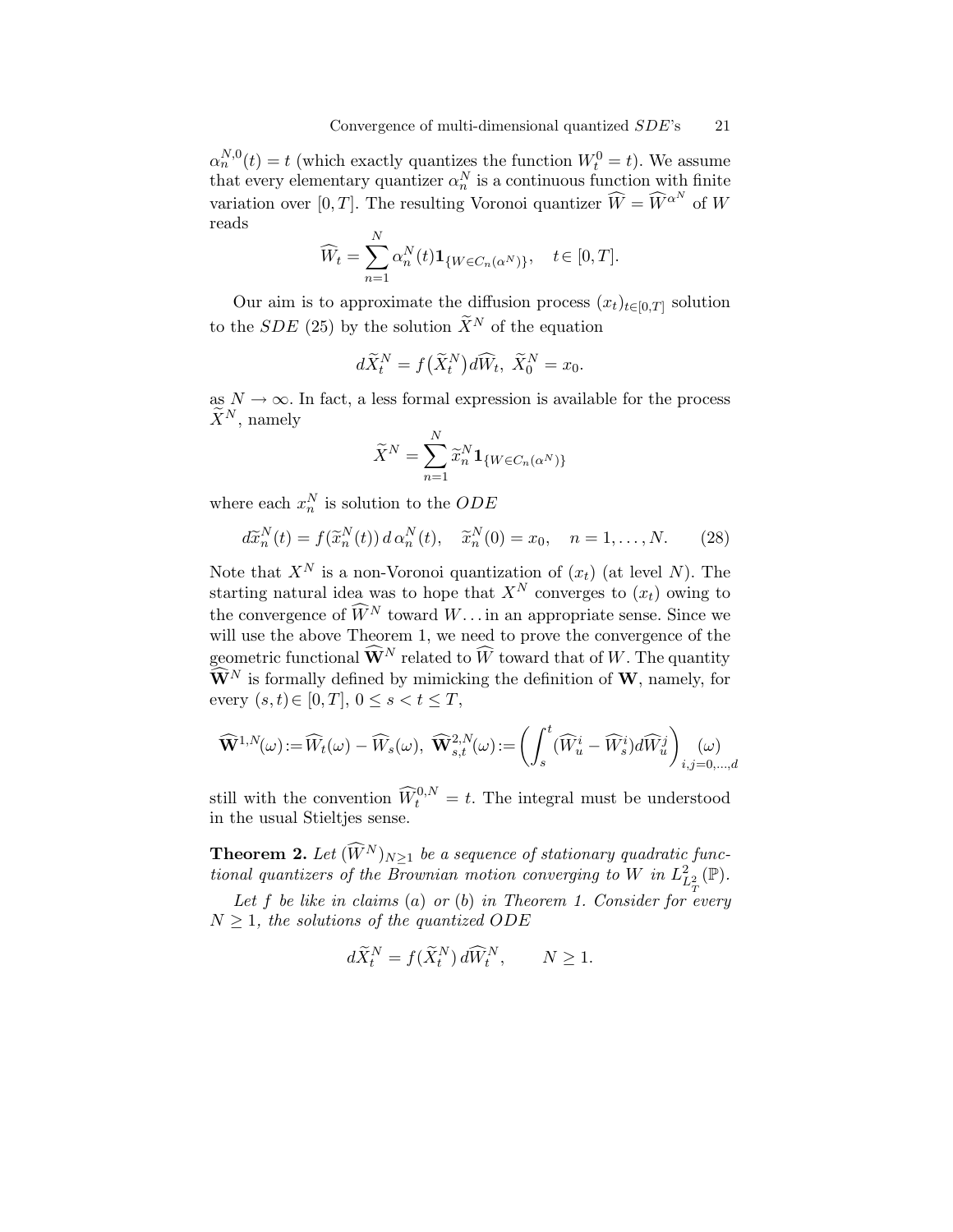$\alpha_n^{N,0}(t) = t$ (which exactly quantizes the function $W_t^0 = t$). We assume that every elementary quantizer $\alpha_n^N$ is a continuous function with finite variation over $[0,T]$. The resulting Voronoi quantizer $\widehat{W} = \widehat{W}^{\alpha^N}$ of $W$ reads

$$\widehat{W}_t = \sum_{n=1}^{N} \alpha_n^N(t)\mathbf{1}_{\{W\in C_n(\alpha^N)\}}, \quad t\in [0,T].$$

Our aim is to approximate the diffusion process $(x_t)_{t\in[0,T]}$ solution to the $SDE$ (25) by the solution $\widetilde{X}^N$ of the equation

$$d\widetilde{X}_t^N = f\big(\widetilde{X}_t^N\big)d\widehat{W}_t,\ \widetilde{X}_0^N = x_0.$$

as $N\to\infty$. In fact, a less formal expression is available for the process $\widetilde{X}^N$, namely

$$\widetilde{X}^N = \sum_{n=1}^{N} \widetilde{x}_n^N \mathbf{1}_{\{W\in C_n(\alpha^N)\}}$$

where each $x_n^N$ is solution to the $ODE$

$$d\widetilde{x}_n^N(t) = f(\widetilde{x}_n^N(t))\, d\,\alpha_n^N(t), \quad \widetilde{x}_n^N(0) = x_0, \quad n = 1,\ldots,N. \qquad (28)$$

Note that $X^N$ is a non-Voronoi quantization of $(x_t)$ (at level $N$). The starting natural idea was to hope that $X^N$ converges to $(x_t)$ owing to the convergence of $\widehat{W}^N$ toward $W$... in an appropriate sense. Since we will use the above Theorem 1, we need to prove the convergence of the geometric functional $\widehat{\mathbf{W}}^N$ related to $\widehat{W}$ toward that of $W$. The quantity $\widehat{\mathbf{W}}^N$ is formally defined by mimicking the definition of $\mathbf{W}$, namely, for every $(s,t)\in[0,T]$, $0\le s<t\le T$,

$$\widehat{\mathbf{W}}^{1,N}(\omega) := \widehat{W}_t(\omega) - \widehat{W}_s(\omega),\ \widehat{\mathbf{W}}_{s,t}^{2,N}(\omega) := \left(\int_s^t (\widehat{W}_u^i - \widehat{W}_s^i)d\widehat{W}_u^j\right)_{i,j=0,\ldots,d}(\omega)$$

still with the convention $\widehat{W}_t^{0,N} = t$. The integral must be understood in the usual Stieltjes sense.

**Theorem 2.** *Let $(\widehat{W}^N)_{N\ge 1}$ be a sequence of stationary quadratic functional quantizers of the Brownian motion converging to $W$ in $L^2_{L^2_T}(\mathbb{P})$.*

*Let $f$ be like in claims (a) or (b) in Theorem 1. Consider for every $N\ge 1$, the solutions of the quantized ODE*

$$d\widetilde{X}_t^N = f(\widetilde{X}_t^N)\, d\widehat{W}_t^N, \qquad N\ge 1.$$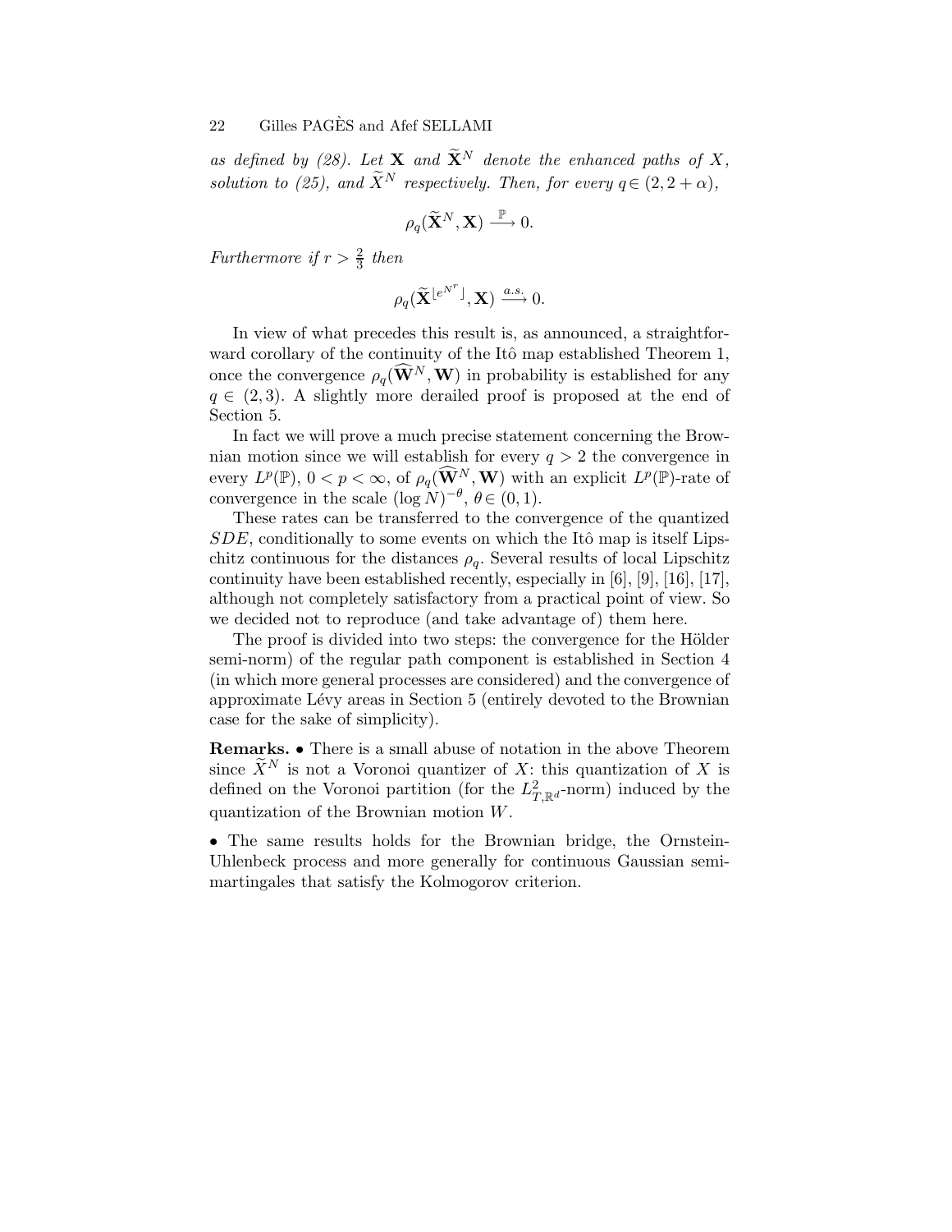*as defined by (28). Let* $\mathbf{X}$ *and* $\widetilde{\mathbf{X}}^N$ *denote the enhanced paths of* $X$*, solution to (25), and* $\widetilde{X}^N$ *respectively. Then, for every* $q\in(2,2+\alpha)$*,*

$$\rho_q(\widetilde{\mathbf{X}}^N,\mathbf{X}) \xrightarrow{\ \mathbb{P}\ } 0.$$

*Furthermore if* $r>\frac{2}{3}$ *then*

$$\rho_q(\widetilde{\mathbf{X}}^{\lfloor e^{N^r}\rfloor},\mathbf{X}) \xrightarrow{\ a.s.\ } 0.$$

In view of what precedes this result is, as announced, a straightforward corollary of the continuity of the Itô map established Theorem 1, once the convergence $\rho_q(\widehat{\mathbf{W}}^N,\mathbf{W})$ in probability is established for any $q\in(2,3)$. A slightly more derailed proof is proposed at the end of Section 5.

In fact we will prove a much precise statement concerning the Brownian motion since we will establish for every $q>2$ the convergence in every $L^p(\mathbb{P})$, $0<p<\infty$, of $\rho_q(\widehat{\mathbf{W}}^N,\mathbf{W})$ with an explicit $L^p(\mathbb{P})$-rate of convergence in the scale $(\log N)^{-\theta}$, $\theta\in(0,1)$.

These rates can be transferred to the convergence of the quantized $SDE$, conditionally to some events on which the Itô map is itself Lipschitz continuous for the distances $\rho_q$. Several results of local Lipschitz continuity have been established recently, especially in [6], [9], [16], [17], although not completely satisfactory from a practical point of view. So we decided not to reproduce (and take advantage of) them here.

The proof is divided into two steps: the convergence for the Hölder semi-norm) of the regular path component is established in Section 4 (in which more general processes are considered) and the convergence of approximate Lévy areas in Section 5 (entirely devoted to the Brownian case for the sake of simplicity).

**Remarks.** • There is a small abuse of notation in the above Theorem since $\widetilde{X}^N$ is not a Voronoi quantizer of $X$: this quantization of $X$ is defined on the Voronoi partition (for the $L^2_{T,\mathbb{R}^d}$-norm) induced by the quantization of the Brownian motion $W$.

• The same results holds for the Brownian bridge, the Ornstein-Uhlenbeck process and more generally for continuous Gaussian semi-martingales that satisfy the Kolmogorov criterion.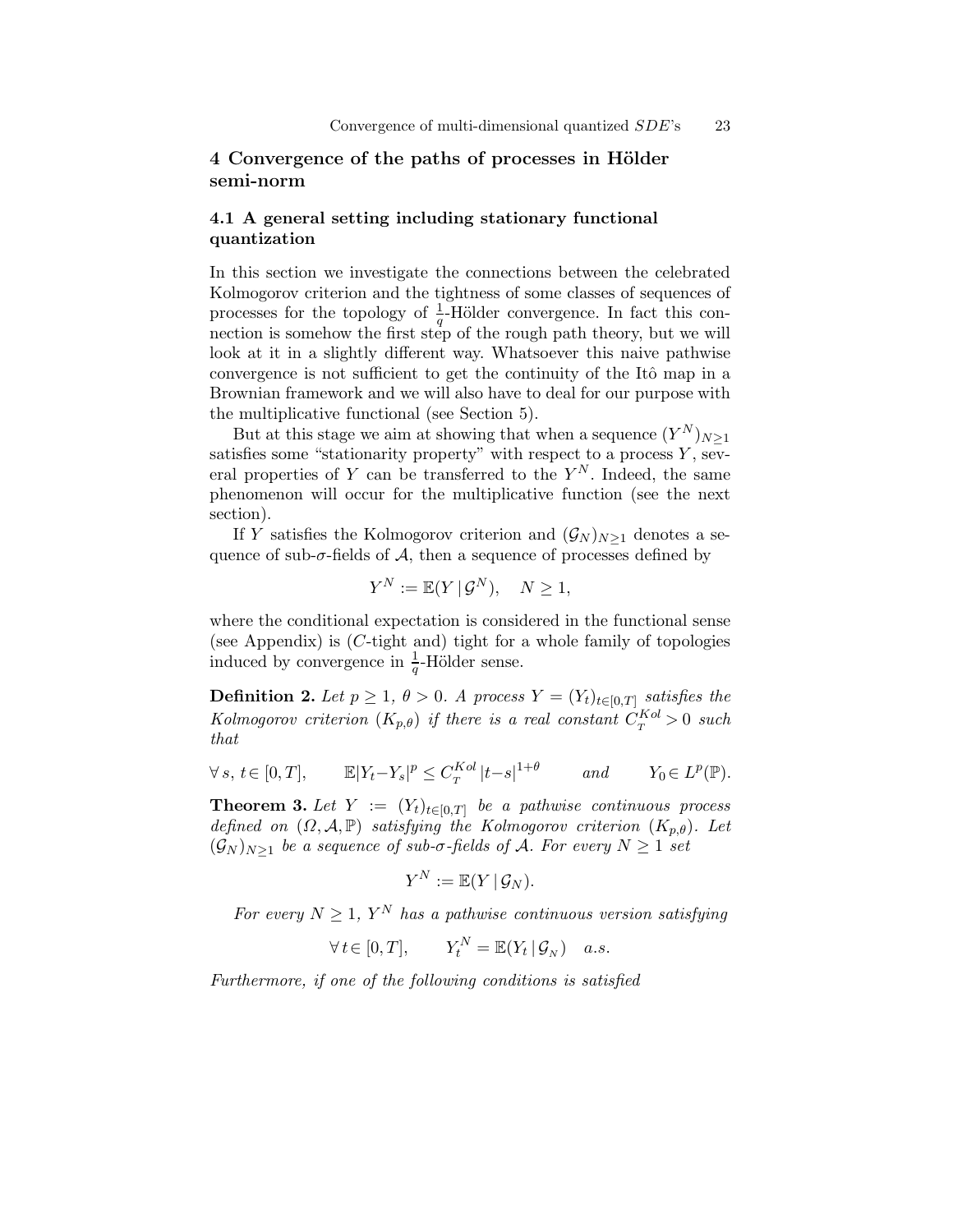## 4 Convergence of the paths of processes in Hölder semi-norm

### 4.1 A general setting including stationary functional quantization

In this section we investigate the connections between the celebrated Kolmogorov criterion and the tightness of some classes of sequences of processes for the topology of $\frac{1}{q}$-Hölder convergence. In fact this connection is somehow the first step of the rough path theory, but we will look at it in a slightly different way. Whatsoever this naive pathwise convergence is not sufficient to get the continuity of the Itô map in a Brownian framework and we will also have to deal for our purpose with the multiplicative functional (see Section 5).

But at this stage we aim at showing that when a sequence $(Y^N)_{N\geq 1}$ satisfies some "stationarity property" with respect to a process $Y$, several properties of $Y$ can be transferred to the $Y^N$. Indeed, the same phenomenon will occur for the multiplicative function (see the next section).

If $Y$ satisfies the Kolmogorov criterion and $(\mathcal{G}_N)_{N\geq 1}$ denotes a sequence of sub-$\sigma$-fields of $\mathcal{A}$, then a sequence of processes defined by

$$Y^N := \mathbb{E}(Y \,|\, \mathcal{G}^N), \quad N \geq 1,$$

where the conditional expectation is considered in the functional sense (see Appendix) is ($C$-tight and) tight for a whole family of topologies induced by convergence in $\frac{1}{q}$-Hölder sense.

**Definition 2.** *Let $p \geq 1$, $\theta > 0$. A process $Y = (Y_t)_{t\in[0,T]}$ satisfies the Kolmogorov criterion $(K_{p,\theta})$ if there is a real constant $C_T^{Kol} > 0$ such that*

$$\forall\, s,\, t \in [0,T], \qquad \mathbb{E}|Y_t - Y_s|^p \leq C_T^{Kol}\, |t-s|^{1+\theta} \qquad and \qquad Y_0 \in L^p(\mathbb{P}).$$

**Theorem 3.** *Let $Y := (Y_t)_{t\in[0,T]}$ be a pathwise continuous process defined on $(\Omega, \mathcal{A}, \mathbb{P})$ satisfying the Kolmogorov criterion $(K_{p,\theta})$. Let $(\mathcal{G}_N)_{N\geq 1}$ be a sequence of sub-$\sigma$-fields of $\mathcal{A}$. For every $N \geq 1$ set*

$$Y^N := \mathbb{E}(Y \,|\, \mathcal{G}_N).$$

*For every $N \geq 1$, $Y^N$ has a pathwise continuous version satisfying*

$$\forall\, t \in [0,T], \qquad Y_t^N = \mathbb{E}(Y_t \,|\, \mathcal{G}_N) \quad a.s.$$

*Furthermore, if one of the following conditions is satisfied*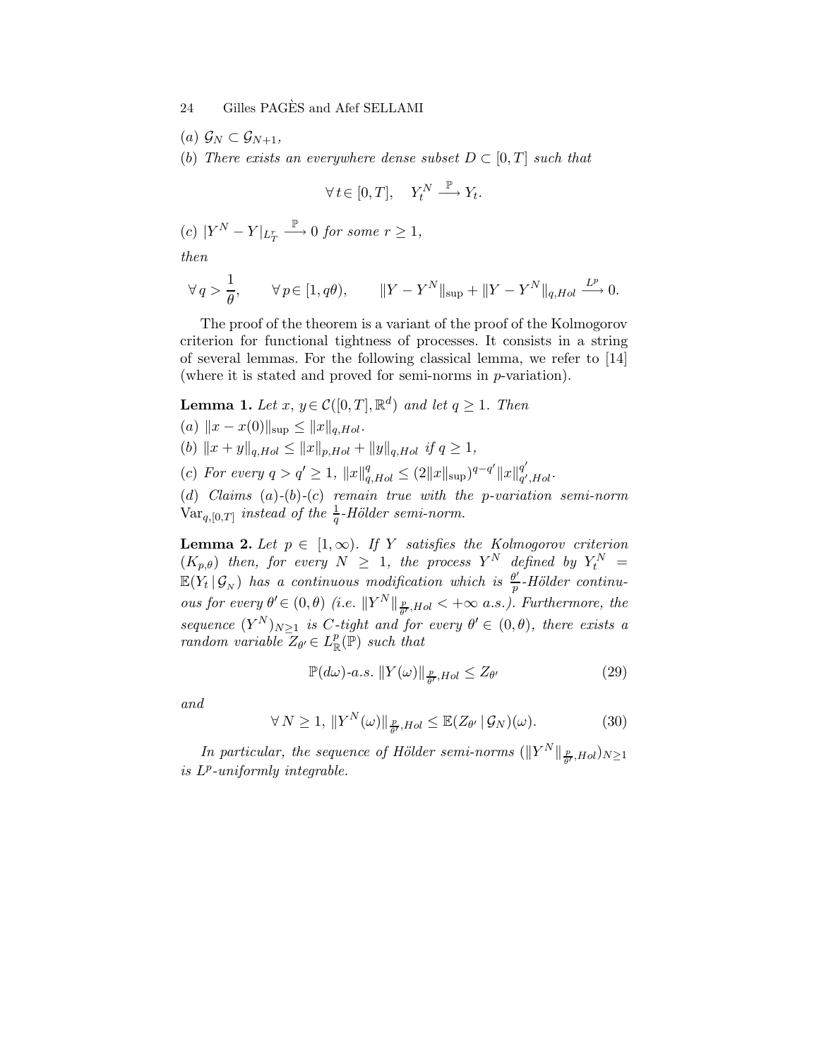*(a)* $\mathcal{G}_N \subset \mathcal{G}_{N+1}$,

*(b) There exists an everywhere dense subset* $D \subset [0,T]$ *such that*

$$\forall\, t \in [0,T], \quad Y_t^N \xrightarrow{\mathbb{P}} Y_t.$$

*(c)* $|Y^N - Y|_{L_T^r} \xrightarrow{\mathbb{P}} 0$ *for some* $r \geq 1$,

*then*

$$\forall\, q > \frac{1}{\theta}, \qquad \forall\, p \in [1, q\theta), \qquad \|Y - Y^N\|_{\sup} + \|Y - Y^N\|_{q,Hol} \xrightarrow{L^p} 0.$$

The proof of the theorem is a variant of the proof of the Kolmogorov criterion for functional tightness of processes. It consists in a string of several lemmas. For the following classical lemma, we refer to [14] (where it is stated and proved for semi-norms in $p$-variation).

**Lemma 1.** *Let* $x,\, y \in \mathcal{C}([0,T], \mathbb{R}^d)$ *and let* $q \geq 1$. *Then*

*(a)* $\|x - x(0)\|_{\sup} \leq \|x\|_{q,Hol}$.

*(b)* $\|x + y\|_{q,Hol} \leq \|x\|_{p,Hol} + \|y\|_{q,Hol}$ *if* $q \geq 1$,

*(c) For every* $q > q' \geq 1$, $\|x\|_{q,Hol}^q \leq (2\|x\|_{\sup})^{q-q'} \|x\|_{q',Hol}^{q'}$.

*(d) Claims (a)-(b)-(c) remain true with the* $p$*-variation semi-norm* $\mathrm{Var}_{q,[0,T]}$ *instead of the* $\frac{1}{q}$*-Hölder semi-norm.*

**Lemma 2.** *Let* $p \in [1,\infty)$. *If* $Y$ *satisfies the Kolmogorov criterion* $(K_{p,\theta})$ *then, for every* $N \geq 1$, *the process* $Y^N$ *defined by* $Y_t^N = \mathbb{E}(Y_t \,|\, \mathcal{G}_N)$ *has a continuous modification which is* $\frac{\theta'}{p}$*-Hölder continuous for every* $\theta' \in (0,\theta)$ *(i.e.* $\|Y^N\|_{\frac{p}{\theta'},Hol} < +\infty$ *a.s.). Furthermore, the sequence* $(Y^N)_{N\geq 1}$ *is C-tight and for every* $\theta' \in (0,\theta)$, *there exists a random variable* $Z_{\theta'} \in L^p_{\mathbb{R}}(\mathbb{P})$ *such that*

$$\mathbb{P}(d\omega)\text{-}a.s.\ \|Y(\omega)\|_{\frac{p}{\theta'},Hol} \leq Z_{\theta'} \tag{29}$$

*and*

$$\forall\, N \geq 1,\ \|Y^N(\omega)\|_{\frac{p}{\theta'},Hol} \leq \mathbb{E}(Z_{\theta'} \,|\, \mathcal{G}_N)(\omega). \tag{30}$$

*In particular, the sequence of Hölder semi-norms* $(\|Y^N\|_{\frac{p}{\theta'},Hol})_{N\geq 1}$ *is* $L^p$*-uniformly integrable.*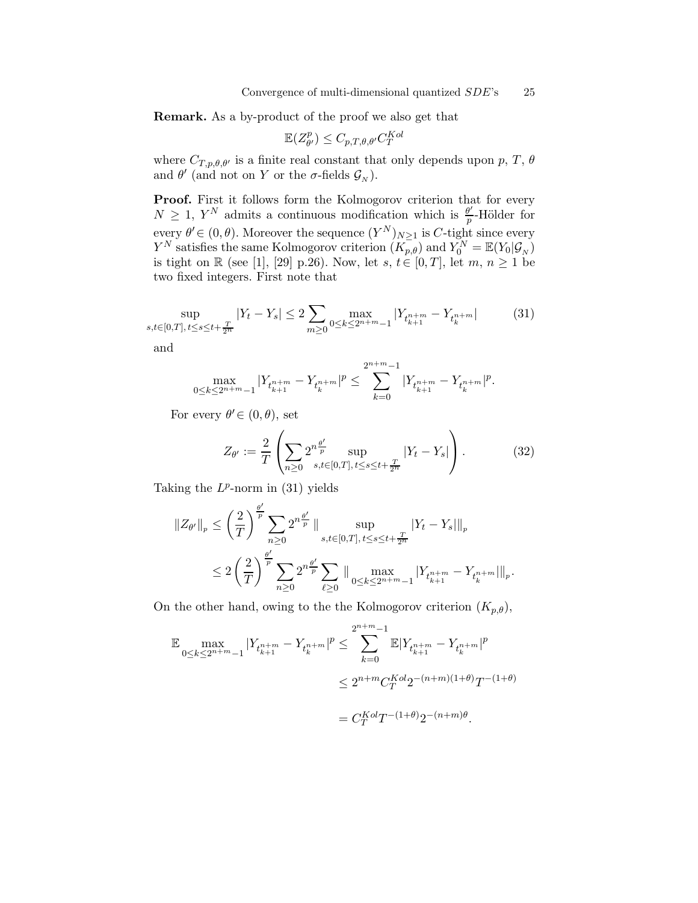**Remark.** As a by-product of the proof we also get that

$$\mathbb{E}(Z_{\theta'}^p) \le C_{p,T,\theta,\theta'} C_T^{Kol}$$

where $C_{T,p,\theta,\theta'}$ is a finite real constant that only depends upon $p$, $T$, $\theta$ and $\theta'$ (and not on $Y$ or the $\sigma$-fields $\mathcal{G}_N$).

**Proof.** First it follows form the Kolmogorov criterion that for every $N \ge 1$, $Y^N$ admits a continuous modification which is $\frac{\theta'}{p}$-Hölder for every $\theta' \in (0,\theta)$. Moreover the sequence $(Y^N)_{N\ge 1}$ is $C$-tight since every $Y^N$ satisfies the same Kolmogorov criterion $(K_{p,\theta})$ and $Y_0^N = \mathbb{E}(Y_0|\mathcal{G}_N)$ is tight on $\mathbb{R}$ (see [1], [29] p.26). Now, let $s$, $t \in [0,T]$, let $m$, $n \ge 1$ be two fixed integers. First note that

$$\sup_{s,t\in[0,T],\, t\le s\le t+\frac{T}{2^n}} |Y_t - Y_s| \le 2 \sum_{m\ge 0} \max_{0\le k\le 2^{n+m}-1} |Y_{t_{k+1}^{n+m}} - Y_{t_k^{n+m}}| \tag{31}$$

and

$$\max_{0\le k\le 2^{n+m}-1} |Y_{t_{k+1}^{n+m}} - Y_{t_k^{n+m}}|^p \le \sum_{k=0}^{2^{n+m}-1} |Y_{t_{k+1}^{n+m}} - Y_{t_k^{n+m}}|^p.$$

For every $\theta' \in (0,\theta)$, set

$$Z_{\theta'} := \frac{2}{T}\left(\sum_{n\ge 0} 2^{n\frac{\theta'}{p}} \sup_{s,t\in[0,T],\, t\le s\le t+\frac{T}{2^n}} |Y_t - Y_s|\right). \tag{32}$$

Taking the $L^p$-norm in (31) yields

$$\begin{aligned}
\|Z_{\theta'}\|_p &\le \left(\frac{2}{T}\right)^{\frac{\theta'}{p}} \sum_{n\ge 0} 2^{n\frac{\theta'}{p}} \|\sup_{s,t\in[0,T],\, t\le s\le t+\frac{T}{2^n}} |Y_t - Y_s|\|_p \\
&\le 2\left(\frac{2}{T}\right)^{\frac{\theta'}{p}} \sum_{n\ge 0} 2^{n\frac{\theta'}{p}} \sum_{\ell\ge 0} \|\max_{0\le k\le 2^{n+m}-1} |Y_{t_{k+1}^{n+m}} - Y_{t_k^{n+m}}|\|_p.
\end{aligned}$$

On the other hand, owing to the the Kolmogorov criterion $(K_{p,\theta})$,

$$\begin{aligned}
\mathbb{E} \max_{0\le k\le 2^{n+m}-1} |Y_{t_{k+1}^{n+m}} - Y_{t_k^{n+m}}|^p &\le \sum_{k=0}^{2^{n+m}-1} \mathbb{E}|Y_{t_{k+1}^{n+m}} - Y_{t_k^{n+m}}|^p \\
&\le 2^{n+m} C_T^{Kol} 2^{-(n+m)(1+\theta)} T^{-(1+\theta)} \\
&= C_T^{Kol} T^{-(1+\theta)} 2^{-(n+m)\theta}.
\end{aligned}$$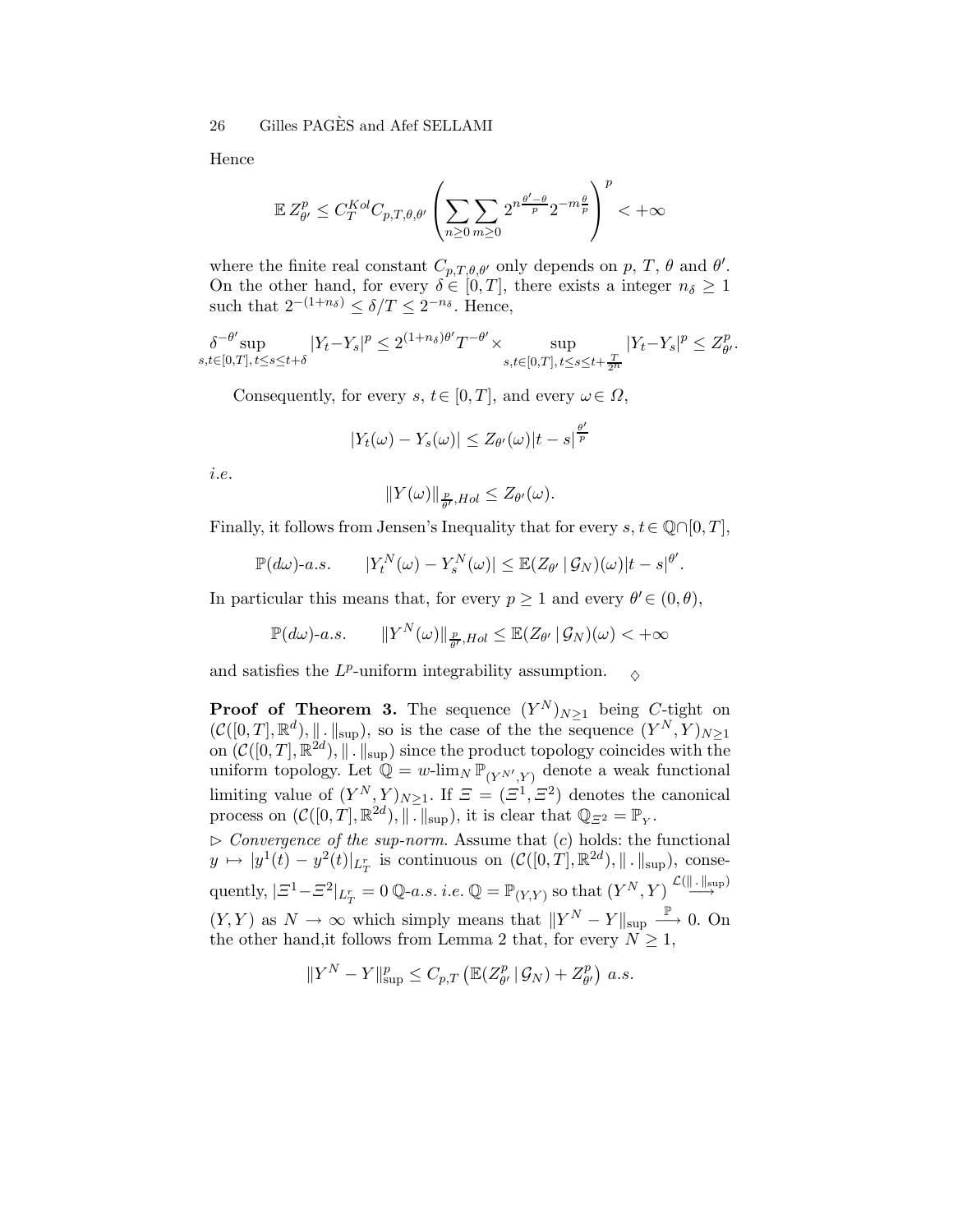Hence

$$\mathbb{E}\, Z_{\theta'}^p \leq C_T^{Kol} C_{p,T,\theta,\theta'} \left( \sum_{n\geq 0} \sum_{m\geq 0} 2^{n\frac{\theta'-\theta}{p}} 2^{-m\frac{\theta}{p}} \right)^p < +\infty$$

where the finite real constant $C_{p,T,\theta,\theta'}$ only depends on $p$, $T$, $\theta$ and $\theta'$. On the other hand, for every $\delta \in [0,T]$, there exists a integer $n_\delta \geq 1$ such that $2^{-(1+n_\delta)} \leq \delta/T \leq 2^{-n_\delta}$. Hence,

$$\delta^{-\theta'} \sup_{s,t\in[0,T],\, t\leq s\leq t+\delta} |Y_t - Y_s|^p \leq 2^{(1+n_\delta)\theta'} T^{-\theta'} \times \sup_{s,t\in[0,T],\, t\leq s\leq t+\frac{T}{2^n}} |Y_t - Y_s|^p \leq Z_{\theta'}^p.$$

Consequently, for every $s,\, t \in [0,T]$, and every $\omega \in \Omega$,

$$|Y_t(\omega) - Y_s(\omega)| \leq Z_{\theta'}(\omega) |t-s|^{\frac{\theta'}{p}}$$

*i.e.*

$$\|Y(\omega)\|_{\frac{p}{\theta'},Hol} \leq Z_{\theta'}(\omega).$$

Finally, it follows from Jensen's Inequality that for every $s,\, t \in \mathbb{Q}\cap[0,T]$,

$$\mathbb{P}(d\omega)\text{-}a.s. \qquad |Y_t^N(\omega) - Y_s^N(\omega)| \leq \mathbb{E}(Z_{\theta'}\,|\,\mathcal{G}_N)(\omega)|t-s|^{\theta'}.$$

In particular this means that, for every $p \geq 1$ and every $\theta' \in (0,\theta)$,

$$\mathbb{P}(d\omega)\text{-}a.s. \qquad \|Y^N(\omega)\|_{\frac{p}{\theta'},Hol} \leq \mathbb{E}(Z_{\theta'}\,|\,\mathcal{G}_N)(\omega) < +\infty$$

and satisfies the $L^p$-uniform integrability assumption. $\diamond$

**Proof of Theorem 3.** The sequence $(Y^N)_{N\geq 1}$ being $C$-tight on $(\mathcal{C}([0,T],\mathbb{R}^d), \|\,.\,\|_{\sup})$, so is the case of the the sequence $(Y^N,Y)_{N\geq 1}$ on $(\mathcal{C}([0,T],\mathbb{R}^{2d}), \|\,.\,\|_{\sup})$ since the product topology coincides with the uniform topology. Let $\mathbb{Q} = w\text{-}\lim_N \mathbb{P}_{(Y^{N'},Y)}$ denote a weak functional limiting value of $(Y^N,Y)_{N\geq 1}$. If $\Xi = (\Xi^1, \Xi^2)$ denotes the canonical process on $(\mathcal{C}([0,T],\mathbb{R}^{2d}), \|\,.\,\|_{\sup})$, it is clear that $\mathbb{Q}_{\Xi^2} = \mathbb{P}_Y$.

$\triangleright$ *Convergence of the sup-norm.* Assume that $(c)$ holds: the functional $y \mapsto |y^1(t) - y^2(t)|_{L_T^r}$ is continuous on $(\mathcal{C}([0,T],\mathbb{R}^{2d}), \|\,.\,\|_{\sup})$, consequently, $|\Xi^1 - \Xi^2|_{L_T^r} = 0$ $\mathbb{Q}$-$a.s.$ *i.e.* $\mathbb{Q} = \mathbb{P}_{(Y,Y)}$ so that $(Y^N,Y) \stackrel{\mathcal{L}(\|\,.\,\|_{\sup})}{\longrightarrow} (Y,Y)$ as $N \to \infty$ which simply means that $\|Y^N - Y\|_{\sup} \stackrel{\mathbb{P}}{\longrightarrow} 0$. On the other hand,it follows from Lemma 2 that, for every $N \geq 1$,

$$\|Y^N - Y\|_{\sup}^p \leq C_{p,T} \left( \mathbb{E}(Z_{\theta'}^p\,|\,\mathcal{G}_N) + Z_{\theta'}^p \right) \; a.s.$$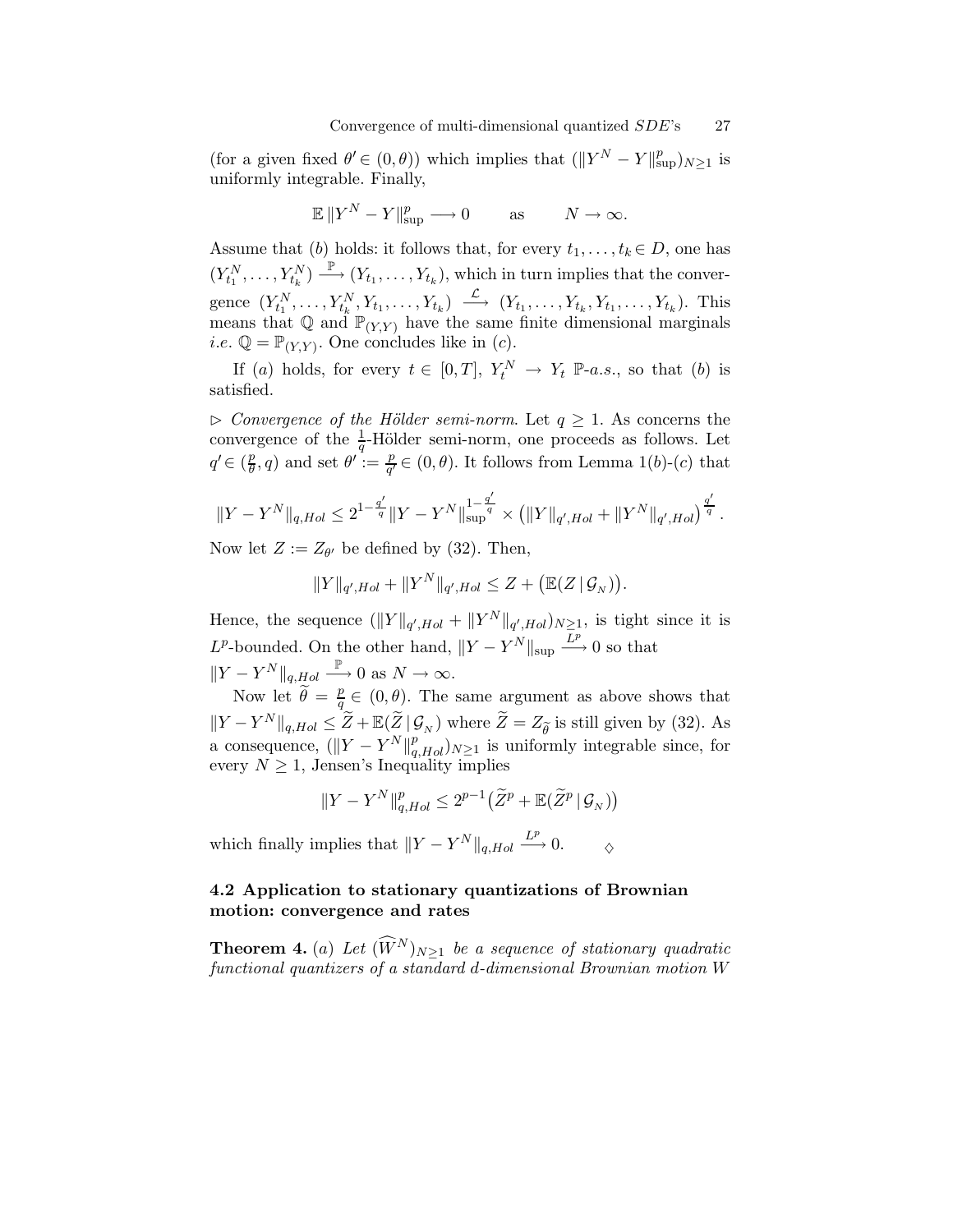(for a given fixed $\theta' \in (0,\theta)$) which implies that $(\|Y^N - Y\|^p_{\sup})_{N\geq 1}$ is uniformly integrable. Finally,

$$\mathbb{E}\,\|Y^N - Y\|^p_{\sup} \longrightarrow 0 \qquad \text{as} \qquad N \to \infty.$$

Assume that $(b)$ holds: it follows that, for every $t_1,\ldots,t_k \in D$, one has $(Y^N_{t_1},\ldots,Y^N_{t_k}) \xrightarrow{\mathbb{P}} (Y_{t_1},\ldots,Y_{t_k})$, which in turn implies that the convergence $(Y^N_{t_1},\ldots,Y^N_{t_k},Y_{t_1},\ldots,Y_{t_k}) \xrightarrow{\mathcal{L}} (Y_{t_1},\ldots,Y_{t_k},Y_{t_1},\ldots,Y_{t_k})$. This means that $\mathbb{Q}$ and $\mathbb{P}_{(Y,Y)}$ have the same finite dimensional marginals *i.e.* $\mathbb{Q} = \mathbb{P}_{(Y,Y)}$. One concludes like in $(c)$.

If $(a)$ holds, for every $t \in [0,T]$, $Y^N_t \to Y_t$ $\mathbb{P}$-*a.s.*, so that $(b)$ is satisfied.

$\triangleright$ *Convergence of the Hölder semi-norm*. Let $q \geq 1$. As concerns the convergence of the $\frac{1}{q}$-Hölder semi-norm, one proceeds as follows. Let $q' \in (\frac{p}{\theta}, q)$ and set $\theta' := \frac{p}{q'} \in (0,\theta)$. It follows from Lemma 1$(b)$-$(c)$ that

$$\|Y - Y^N\|_{q,Hol} \leq 2^{1-\frac{q'}{q}}\|Y - Y^N\|^{1-\frac{q'}{q}}_{\sup} \times \left(\|Y\|_{q',Hol} + \|Y^N\|_{q',Hol}\right)^{\frac{q'}{q}}.$$

Now let $Z := Z_{\theta'}$ be defined by (32). Then,

$$\|Y\|_{q',Hol} + \|Y^N\|_{q',Hol} \leq Z + \left(\mathbb{E}(Z \,|\, \mathcal{G}_N)\right).$$

Hence, the sequence $(\|Y\|_{q',Hol} + \|Y^N\|_{q',Hol})_{N\geq 1}$, is tight since it is $L^p$-bounded. On the other hand, $\|Y - Y^N\|_{\sup} \xrightarrow{L^p} 0$ so that $\|Y - Y^N\|_{q,Hol} \xrightarrow{\mathbb{P}} 0$ as $N \to \infty$.

Now let $\widetilde{\theta} = \frac{p}{q} \in (0,\theta)$. The same argument as above shows that $\|Y - Y^N\|_{q,Hol} \leq \widetilde{Z} + \mathbb{E}(\widetilde{Z} \,|\, \mathcal{G}_N)$ where $\widetilde{Z} = Z_{\widetilde{\theta}}$ is still given by (32). As a consequence, $(\|Y - Y^N\|^p_{q,Hol})_{N\geq 1}$ is uniformly integrable since, for every $N \geq 1$, Jensen's Inequality implies

$$\|Y - Y^N\|^p_{q,Hol} \leq 2^{p-1}\left(\widetilde{Z}^p + \mathbb{E}(\widetilde{Z}^p \,|\, \mathcal{G}_N)\right)$$

which finally implies that $\|Y - Y^N\|_{q,Hol} \xrightarrow{L^p} 0$. $\qquad\diamondsuit$

### 4.2 Application to stationary quantizations of Brownian motion: convergence and rates

**Theorem 4.** $(a)$ *Let $(\widehat{W}^N)_{N\geq 1}$ be a sequence of stationary quadratic functional quantizers of a standard $d$-dimensional Brownian motion $W$*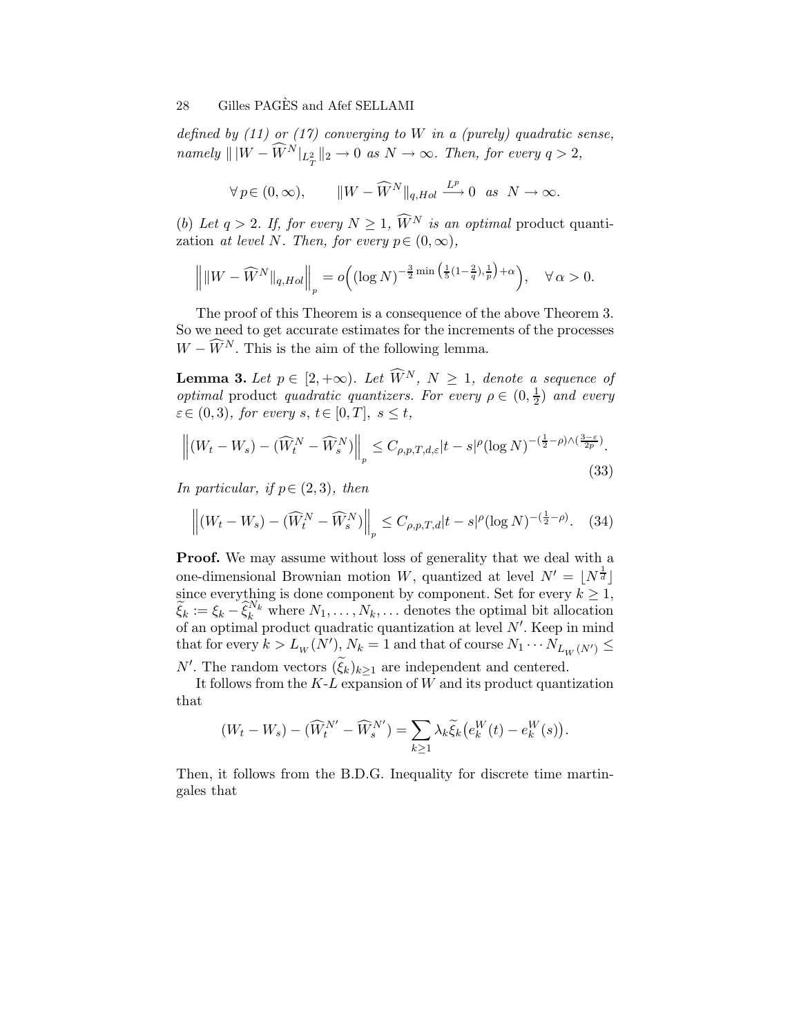*defined by (11) or (17) converging to $W$ in a (purely) quadratic sense, namely $\| \, |W - \widehat{W}^N|_{L^2_T} \|_2 \to 0$ as $N \to \infty$. Then, for every $q > 2$,*

$$\forall \, p \in (0, \infty), \qquad \|W - \widehat{W}^N\|_{q,Hol} \xrightarrow{L^p} 0 \quad as \quad N \to \infty.$$

*(b) Let $q > 2$. If, for every $N \geq 1$, $\widehat{W}^N$ is an optimal* product quantization *at level $N$. Then, for every $p \in (0, \infty)$,*

$$\Big\| \|W - \widehat{W}^N\|_{q,Hol} \Big\|_p = o\Big( (\log N)^{-\frac{3}{2} \min\left(\frac{1}{5}(1-\frac{2}{q}), \frac{1}{p}\right) + \alpha} \Big), \quad \forall \, \alpha > 0.$$

The proof of this Theorem is a consequence of the above Theorem 3. So we need to get accurate estimates for the increments of the processes $W - \widehat{W}^N$. This is the aim of the following lemma.

**Lemma 3.** *Let $p \in [2, +\infty)$. Let $\widehat{W}^N$, $N \geq 1$, denote a sequence of optimal* product *quadratic quantizers. For every $\rho \in (0, \frac{1}{2})$ and every $\varepsilon \in (0, 3)$, for every $s$, $t \in [0, T]$, $s \leq t$,*

$$\Big\| (W_t - W_s) - (\widehat{W}^N_t - \widehat{W}^N_s) \Big\|_p \leq C_{\rho,p,T,d,\varepsilon} |t-s|^{\rho} (\log N)^{-(\frac{1}{2}-\rho) \wedge (\frac{3-\varepsilon}{2p})}. \tag{33}$$

*In particular, if $p \in (2, 3)$, then*

$$\Big\| (W_t - W_s) - (\widehat{W}^N_t - \widehat{W}^N_s) \Big\|_p \leq C_{\rho,p,T,d} |t-s|^{\rho} (\log N)^{-(\frac{1}{2}-\rho)}. \tag{34}$$

**Proof.** We may assume without loss of generality that we deal with a one-dimensional Brownian motion $W$, quantized at level $N' = \lfloor N^{\frac{1}{d}} \rfloor$ since everything is done component by component. Set for every $k \geq 1$, $\widetilde{\xi}_k := \xi_k - \widehat{\xi}^{N_k}_k$ where $N_1, \ldots, N_k, \ldots$ denotes the optimal bit allocation of an optimal product quadratic quantization at level $N'$. Keep in mind that for every $k > L_W(N')$, $N_k = 1$ and that of course $N_1 \cdots N_{L_W(N')} \leq N'$. The random vectors $(\widetilde{\xi}_k)_{k \geq 1}$ are independent and centered.

It follows from the $K$-$L$ expansion of $W$ and its product quantization that

$$(W_t - W_s) - (\widehat{W}^{N'}_t - \widehat{W}^{N'}_s) = \sum_{k \geq 1} \lambda_k \widetilde{\xi}_k \big( e^W_k(t) - e^W_k(s) \big).$$

Then, it follows from the B.D.G. Inequality for discrete time martingales that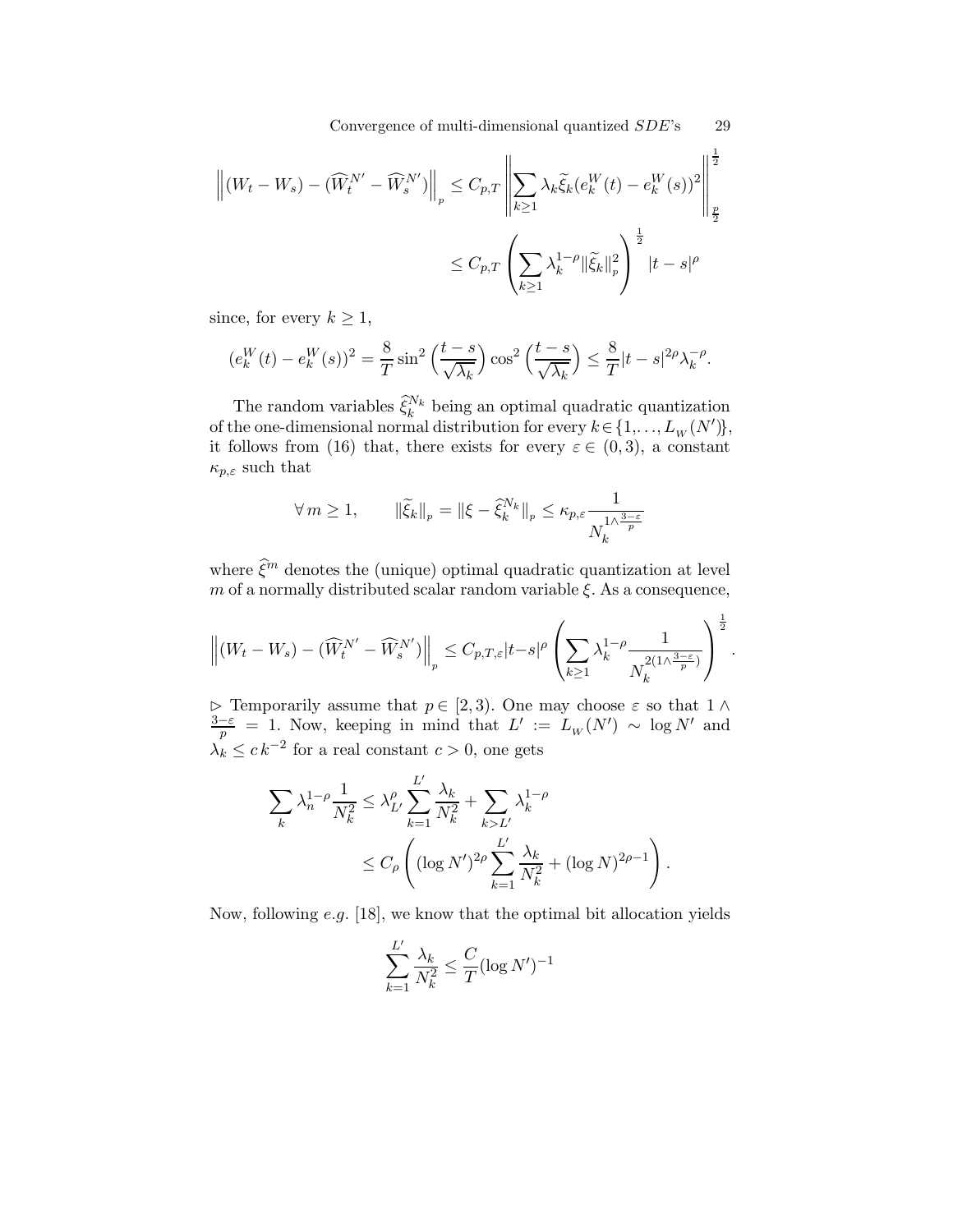$$
\left\|(W_t - W_s) - (\widehat{W}_t^{N'} - \widehat{W}_s^{N'})\right\|_p \le C_{p,T} \left\|\sum_{k\ge 1} \lambda_k \widetilde{\xi}_k (e_k^W(t) - e_k^W(s))^2\right\|_{\frac{p}{2}}^{\frac{1}{2}}
$$

$$
\le C_{p,T} \left(\sum_{k\ge 1} \lambda_k^{1-\rho} \|\widetilde{\xi}_k\|_p^2\right)^{\frac{1}{2}} |t-s|^\rho
$$

since, for every $k \ge 1$,

$$
(e_k^W(t) - e_k^W(s))^2 = \frac{8}{T}\sin^2\left(\frac{t-s}{\sqrt{\lambda_k}}\right)\cos^2\left(\frac{t-s}{\sqrt{\lambda_k}}\right) \le \frac{8}{T}|t-s|^{2\rho}\lambda_k^{-\rho}.
$$

The random variables $\widehat{\xi}_k^{N_k}$ being an optimal quadratic quantization of the one-dimensional normal distribution for every $k \in \{1,\ldots, L_W(N')\}$, it follows from (16) that, there exists for every $\varepsilon \in (0,3)$, a constant $\kappa_{p,\varepsilon}$ such that

$$
\forall\, m \ge 1, \qquad \|\widetilde{\xi}_k\|_p = \|\xi - \widehat{\xi}_k^{N_k}\|_p \le \kappa_{p,\varepsilon} \frac{1}{N_k^{1\wedge \frac{3-\varepsilon}{p}}}
$$

where $\widehat{\xi}^m$ denotes the (unique) optimal quadratic quantization at level $m$ of a normally distributed scalar random variable $\xi$. As a consequence,

$$
\left\|(W_t - W_s) - (\widehat{W}_t^{N'} - \widehat{W}_s^{N'})\right\|_p \le C_{p,T,\varepsilon}|t-s|^\rho \left(\sum_{k\ge 1} \lambda_k^{1-\rho} \frac{1}{N_k^{2(1\wedge\frac{3-\varepsilon}{p})}}\right)^{\frac{1}{2}}.
$$

$\triangleright$ Temporarily assume that $p \in [2,3)$. One may choose $\varepsilon$ so that $1 \wedge \frac{3-\varepsilon}{p} = 1$. Now, keeping in mind that $L' := L_W(N') \sim \log N'$ and $\lambda_k \le c\, k^{-2}$ for a real constant $c > 0$, one gets

$$
\sum_k \lambda_n^{1-\rho}\frac{1}{N_k^2} \le \lambda_{L'}^{\rho} \sum_{k=1}^{L'} \frac{\lambda_k}{N_k^2} + \sum_{k>L'} \lambda_k^{1-\rho}
$$

$$
\le C_\rho \left((\log N')^{2\rho} \sum_{k=1}^{L'} \frac{\lambda_k}{N_k^2} + (\log N)^{2\rho-1}\right).
$$

Now, following *e.g.* [18], we know that the optimal bit allocation yields

$$
\sum_{k=1}^{L'} \frac{\lambda_k}{N_k^2} \le \frac{C}{T}(\log N')^{-1}
$$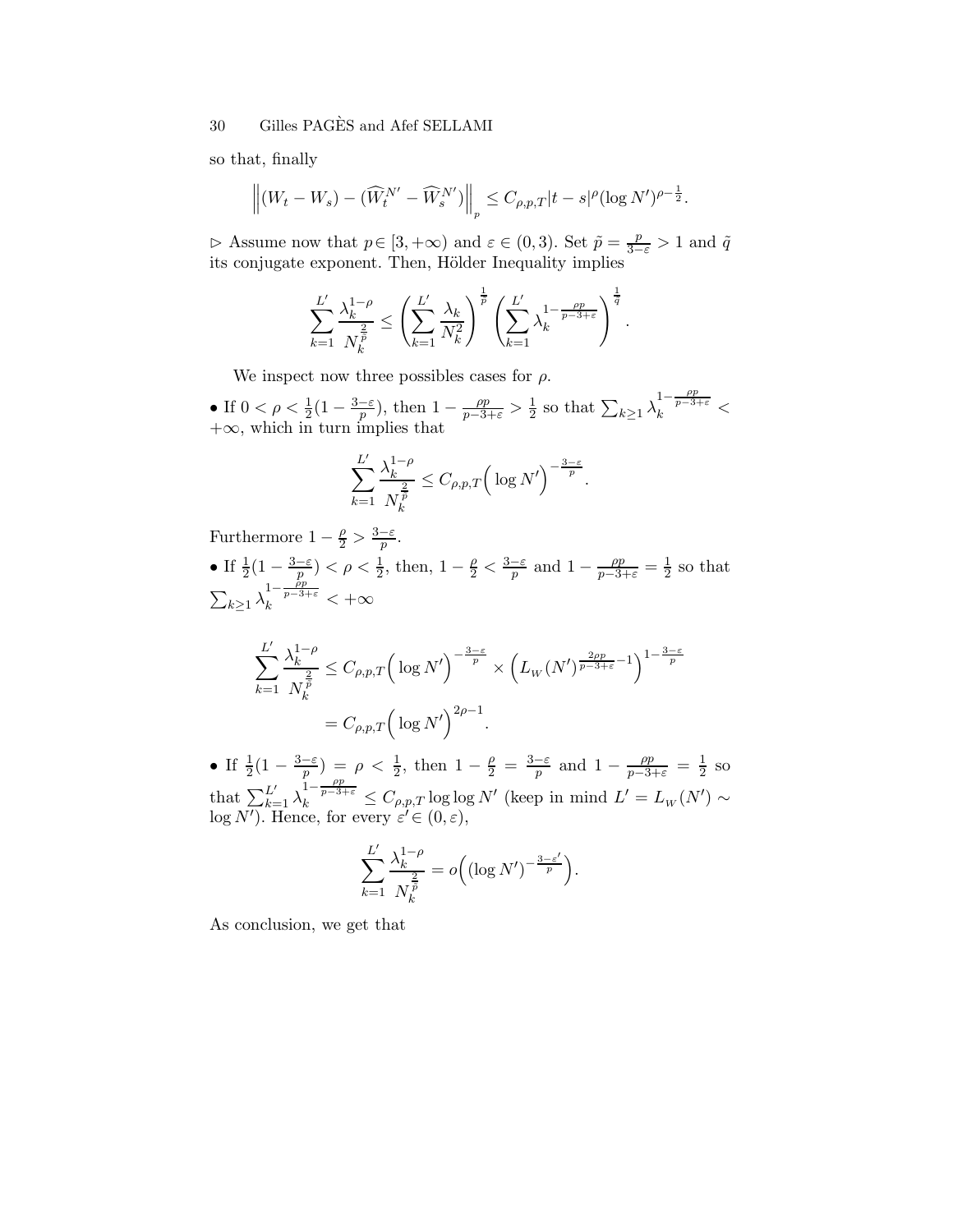so that, finally

$$\left\| (W_t - W_s) - (\widehat{W}_t^{N'} - \widehat{W}_s^{N'}) \right\|_p \leq C_{\rho,p,T} |t-s|^\rho (\log N')^{\rho - \frac{1}{2}}.$$

$\triangleright$ Assume now that $p \in [3, +\infty)$ and $\varepsilon \in (0,3)$. Set $\tilde{p} = \frac{p}{3-\varepsilon} > 1$ and $\tilde{q}$ its conjugate exponent. Then, Hölder Inequality implies

$$\sum_{k=1}^{L'} \frac{\lambda_k^{1-\rho}}{N_k^{\frac{2}{p}}} \leq \left( \sum_{k=1}^{L'} \frac{\lambda_k}{N_k^2} \right)^{\frac{1}{\tilde{p}}} \left( \sum_{k=1}^{L'} \lambda_k^{1 - \frac{\rho p}{p-3+\varepsilon}} \right)^{\frac{1}{\tilde{q}}}.$$

We inspect now three possibles cases for $\rho$.

• If $0 < \rho < \frac{1}{2}(1 - \frac{3-\varepsilon}{p})$, then $1 - \frac{\rho p}{p-3+\varepsilon} > \frac{1}{2}$ so that $\sum_{k \geq 1} \lambda_k^{1 - \frac{\rho p}{p-3+\varepsilon}} < +\infty$, which in turn implies that

$$\sum_{k=1}^{L'} \frac{\lambda_k^{1-\rho}}{N_k^{\frac{2}{p}}} \leq C_{\rho,p,T} \Big( \log N' \Big)^{-\frac{3-\varepsilon}{p}}.$$

Furthermore $1 - \frac{\rho}{2} > \frac{3-\varepsilon}{p}$.

• If $\frac{1}{2}(1 - \frac{3-\varepsilon}{p}) < \rho < \frac{1}{2}$, then, $1 - \frac{\rho}{2} < \frac{3-\varepsilon}{p}$ and $1 - \frac{\rho p}{p-3+\varepsilon} = \frac{1}{2}$ so that $\sum_{k \geq 1} \lambda_k^{1 - \frac{\rho p}{p-3+\varepsilon}} < +\infty$

$$\begin{aligned}
\sum_{k=1}^{L'} \frac{\lambda_k^{1-\rho}}{N_k^{\frac{2}{p}}} &\leq C_{\rho,p,T} \Big( \log N' \Big)^{-\frac{3-\varepsilon}{p}} \times \Big( L_W(N')^{\frac{2\rho p}{p-3+\varepsilon} - 1} \Big)^{1 - \frac{3-\varepsilon}{p}} \\
&= C_{\rho,p,T} \Big( \log N' \Big)^{2\rho - 1}.
\end{aligned}$$

• If $\frac{1}{2}(1 - \frac{3-\varepsilon}{p}) = \rho < \frac{1}{2}$, then $1 - \frac{\rho}{2} = \frac{3-\varepsilon}{p}$ and $1 - \frac{\rho p}{p-3+\varepsilon} = \frac{1}{2}$ so that $\sum_{k=1}^{L'} \lambda_k^{1 - \frac{\rho p}{p-3+\varepsilon}} \leq C_{\rho,p,T} \log \log N'$ (keep in mind $L' = L_W(N') \sim \log N'$). Hence, for every $\varepsilon' \in (0, \varepsilon)$,

$$\sum_{k=1}^{L'} \frac{\lambda_k^{1-\rho}}{N_k^{\frac{2}{p}}} = o\Big( (\log N')^{-\frac{3-\varepsilon'}{p}} \Big).$$

As conclusion, we get that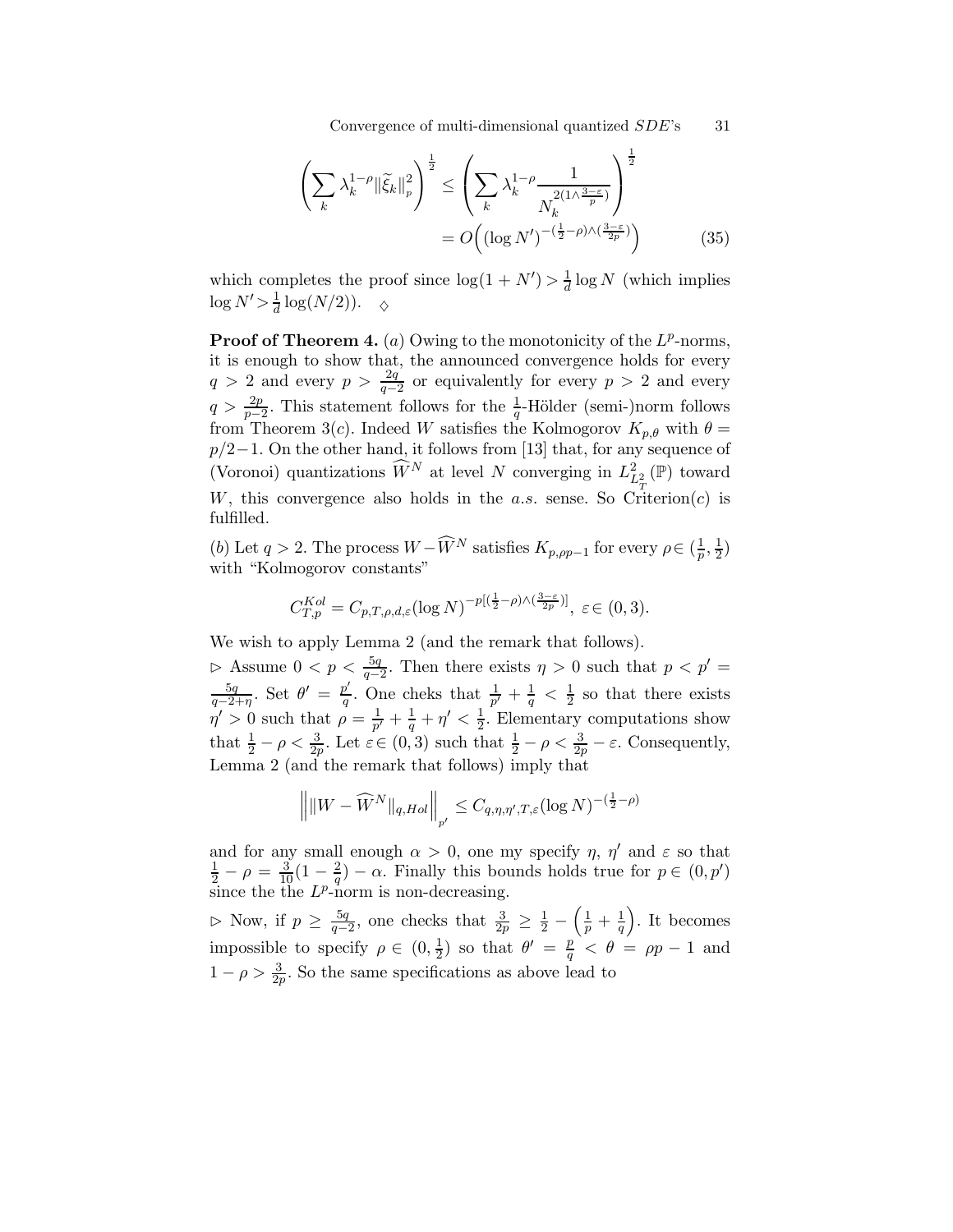$$\left(\sum_k \lambda_k^{1-\rho}\|\widetilde{\xi}_k\|_p^2\right)^{\frac{1}{2}} \le \left(\sum_k \lambda_k^{1-\rho}\frac{1}{N_k^{2(1\wedge\frac{3-\varepsilon}{p})}}\right)^{\frac{1}{2}}$$
$$= O\Big((\log N')^{-(\frac{1}{2}-\rho)\wedge(\frac{3-\varepsilon}{2p})}\Big) \qquad (35)$$

which completes the proof since $\log(1+N') > \frac{1}{d}\log N$ (which implies $\log N' > \frac{1}{d}\log(N/2)$). $\diamond$

**Proof of Theorem 4.** $(a)$ Owing to the monotonicity of the $L^p$-norms, it is enough to show that, the announced convergence holds for every $q > 2$ and every $p > \frac{2q}{q-2}$ or equivalently for every $p > 2$ and every $q > \frac{2p}{p-2}$. This statement follows for the $\frac{1}{q}$-Hölder (semi-)norm follows from Theorem 3$(c)$. Indeed $W$ satisfies the Kolmogorov $K_{p,\theta}$ with $\theta = p/2-1$. On the other hand, it follows from [13] that, for any sequence of (Voronoi) quantizations $\widehat{W}^N$ at level $N$ converging in $L^2_{L^2_T}(\mathbb{P})$ toward $W$, this convergence also holds in the $a.s.$ sense. So Criterion$(c)$ is fulfilled.

$(b)$ Let $q > 2$. The process $W - \widehat{W}^N$ satisfies $K_{p,\rho p-1}$ for every $\rho \in (\frac{1}{p}, \frac{1}{2})$ with "Kolmogorov constants"

$$C^{Kol}_{T,p} = C_{p,T,\rho,d,\varepsilon}(\log N)^{-p[(\frac{1}{2}-\rho)\wedge(\frac{3-\varepsilon}{2p})]},\ \varepsilon \in (0,3).$$

We wish to apply Lemma 2 (and the remark that follows).

$\triangleright$ Assume $0 < p < \frac{5q}{q-2}$. Then there exists $\eta > 0$ such that $p < p' = \frac{5q}{q-2+\eta}$. Set $\theta' = \frac{p'}{q}$. One cheks that $\frac{1}{p'} + \frac{1}{q} < \frac{1}{2}$ so that there exists $\eta' > 0$ such that $\rho = \frac{1}{p'} + \frac{1}{q} + \eta' < \frac{1}{2}$. Elementary computations show that $\frac{1}{2} - \rho < \frac{3}{2p}$. Let $\varepsilon \in (0,3)$ such that $\frac{1}{2} - \rho < \frac{3}{2p} - \varepsilon$. Consequently, Lemma 2 (and the remark that follows) imply that

$$\Big\| \|W - \widehat{W}^N\|_{q,Hol}\Big\|_{p'} \le C_{q,\eta,\eta',T,\varepsilon}(\log N)^{-(\frac{1}{2}-\rho)}$$

and for any small enough $\alpha > 0$, one my specify $\eta$, $\eta'$ and $\varepsilon$ so that $\frac{1}{2} - \rho = \frac{3}{10}(1 - \frac{2}{q}) - \alpha$. Finally this bounds holds true for $p \in (0, p')$ since the the $L^p$-norm is non-decreasing.

$\triangleright$ Now, if $p \ge \frac{5q}{q-2}$, one checks that $\frac{3}{2p} \ge \frac{1}{2} - \left(\frac{1}{p} + \frac{1}{q}\right)$. It becomes impossible to specify $\rho \in (0, \frac{1}{2})$ so that $\theta' = \frac{p}{q} < \theta = \rho p - 1$ and $1 - \rho > \frac{3}{2p}$. So the same specifications as above lead to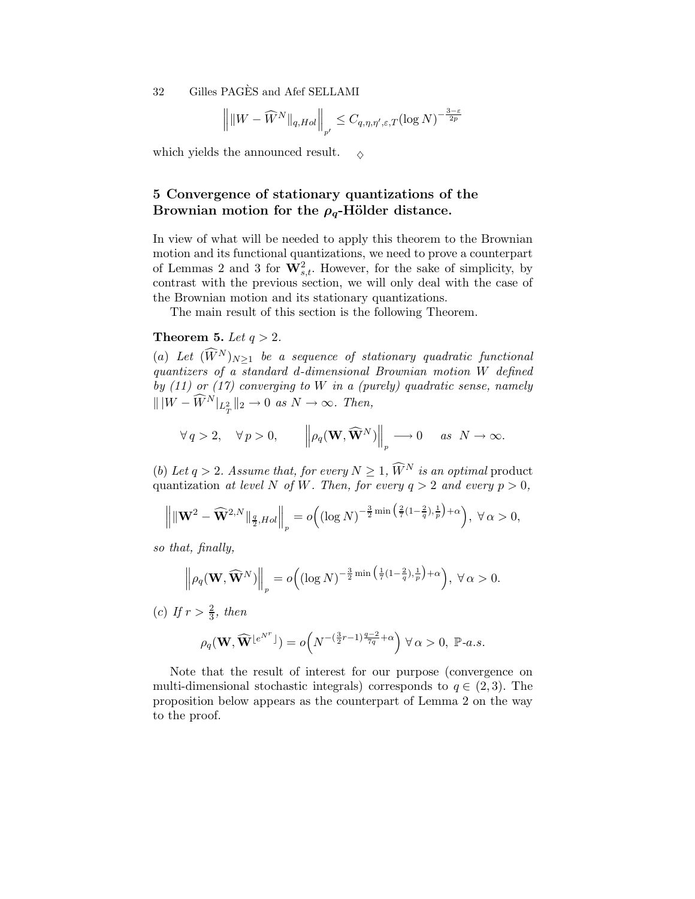$$\left\| \|W - \widehat{W}^N\|_{q,Hol} \right\|_{p'} \leq C_{q,\eta,\eta',\varepsilon,T} (\log N)^{-\frac{3-\varepsilon}{2p}}$$

which yields the announced result. $\diamond$

## 5 Convergence of stationary quantizations of the Brownian motion for the $\rho_q$-Hölder distance.

In view of what will be needed to apply this theorem to the Brownian motion and its functional quantizations, we need to prove a counterpart of Lemmas 2 and 3 for $\mathbf{W}^2_{s,t}$. However, for the sake of simplicity, by contrast with the previous section, we will only deal with the case of the Brownian motion and its stationary quantizations.

The main result of this section is the following Theorem.

**Theorem 5.** *Let $q > 2$.*

*(a) Let $(\widehat{W}^N)_{N\geq 1}$ be a sequence of stationary quadratic functional quantizers of a standard $d$-dimensional Brownian motion $W$ defined by (11) or (17) converging to $W$ in a (purely) quadratic sense, namely $\| |W - \widehat{W}^N|_{L^2_T} \|_2 \to 0$ as $N \to \infty$. Then,*

$$\forall\, q > 2, \quad \forall\, p > 0, \qquad \left\| \rho_q(\mathbf{W}, \widehat{\mathbf{W}}^N) \right\|_p \longrightarrow 0 \quad \text{ as } \; N \to \infty.$$

*(b) Let $q > 2$. Assume that, for every $N \geq 1$, $\widehat{W}^N$ is an optimal* product quantization *at level $N$ of $W$. Then, for every $q > 2$ and every $p > 0$,*

$$\left\| \|\mathbf{W}^2 - \widehat{\mathbf{W}}^{2,N}\|_{\frac{q}{2},Hol} \right\|_p = o\Big( (\log N)^{-\frac{3}{2}\min\left(\frac{2}{7}(1-\frac{2}{q}),\frac{1}{p}\right)+\alpha} \Big), \; \forall\, \alpha > 0,$$

*so that, finally,*

$$\left\| \rho_q(\mathbf{W}, \widehat{\mathbf{W}}^N) \right\|_p = o\Big( (\log N)^{-\frac{3}{2}\min\left(\frac{1}{7}(1-\frac{2}{q}),\frac{1}{p}\right)+\alpha} \Big), \; \forall\, \alpha > 0.$$

*(c) If $r > \frac{2}{3}$, then*

$$\rho_q(\mathbf{W}, \widehat{\mathbf{W}}^{\lfloor e^{N^r} \rfloor}) = o\Big( N^{-(\frac{3}{2}r-1)\frac{q-2}{7q}+\alpha} \Big) \; \forall\, \alpha > 0, \; \mathbb{P}\text{-a.s.}$$

Note that the result of interest for our purpose (convergence on multi-dimensional stochastic integrals) corresponds to $q \in (2, 3)$. The proposition below appears as the counterpart of Lemma 2 on the way to the proof.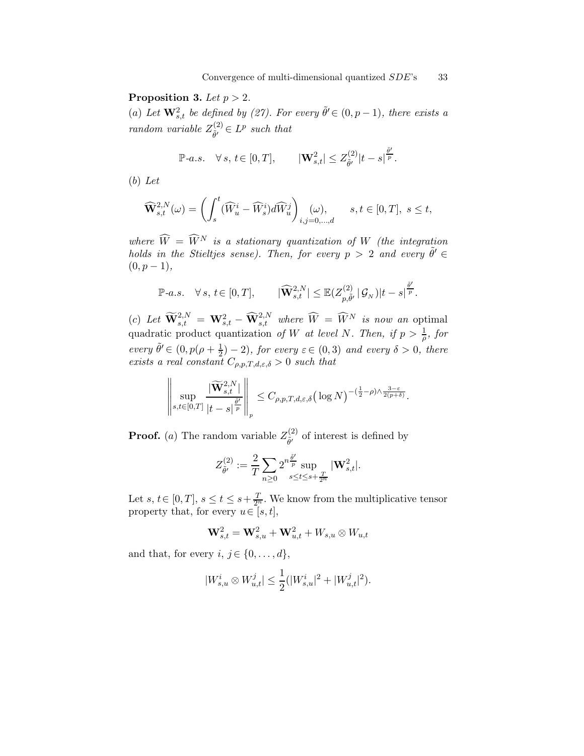**Proposition 3.** *Let $p > 2$.*

(*a*) *Let $\mathbf{W}^2_{s,t}$ be defined by (27). For every $\tilde{\theta}' \in (0, p-1)$, there exists a random variable $Z^{(2)}_{\tilde{\theta}'} \in L^p$ such that*

$$\mathbb{P}\text{-a.s.} \quad \forall\, s,\, t \in [0,T], \qquad |\mathbf{W}^2_{s,t}| \leq Z^{(2)}_{\tilde{\theta}'} |t-s|^{\frac{\tilde{\theta}'}{p}}.$$

(*b*) *Let*

$$\widehat{\mathbf{W}}^{2,N}_{s,t}(\omega) = \left( \int_s^t (\widehat{W}^i_u - \widehat{W}^i_s) d\widehat{W}^j_u \right)_{i,j=0,\ldots,d} (\omega), \qquad s,t \in [0,T],\ s \leq t,$$

*where $\widehat{W} = \widehat{W}^N$ is a stationary quantization of $W$ (the integration holds in the Stieltjes sense). Then, for every $p > 2$ and every $\tilde{\theta}' \in (0, p-1)$,*

$$\mathbb{P}\text{-a.s.} \quad \forall\, s,\, t \in [0,T], \qquad |\widehat{\mathbf{W}}^{2,N}_{s,t}| \leq \mathbb{E}(Z^{(2)}_{p,\tilde{\theta}'} \,|\, \mathcal{G}_N) |t-s|^{\frac{\tilde{\theta}'}{p}}.$$

(*c*) *Let $\widetilde{\mathbf{W}}^{2,N}_{s,t} = \mathbf{W}^2_{s,t} - \widehat{\mathbf{W}}^{2,N}_{s,t}$ where $\widehat{W} = \widehat{W}^N$ is now an* optimal quadratic product quantization *of $W$ at level $N$. Then, if $p > \frac{1}{\rho}$, for every $\tilde{\theta}' \in (0, p(\rho + \frac{1}{2}) - 2)$, for every $\varepsilon \in (0,3)$ and every $\delta > 0$, there exists a real constant $C_{\rho,p,T,d,\varepsilon,\delta} > 0$ such that*

$$\left\| \sup_{s,t \in [0,T]} \frac{|\widetilde{\mathbf{W}}^{2,N}_{s,t}|}{|t-s|^{\frac{\tilde{\theta}'}{p}}} \right\|_p \leq C_{\rho,p,T,d,\varepsilon,\delta} \big( \log N \big)^{-(\frac{1}{2}-\rho) \wedge \frac{3-\varepsilon}{2(p+\delta)}}.$$

**Proof.** (*a*) The random variable $Z^{(2)}_{\tilde{\theta}'}$ of interest is defined by

$$Z^{(2)}_{\tilde{\theta}'} := \frac{2}{T} \sum_{n \geq 0} 2^{n \frac{\tilde{\theta}'}{p}} \sup_{s \leq t \leq s + \frac{T}{2^n}} |\mathbf{W}^2_{s,t}|.$$

Let $s,\, t \in [0,T]$, $s \leq t \leq s + \frac{T}{2^n}$. We know from the multiplicative tensor property that, for every $u \in [s,t]$,

$$\mathbf{W}^2_{s,t} = \mathbf{W}^2_{s,u} + \mathbf{W}^2_{u,t} + W_{s,u} \otimes W_{u,t}$$

and that, for every $i,\, j \in \{0, \ldots, d\}$,

$$|W^i_{s,u} \otimes W^j_{u,t}| \leq \frac{1}{2}(|W^i_{s,u}|^2 + |W^j_{u,t}|^2).$$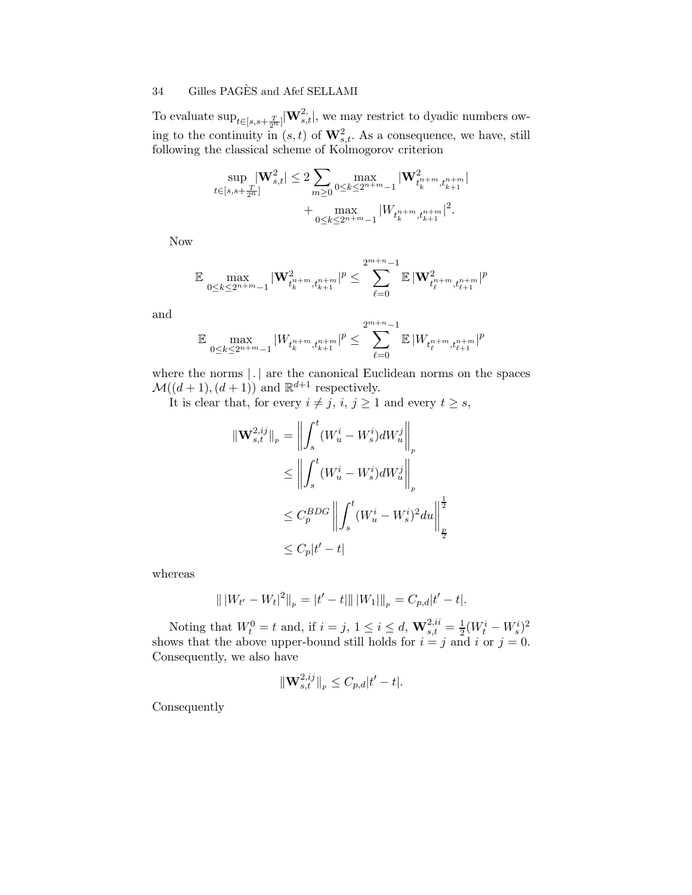To evaluate $\sup_{t\in[s,s+\frac{T}{2^n}]}|\mathbf{W}^2_{s,t}|$, we may restrict to dyadic numbers owing to the continuity in $(s,t)$ of $\mathbf{W}^2_{s,t}$. As a consequence, we have, still following the classical scheme of Kolmogorov criterion

$$\sup_{t\in[s,s+\frac{T}{2^n}]}|\mathbf{W}^2_{s,t}| \leq 2\sum_{m\geq 0}\max_{0\leq k\leq 2^{n+m}-1}|\mathbf{W}^2_{t_k^{n+m},t_{k+1}^{n+m}}| + \max_{0\leq k\leq 2^{n+m}-1}|W_{t_k^{n+m},t_{k+1}^{n+m}}|^2.$$

Now

$$\mathbb{E}\max_{0\leq k\leq 2^{n+m}-1}|\mathbf{W}^2_{t_k^{n+m},t_{k+1}^{n+m}}|^p \leq \sum_{\ell=0}^{2^{m+n}-1}\mathbb{E}\,|\mathbf{W}^2_{t_\ell^{n+m},t_{\ell+1}^{n+m}}|^p$$

and

$$\mathbb{E}\max_{0\leq k\leq 2^{n+m}-1}|W_{t_k^{n+m},t_{k+1}^{n+m}}|^p \leq \sum_{\ell=0}^{2^{m+n}-1}\mathbb{E}\,|W_{t_\ell^{n+m},t_{\ell+1}^{n+m}}|^p$$

where the norms $|\,.\,|$ are the canonical Euclidean norms on the spaces $\mathcal{M}((d+1),(d+1))$ and $\mathbb{R}^{d+1}$ respectively.

It is clear that, for every $i\neq j$, $i,\,j\geq 1$ and every $t\geq s$,

$$\begin{aligned}
\|\mathbf{W}^{2,ij}_{s,t}\|_p &= \left\|\int_s^t (W^i_u - W^i_s)dW^j_u\right\|_p \\
&\leq \left\|\int_s^t (W^i_u - W^i_s)dW^j_u\right\|_p \\
&\leq C_p^{BDG}\left\|\int_s^t (W^i_u - W^i_s)^2du\right\|_{\frac{p}{2}}^{\frac{1}{2}} \\
&\leq C_p|t'-t|
\end{aligned}$$

whereas

$$\|\,|W_{t'}-W_t|^2\|_p = |t'-t|\|\,|W_1|\|_p = C_{p,d}|t'-t|.$$

Noting that $W^0_t = t$ and, if $i=j$, $1\leq i\leq d$, $\mathbf{W}^{2,ii}_{s,t} = \frac{1}{2}(W^i_t - W^i_s)^2$ shows that the above upper-bound still holds for $i=j$ and $i$ or $j=0$. Consequently, we also have

$$\|\mathbf{W}^{2,ij}_{s,t}\|_p \leq C_{p,d}|t'-t|.$$

Consequently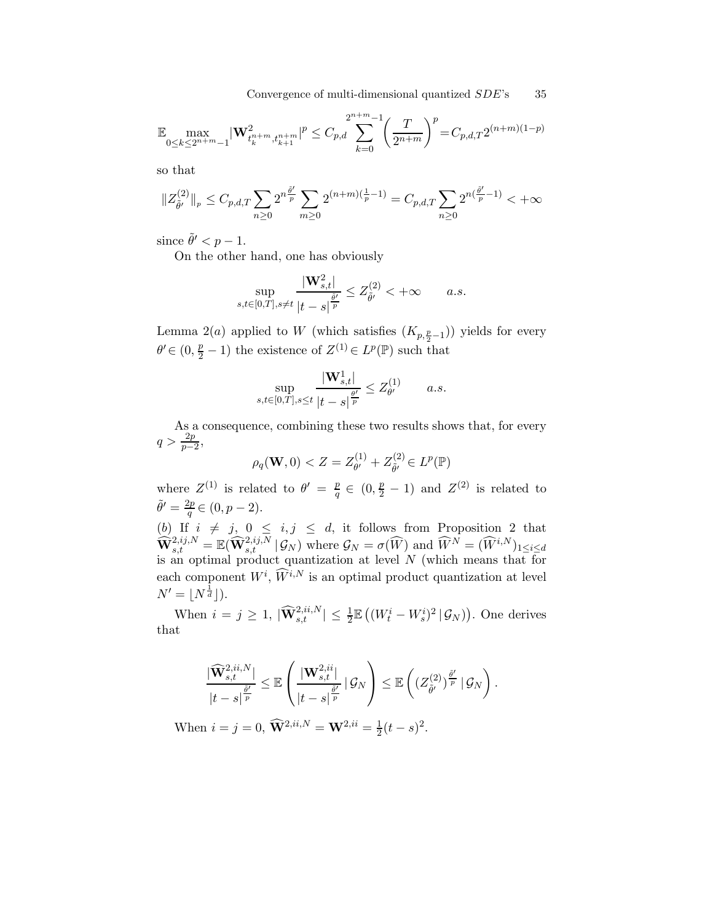$$\mathbb{E}\max_{0\le k\le 2^{n+m}-1}|\mathbf{W}^2_{t_k^{n+m},t_{k+1}^{n+m}}|^p \le C_{p,d}\sum_{k=0}^{2^{n+m}-1}\left(\frac{T}{2^{n+m}}\right)^p = C_{p,d,T}2^{(n+m)(1-p)}$$

so that

$$\|Z^{(2)}_{\tilde\theta'}\|_p \le C_{p,d,T}\sum_{n\ge 0}2^{n\frac{\tilde\theta'}{p}}\sum_{m\ge 0}2^{(n+m)(\frac{1}{p}-1)} = C_{p,d,T}\sum_{n\ge 0}2^{n(\frac{\tilde\theta'}{p}-1)} < +\infty$$

since $\tilde\theta' < p-1$.

On the other hand, one has obviously

$$\sup_{s,t\in[0,T],s\ne t}\frac{|\mathbf{W}^2_{s,t}|}{|t-s|^{\frac{\tilde\theta'}{p}}} \le Z^{(2)}_{\tilde\theta'} < +\infty \qquad a.s.$$

Lemma 2$(a)$ applied to $W$ (which satisfies $(K_{p,\frac{p}{2}-1})$) yields for every $\theta'\in(0,\frac{p}{2}-1)$ the existence of $Z^{(1)}\in L^p(\mathbb{P})$ such that

$$\sup_{s,t\in[0,T],s\le t}\frac{|\mathbf{W}^1_{s,t}|}{|t-s|^{\frac{\theta'}{p}}} \le Z^{(1)}_{\theta'} \qquad a.s.$$

As a consequence, combining these two results shows that, for every $q > \frac{2p}{p-2}$,

$$\rho_q(\mathbf{W},0) < Z = Z^{(1)}_{\theta'} + Z^{(2)}_{\tilde\theta'} \in L^p(\mathbb{P})$$

where $Z^{(1)}$ is related to $\theta' = \frac{p}{q}\in(0,\frac{p}{2}-1)$ and $Z^{(2)}$ is related to $\tilde\theta' = \frac{2p}{q}\in(0,p-2)$.

$(b)$ If $i\ne j$, $0\le i,j\le d$, it follows from Proposition 2 that $\widehat{\mathbf{W}}^{2,ij,N}_{s,t} = \mathbb{E}(\widehat{\mathbf{W}}^{2,ij,N}_{s,t}\,|\,\mathcal{G}_N)$ where $\mathcal{G}_N = \sigma(\widehat{W})$ and $\widehat{W}^N = (\widehat{W}^{i,N})_{1\le i\le d}$ is an optimal product quantization at level $N$ (which means that for each component $W^i$, $\widehat{W}^{i,N}$ is an optimal product quantization at level $N' = \lfloor N^{\frac{1}{d}}\rfloor$).

When $i=j\ge 1$, $|\widehat{\mathbf{W}}^{2,ii,N}_{s,t}| \le \frac{1}{2}\mathbb{E}\left((W^i_t - W^i_s)^2\,|\,\mathcal{G}_N\right)$. One derives that

$$\frac{|\widehat{\mathbf{W}}^{2,ii,N}_{s,t}|}{|t-s|^{\frac{\tilde\theta'}{p}}} \le \mathbb{E}\left(\frac{|\mathbf{W}^{2,ii}_{s,t}|}{|t-s|^{\frac{\tilde\theta'}{p}}}\,|\,\mathcal{G}_N\right) \le \mathbb{E}\left((Z^{(2)}_{\tilde\theta'})^{\frac{\tilde\theta'}{p}}\,|\,\mathcal{G}_N\right).$$

When $i=j=0$, $\widehat{\mathbf{W}}^{2,ii,N} = \mathbf{W}^{2,ii} = \frac{1}{2}(t-s)^2$.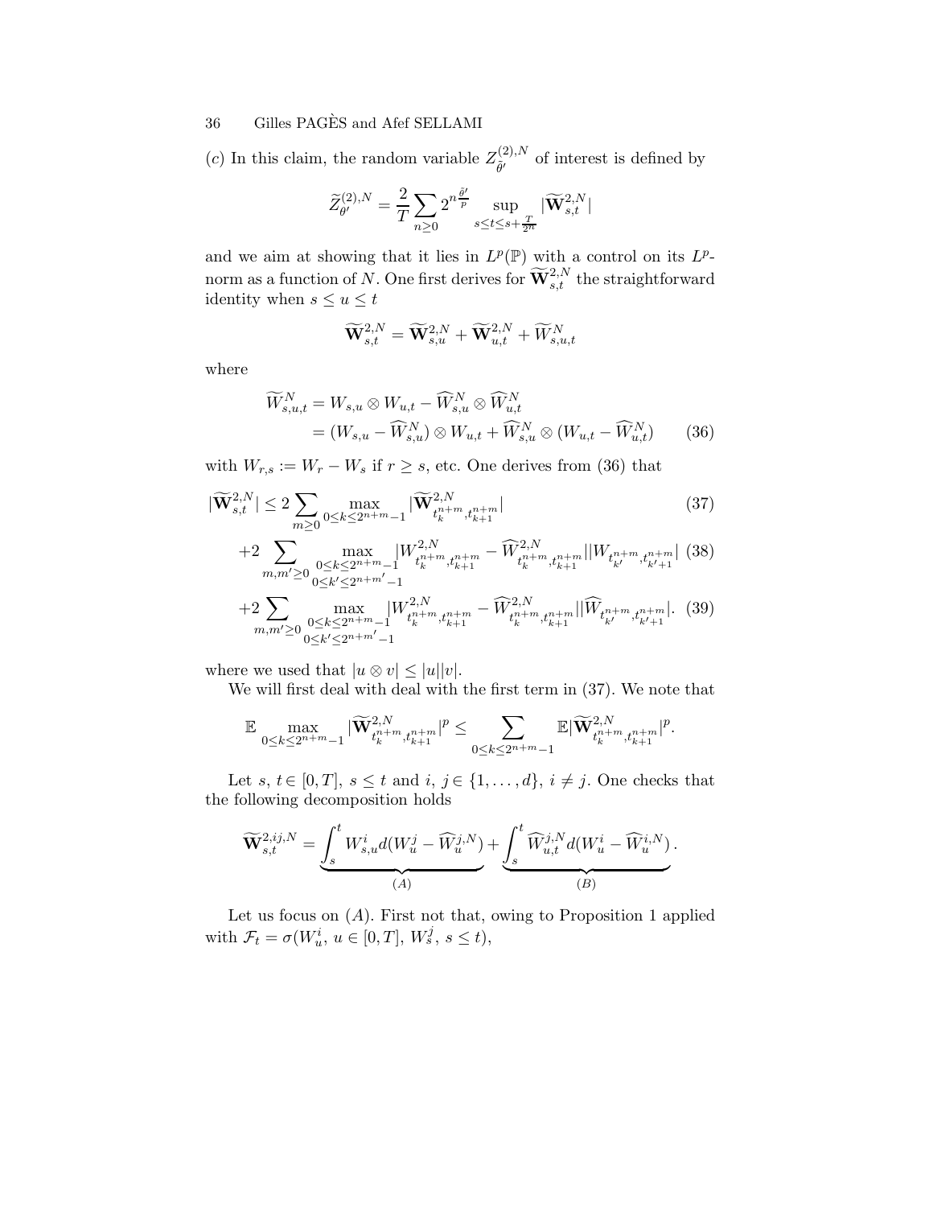(*c*) In this claim, the random variable $Z^{(2),N}_{\tilde{\theta}'}$ of interest is defined by

$$\widetilde{Z}^{(2),N}_{\theta'} = \frac{2}{T}\sum_{n\geq 0} 2^{n\frac{\tilde{\theta}'}{p}} \sup_{s\leq t\leq s+\frac{T}{2^n}} |\widetilde{\mathbf{W}}^{2,N}_{s,t}|$$

and we aim at showing that it lies in $L^p(\mathbb{P})$ with a control on its $L^p$-norm as a function of $N$. One first derives for $\widetilde{\mathbf{W}}^{2,N}_{s,t}$ the straightforward identity when $s \leq u \leq t$

$$\widetilde{\mathbf{W}}^{2,N}_{s,t} = \widetilde{\mathbf{W}}^{2,N}_{s,u} + \widetilde{\mathbf{W}}^{2,N}_{u,t} + \widetilde{W}^{N}_{s,u,t}$$

where

$$\begin{aligned}
\widetilde{W}^N_{s,u,t} &= W_{s,u}\otimes W_{u,t} - \widehat{W}^N_{s,u}\otimes \widehat{W}^N_{u,t}\\
&= (W_{s,u}-\widehat{W}^N_{s,u})\otimes W_{u,t} + \widehat{W}^N_{s,u}\otimes(W_{u,t}-\widehat{W}^N_{u,t}) \qquad (36)
\end{aligned}$$

with $W_{r,s} := W_r - W_s$ if $r \geq s$, etc. One derives from (36) that

$$|\widetilde{\mathbf{W}}^{2,N}_{s,t}| \leq 2\sum_{m\geq 0} \max_{0\leq k\leq 2^{n+m}-1} |\widetilde{\mathbf{W}}^{2,N}_{t^{n+m}_k, t^{n+m}_{k+1}}| \qquad (37)$$

$$+2\sum_{m,m'\geq 0} \max_{\substack{0\leq k\leq 2^{n+m}-1\\ 0\leq k'\leq 2^{n+m'}-1}} |W^{2,N}_{t^{n+m}_k,t^{n+m}_{k+1}} - \widehat{W}^{2,N}_{t^{n+m}_k,t^{n+m}_{k+1}}||W_{t^{n+m}_{k'},t^{n+m}_{k'+1}}| \qquad (38)$$

$$+2\sum_{m,m'\geq 0} \max_{\substack{0\leq k\leq 2^{n+m}-1\\ 0\leq k'\leq 2^{n+m'}-1}} |W^{2,N}_{t^{n+m}_k,t^{n+m}_{k+1}} - \widehat{W}^{2,N}_{t^{n+m}_k,t^{n+m}_{k+1}}||\widehat{W}_{t^{n+m}_{k'},t^{n+m}_{k'+1}}|. \qquad (39)$$

where we used that $|u\otimes v| \leq |u||v|$.

We will first deal with deal with the first term in (37). We note that

$$\mathbb{E}\max_{0\leq k\leq 2^{n+m}-1} |\widetilde{\mathbf{W}}^{2,N}_{t^{n+m}_k,t^{n+m}_{k+1}}|^p \leq \sum_{0\leq k\leq 2^{n+m}-1} \mathbb{E}|\widetilde{\mathbf{W}}^{2,N}_{t^{n+m}_k,t^{n+m}_{k+1}}|^p.$$

Let $s,\, t \in [0,T]$, $s\leq t$ and $i,\, j \in \{1,\dots,d\}$, $i\neq j$. One checks that the following decomposition holds

$$\widetilde{\mathbf{W}}^{2,ij,N}_{s,t} = \underbrace{\int_s^t W^i_{s,u} d(W^j_u - \widehat{W}^{j,N}_u)}_{(A)} + \underbrace{\int_s^t \widehat{W}^{j,N}_{u,t} d(W^i_u - \widehat{W}^{i,N}_u)}_{(B)}.$$

Let us focus on $(A)$. First not that, owing to Proposition 1 applied with $\mathcal{F}_t = \sigma(W^i_u,\, u\in[0,T],\, W^j_s,\, s\leq t)$,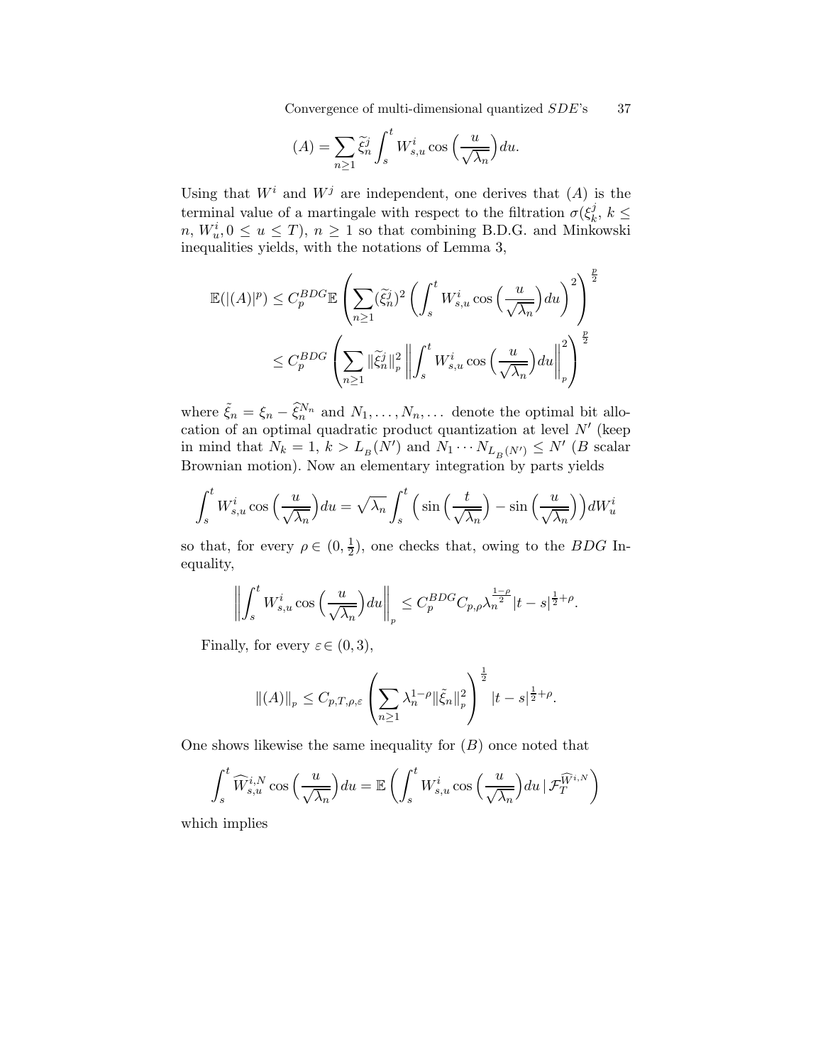$$(A) = \sum_{n \geq 1} \widetilde{\xi}^j_n \int_s^t W^i_{s,u} \cos\Big(\frac{u}{\sqrt{\lambda_n}}\Big) du.$$

Using that $W^i$ and $W^j$ are independent, one derives that $(A)$ is the terminal value of a martingale with respect to the filtration $\sigma(\xi^j_k,\, k \leq n,\, W^i_u, 0 \leq u \leq T)$, $n \geq 1$ so that combining B.D.G. and Minkowski inequalities yields, with the notations of Lemma 3,

$$\begin{aligned}
\mathbb{E}(|(A)|^p) &\leq C^{BDG}_p \mathbb{E}\left(\sum_{n\geq 1} (\widetilde{\xi}^j_n)^2 \left(\int_s^t W^i_{s,u} \cos\Big(\frac{u}{\sqrt{\lambda_n}}\Big) du\right)^2\right)^{\frac{p}{2}} \\
&\leq C^{BDG}_p \left(\sum_{n\geq 1} \|\widetilde{\xi}^j_n\|^2_p \left\|\int_s^t W^i_{s,u} \cos\Big(\frac{u}{\sqrt{\lambda_n}}\Big) du\right\|^2_p\right)^{\frac{p}{2}}
\end{aligned}$$

where $\tilde{\xi}_n = \xi_n - \widehat{\xi}^{N_n}_n$ and $N_1, \ldots, N_n, \ldots$ denote the optimal bit allocation of an optimal quadratic product quantization at level $N'$ (keep in mind that $N_k = 1$, $k > L_B(N')$ and $N_1 \cdots N_{L_B(N')} \leq N'$ ($B$ scalar Brownian motion). Now an elementary integration by parts yields

$$\int_s^t W^i_{s,u} \cos\Big(\frac{u}{\sqrt{\lambda_n}}\Big) du = \sqrt{\lambda_n} \int_s^t \Big(\sin\Big(\frac{t}{\sqrt{\lambda_n}}\Big) - \sin\Big(\frac{u}{\sqrt{\lambda_n}}\Big)\Big) dW^i_u$$

so that, for every $\rho \in (0, \frac{1}{2})$, one checks that, owing to the $BDG$ Inequality,

$$\left\|\int_s^t W^i_{s,u} \cos\Big(\frac{u}{\sqrt{\lambda_n}}\Big) du\right\|_p \leq C^{BDG}_p C_{p,\rho} \lambda_n^{\frac{1-\rho}{2}} |t-s|^{\frac{1}{2}+\rho}.$$

Finally, for every $\varepsilon \in (0,3)$,

$$\|(A)\|_p \leq C_{p,T,\rho,\varepsilon} \left(\sum_{n\geq 1} \lambda_n^{1-\rho} \|\tilde{\xi}_n\|^2_p\right)^{\frac{1}{2}} |t-s|^{\frac{1}{2}+\rho}.$$

One shows likewise the same inequality for $(B)$ once noted that

$$\int_s^t \widehat{W}^{i,N}_{s,u} \cos\Big(\frac{u}{\sqrt{\lambda_n}}\Big) du = \mathbb{E}\left(\int_s^t W^i_{s,u} \cos\Big(\frac{u}{\sqrt{\lambda_n}}\Big) du \,|\, \mathcal{F}^{\widehat{W}^{i,N}}_T\right)$$

which implies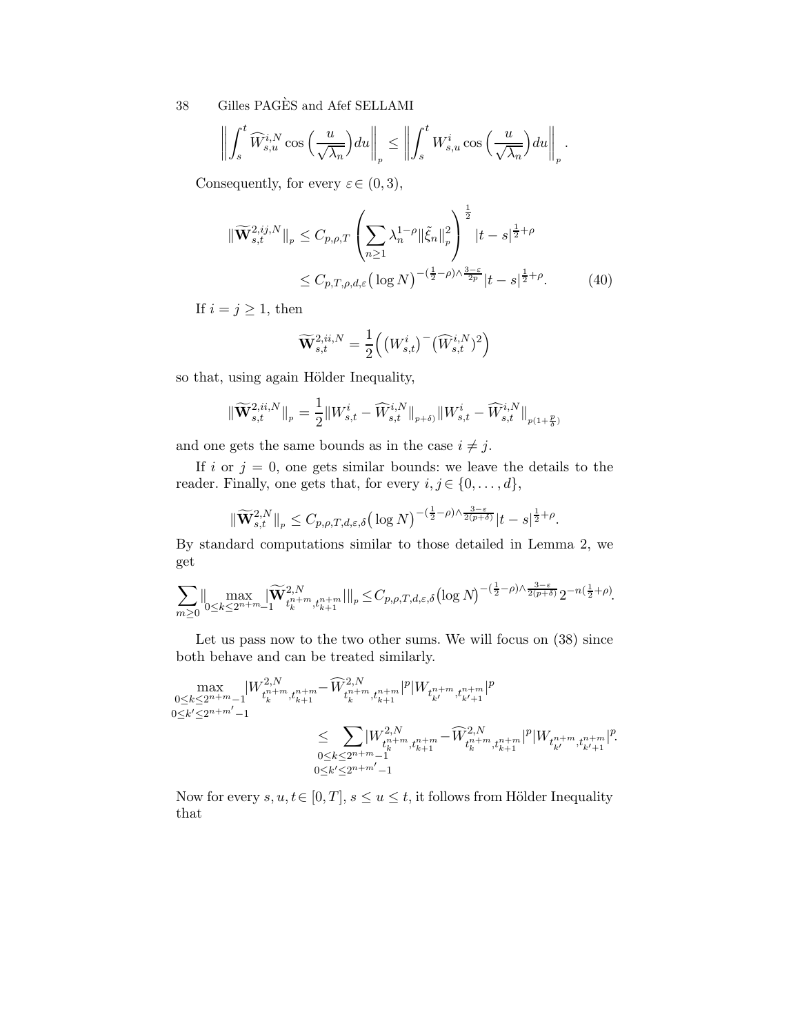$$\left\| \int_s^t \widehat{W}_{s,u}^{i,N} \cos\Big(\frac{u}{\sqrt{\lambda_n}}\Big) du \right\|_p \le \left\| \int_s^t W_{s,u}^{i} \cos\Big(\frac{u}{\sqrt{\lambda_n}}\Big) du \right\|_p .$$

Consequently, for every $\varepsilon \in (0,3)$,

$$\begin{aligned}
\|\widetilde{\mathbf{W}}_{s,t}^{2,ij,N}\|_p &\le C_{p,\rho,T} \left( \sum_{n\ge 1} \lambda_n^{1-\rho} \|\tilde{\xi}_n\|_p^2 \right)^{\frac{1}{2}} |t-s|^{\frac{1}{2}+\rho} \\
&\le C_{p,T,\rho,d,\varepsilon} \big(\log N\big)^{-(\frac{1}{2}-\rho)\wedge \frac{3-\varepsilon}{2p}} |t-s|^{\frac{1}{2}+\rho}. \qquad (40)
\end{aligned}$$

If $i = j \ge 1$, then

$$\widetilde{\mathbf{W}}_{s,t}^{2,ii,N} = \frac{1}{2}\Big( (W_{s,t}^i)^{-}(\widehat{W}_{s,t}^{i,N})^2 \Big)$$

so that, using again Hölder Inequality,

$$\|\widetilde{\mathbf{W}}_{s,t}^{2,ii,N}\|_p = \frac{1}{2} \|W_{s,t}^i - \widehat{W}_{s,t}^{i,N}\|_{p+\delta)} \|W_{s,t}^i - \widehat{W}_{s,t}^{i,N}\|_{p(1+\frac{p}{\delta})}$$

and one gets the same bounds as in the case $i \neq j$.

If $i$ or $j = 0$, one gets similar bounds: we leave the details to the reader. Finally, one gets that, for every $i,j \in \{0,\ldots,d\}$,

$$\|\widetilde{\mathbf{W}}_{s,t}^{2,N}\|_p \le C_{p,\rho,T,d,\varepsilon,\delta} \big(\log N\big)^{-(\frac{1}{2}-\rho)\wedge\frac{3-\varepsilon}{2(p+\delta)}} |t-s|^{\frac{1}{2}+\rho}.$$

By standard computations similar to those detailed in Lemma 2, we get

$$\sum_{m\ge 0} \big\| \max_{0\le k\le 2^{n+m}-1} |\widetilde{\mathbf{W}}_{t_k^{n+m},t_{k+1}^{n+m}}^{2,N}| \big\|_p \le C_{p,\rho,T,d,\varepsilon,\delta} \big(\log N\big)^{-(\frac{1}{2}-\rho)\wedge\frac{3-\varepsilon}{2(p+\delta)}} 2^{-n(\frac{1}{2}+\rho)}.$$

Let us pass now to the two other sums. We will focus on (38) since both behave and can be treated similarly.

$$\begin{aligned}
&\max_{\substack{0\le k\le 2^{n+m}-1\\ 0\le k'\le 2^{n+m'}-1}} |W_{t_k^{n+m},t_{k+1}^{n+m}}^{2,N} - \widehat{W}_{t_k^{n+m},t_{k+1}^{n+m}}^{2,N}|^p |W_{t_{k'}^{n+m},t_{k'+1}^{n+m}}|^p \\
&\qquad\qquad \le \sum_{\substack{0\le k\le 2^{n+m}-1\\ 0\le k'\le 2^{n+m'}-1}} |W_{t_k^{n+m},t_{k+1}^{n+m}}^{2,N} - \widehat{W}_{t_k^{n+m},t_{k+1}^{n+m}}^{2,N}|^p |W_{t_{k'}^{n+m},t_{k'+1}^{n+m}}|^p.
\end{aligned}$$

Now for every $s,u,t \in [0,T]$, $s \le u \le t$, it follows from Hölder Inequality that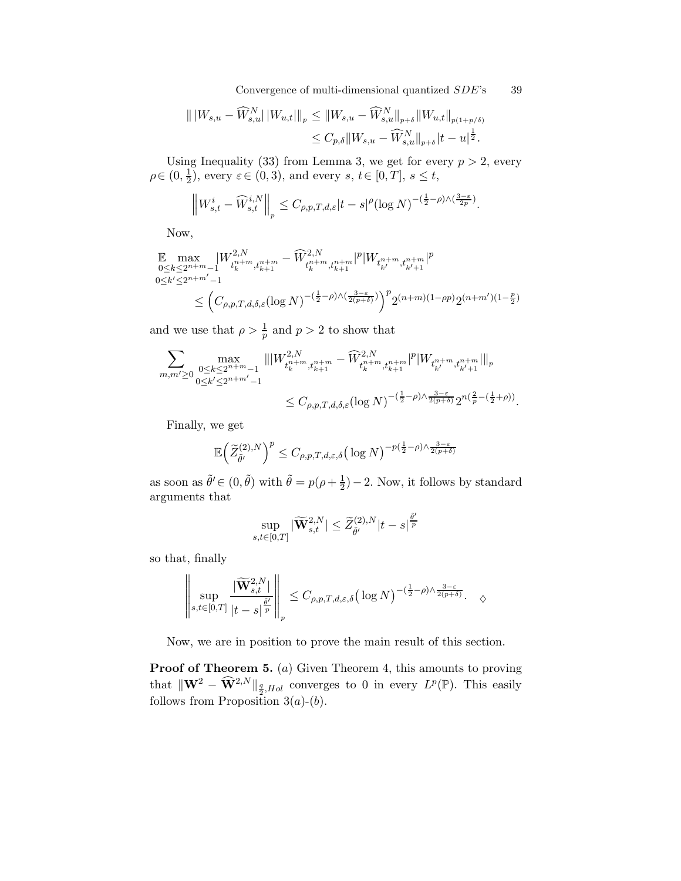$$
\| \, |W_{s,u} - \widehat{W}^N_{s,u}| \, |W_{u,t}| \|_p \le \|W_{s,u} - \widehat{W}^N_{s,u}\|_{p+\delta} \|W_{u,t}\|_{p(1+p/\delta)}
$$
$$
\le C_{p,\delta} \|W_{s,u} - \widehat{W}^N_{s,u}\|_{p+\delta} |t-u|^{\frac{1}{2}}.
$$

Using Inequality (33) from Lemma 3, we get for every $p > 2$, every $\rho \in (0, \frac{1}{2})$, every $\varepsilon \in (0,3)$, and every $s, \, t \in [0,T]$, $s \le t$,

$$
\left\| W^i_{s,t} - \widehat{W}^{i,N}_{s,t} \right\|_p \le C_{\rho,p,T,d,\varepsilon} |t-s|^\rho (\log N)^{-(\frac{1}{2}-\rho)\wedge(\frac{3-\varepsilon}{2p})}.
$$

Now,

$$
\mathbb{E} \max_{\substack{0 \le k \le 2^{n+m}-1 \\ 0 \le k' \le 2^{n+m'}-1}} |W^{2,N}_{t^{n+m}_k, t^{n+m}_{k+1}} - \widehat{W}^{2,N}_{t^{n+m}_k, t^{n+m}_{k+1}}|^p |W_{t^{n+m}_{k'}, t^{n+m}_{k'+1}}|^p
$$
$$
\le \left( C_{\rho,p,T,d,\delta,\varepsilon} (\log N)^{-(\frac{1}{2}-\rho)\wedge(\frac{3-\varepsilon}{2(p+\delta)})} \right)^p 2^{(n+m)(1-\rho p)} 2^{(n+m')(1-\frac{p}{2})}
$$

and we use that $\rho > \frac{1}{p}$ and $p > 2$ to show that

$$
\sum_{m,m' \ge 0} \max_{\substack{0 \le k \le 2^{n+m}-1 \\ 0 \le k' \le 2^{n+m'}-1}} \| |W^{2,N}_{t^{n+m}_k, t^{n+m}_{k+1}} - \widehat{W}^{2,N}_{t^{n+m}_k, t^{n+m}_{k+1}}|^p |W_{t^{n+m}_{k'}, t^{n+m}_{k'+1}}| \|_p
$$
$$
\le C_{\rho,p,T,d,\delta,\varepsilon} (\log N)^{-(\frac{1}{2}-\rho)\wedge\frac{3-\varepsilon}{2(p+\delta)}} 2^{n(\frac{2}{p}-(\frac{1}{2}+\rho))}.
$$

Finally, we get

$$
\mathbb{E}\Big( \widetilde{Z}^{(2),N}_{\tilde{\theta}'} \Big)^p \le C_{\rho,p,T,d,\varepsilon,\delta} \big( \log N \big)^{-p(\frac{1}{2}-\rho)\wedge\frac{3-\varepsilon}{2(p+\delta)}}
$$

as soon as $\tilde{\theta}' \in (0, \tilde{\theta})$ with $\tilde{\theta} = p(\rho + \frac{1}{2}) - 2$. Now, it follows by standard arguments that

$$
\sup_{s,t \in [0,T]} |\widetilde{\mathbf{W}}^{2,N}_{s,t}| \le \widetilde{Z}^{(2),N}_{\tilde{\theta}'} |t-s|^{\frac{\tilde{\theta}'}{p}}
$$

so that, finally

$$
\left\| \sup_{s,t \in [0,T]} \frac{|\widetilde{\mathbf{W}}^{2,N}_{s,t}|}{|t-s|^{\frac{\tilde{\theta}'}{p}}} \right\|_p \le C_{\rho,p,T,d,\varepsilon,\delta} \big( \log N \big)^{-(\frac{1}{2}-\rho)\wedge\frac{3-\varepsilon}{2(p+\delta)}}. \quad \diamond
$$

Now, we are in position to prove the main result of this section.

**Proof of Theorem 5.** $(a)$ Given Theorem 4, this amounts to proving that $\|\mathbf{W}^2 - \widehat{\mathbf{W}}^{2,N}\|_{\frac{q}{2},Hol}$ converges to 0 in every $L^p(\mathbb{P})$. This easily follows from Proposition 3$(a)$-$(b)$.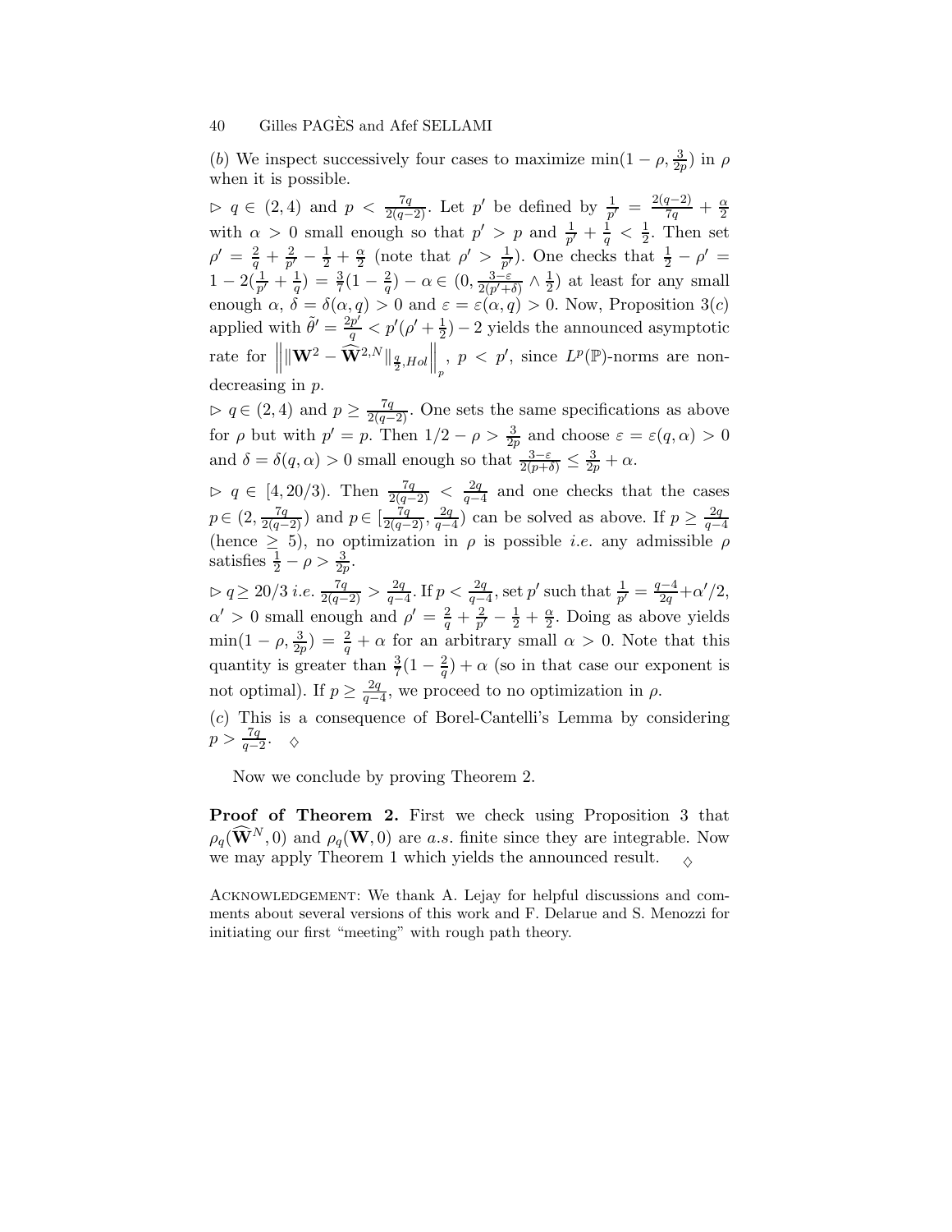(*b*) We inspect successively four cases to maximize $\min(1-\rho, \frac{3}{2p})$ in $\rho$ when it is possible.

$\triangleright$ $q \in (2,4)$ and $p < \frac{7q}{2(q-2)}$. Let $p'$ be defined by $\frac{1}{p'} = \frac{2(q-2)}{7q} + \frac{\alpha}{2}$ with $\alpha > 0$ small enough so that $p' > p$ and $\frac{1}{p'} + \frac{1}{q} < \frac{1}{2}$. Then set $\rho' = \frac{2}{q} + \frac{2}{p'} - \frac{1}{2} + \frac{\alpha}{2}$ (note that $\rho' > \frac{1}{p'}$). One checks that $\frac{1}{2} - \rho' = 1 - 2(\frac{1}{p'} + \frac{1}{q}) = \frac{3}{7}(1 - \frac{2}{q}) - \alpha \in (0, \frac{3-\varepsilon}{2(p'+\delta)} \wedge \frac{1}{2})$ at least for any small enough $\alpha$, $\delta = \delta(\alpha, q) > 0$ and $\varepsilon = \varepsilon(\alpha, q) > 0$. Now, Proposition 3(*c*) applied with $\tilde{\theta}' = \frac{2p'}{q} < p'(\rho' + \frac{1}{2}) - 2$ yields the announced asymptotic rate for $\left\| \|\mathbf{W}^2 - \widehat{\mathbf{W}}^{2,N}\|_{\frac{q}{2},Hol} \right\|_p$, $p < p'$, since $L^p(\mathbb{P})$-norms are non-decreasing in $p$.

$\triangleright$ $q \in (2,4)$ and $p \geq \frac{7q}{2(q-2)}$. One sets the same specifications as above for $\rho$ but with $p' = p$. Then $1/2 - \rho > \frac{3}{2p}$ and choose $\varepsilon = \varepsilon(q, \alpha) > 0$ and $\delta = \delta(q, \alpha) > 0$ small enough so that $\frac{3-\varepsilon}{2(p+\delta)} \leq \frac{3}{2p} + \alpha$.

$\triangleright$ $q \in [4, 20/3)$. Then $\frac{7q}{2(q-2)} < \frac{2q}{q-4}$ and one checks that the cases $p \in (2, \frac{7q}{2(q-2)})$ and $p \in [\frac{7q}{2(q-2)}, \frac{2q}{q-4})$ can be solved as above. If $p \geq \frac{2q}{q-4}$ (hence $\geq 5$), no optimization in $\rho$ is possible *i.e.* any admissible $\rho$ satisfies $\frac{1}{2} - \rho > \frac{3}{2p}$.

$\triangleright$ $q \geq 20/3$ *i.e.* $\frac{7q}{2(q-2)} > \frac{2q}{q-4}$. If $p < \frac{2q}{q-4}$, set $p'$ such that $\frac{1}{p'} = \frac{q-4}{2q} + \alpha'/2$, $\alpha' > 0$ small enough and $\rho' = \frac{2}{q} + \frac{2}{p'} - \frac{1}{2} + \frac{\alpha}{2}$. Doing as above yields $\min(1-\rho, \frac{3}{2p}) = \frac{2}{q} + \alpha$ for an arbitrary small $\alpha > 0$. Note that this quantity is greater than $\frac{3}{7}(1 - \frac{2}{q}) + \alpha$ (so in that case our exponent is not optimal). If $p \geq \frac{2q}{q-4}$, we proceed to no optimization in $\rho$.

(*c*) This is a consequence of Borel-Cantelli's Lemma by considering $p > \frac{7q}{q-2}$. $\diamond$

Now we conclude by proving Theorem 2.

**Proof of Theorem 2.** First we check using Proposition 3 that $\rho_q(\widehat{\mathbf{W}}^N, 0)$ and $\rho_q(\mathbf{W}, 0)$ are *a.s.* finite since they are integrable. Now we may apply Theorem 1 which yields the announced result. $\diamond$

ACKNOWLEDGEMENT: We thank A. Lejay for helpful discussions and comments about several versions of this work and F. Delarue and S. Menozzi for initiating our first "meeting" with rough path theory.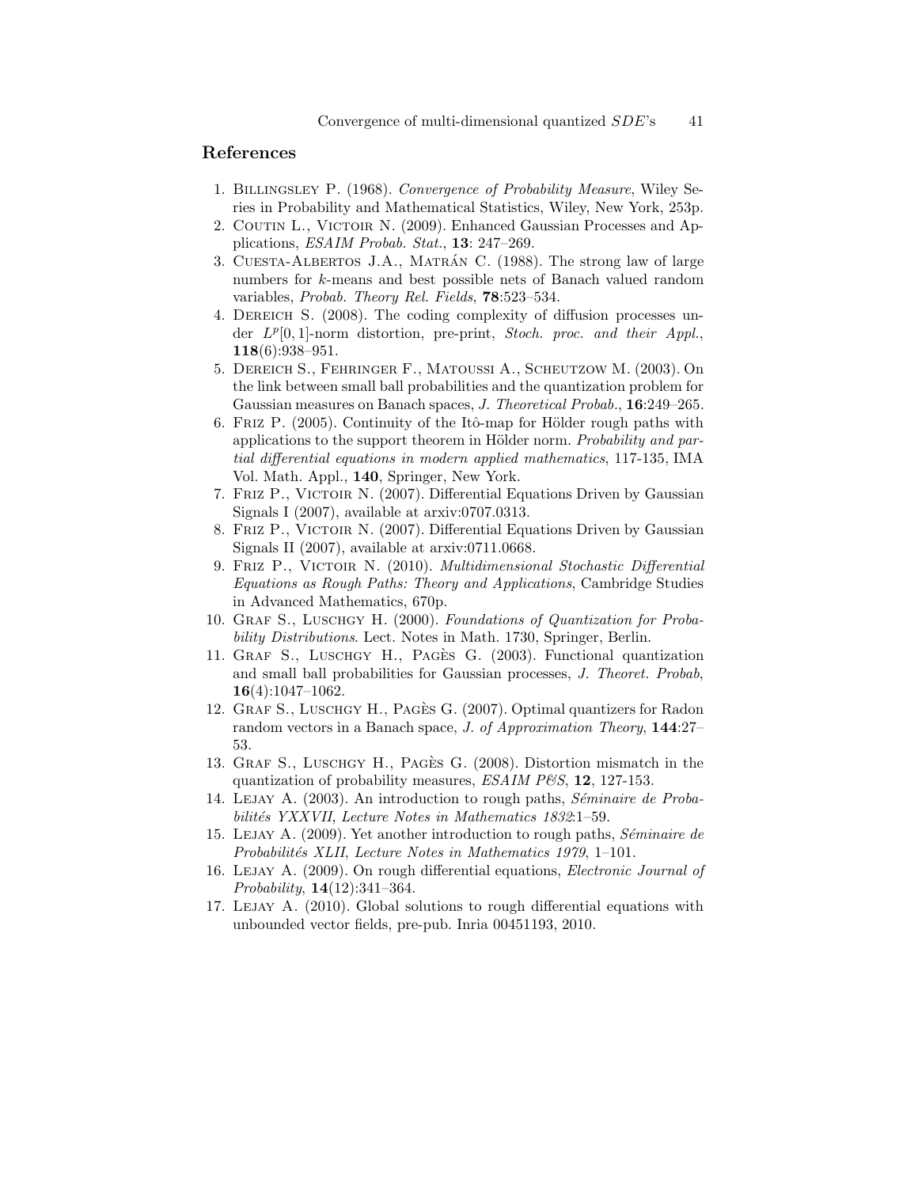## References

1. Billingsley P. (1968). *Convergence of Probability Measure*, Wiley Series in Probability and Mathematical Statistics, Wiley, New York, 253p.
2. Coutin L., Victoir N. (2009). Enhanced Gaussian Processes and Applications, *ESAIM Probab. Stat.*, **13**: 247–269.
3. Cuesta-Albertos J.A., Matrán C. (1988). The strong law of large numbers for $k$-means and best possible nets of Banach valued random variables, *Probab. Theory Rel. Fields*, **78**:523–534.
4. Dereich S. (2008). The coding complexity of diffusion processes under $L^p[0,1]$-norm distortion, pre-print, *Stoch. proc. and their Appl.*, **118**(6):938–951.
5. Dereich S., Fehringer F., Matoussi A., Scheutzow M. (2003). On the link between small ball probabilities and the quantization problem for Gaussian measures on Banach spaces, *J. Theoretical Probab.*, **16**:249–265.
6. Friz P. (2005). Continuity of the Itô-map for Hölder rough paths with applications to the support theorem in Hölder norm. *Probability and partial differential equations in modern applied mathematics*, 117-135, IMA Vol. Math. Appl., **140**, Springer, New York.
7. Friz P., Victoir N. (2007). Differential Equations Driven by Gaussian Signals I (2007), available at arxiv:0707.0313.
8. Friz P., Victoir N. (2007). Differential Equations Driven by Gaussian Signals II (2007), available at arxiv:0711.0668.
9. Friz P., Victoir N. (2010). *Multidimensional Stochastic Differential Equations as Rough Paths: Theory and Applications*, Cambridge Studies in Advanced Mathematics, 670p.
10. Graf S., Luschgy H. (2000). *Foundations of Quantization for Probability Distributions*. Lect. Notes in Math. 1730, Springer, Berlin.
11. Graf S., Luschgy H., Pagès G. (2003). Functional quantization and small ball probabilities for Gaussian processes, *J. Theoret. Probab*, **16**(4):1047–1062.
12. Graf S., Luschgy H., Pagès G. (2007). Optimal quantizers for Radon random vectors in a Banach space, *J. of Approximation Theory*, **144**:27–53.
13. Graf S., Luschgy H., Pagès G. (2008). Distortion mismatch in the quantization of probability measures, *ESAIM P&S*, **12**, 127-153.
14. Lejay A. (2003). An introduction to rough paths, *Séminaire de Probabilités YXXVII*, *Lecture Notes in Mathematics 1832*:1–59.
15. Lejay A. (2009). Yet another introduction to rough paths, *Séminaire de Probabilités XLII*, *Lecture Notes in Mathematics 1979*, 1–101.
16. Lejay A. (2009). On rough differential equations, *Electronic Journal of Probability*, **14**(12):341–364.
17. Lejay A. (2010). Global solutions to rough differential equations with unbounded vector fields, pre-pub. Inria 00451193, 2010.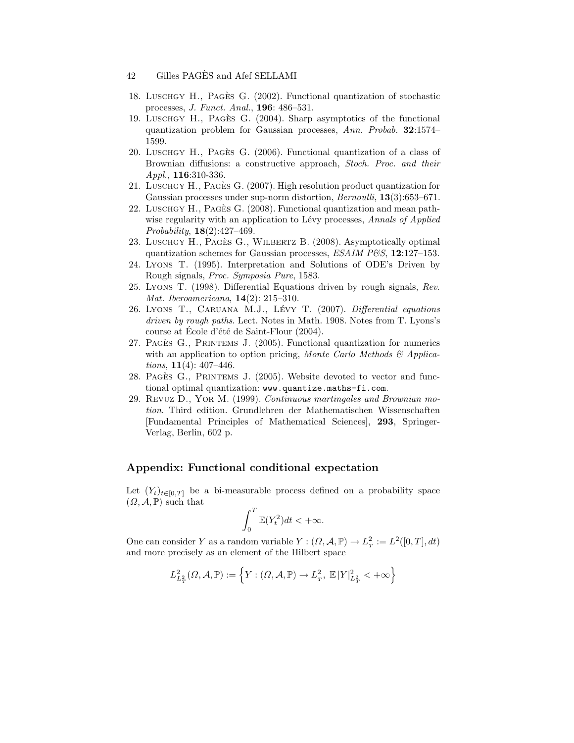18. Luschgy H., Pagès G. (2002). Functional quantization of stochastic processes, *J. Funct. Anal.*, **196**: 486–531.
19. Luschgy H., Pagès G. (2004). Sharp asymptotics of the functional quantization problem for Gaussian processes, *Ann. Probab.* **32**:1574–1599.
20. Luschgy H., Pagès G. (2006). Functional quantization of a class of Brownian diffusions: a constructive approach, *Stoch. Proc. and their Appl.*, **116**:310-336.
21. Luschgy H., Pagès G. (2007). High resolution product quantization for Gaussian processes under sup-norm distortion, *Bernoulli*, **13**(3):653–671.
22. Luschgy H., Pagès G. (2008). Functional quantization and mean pathwise regularity with an application to Lévy processes, *Annals of Applied Probability*, **18**(2):427–469.
23. Luschgy H., Pagès G., Wilbertz B. (2008). Asymptotically optimal quantization schemes for Gaussian processes, *ESAIM P&S*, **12**:127–153.
24. Lyons T. (1995). Interpretation and Solutions of ODE's Driven by Rough signals, *Proc. Symposia Pure*, 1583.
25. Lyons T. (1998). Differential Equations driven by rough signals, *Rev. Mat. Iberoamericana*, **14**(2): 215–310.
26. Lyons T., Caruana M.J., Lévy T. (2007). *Differential equations driven by rough paths*. Lect. Notes in Math. 1908. Notes from T. Lyons's course at École d'été de Saint-Flour (2004).
27. Pagès G., Printems J. (2005). Functional quantization for numerics with an application to option pricing, *Monte Carlo Methods & Applications*, **11**(4): 407–446.
28. Pagès G., Printems J. (2005). Website devoted to vector and functional optimal quantization: www.quantize.maths-fi.com.
29. Revuz D., Yor M. (1999). *Continuous martingales and Brownian motion*. Third edition. Grundlehren der Mathematischen Wissenschaften [Fundamental Principles of Mathematical Sciences], **293**, Springer-Verlag, Berlin, 602 p.

## Appendix: Functional conditional expectation

Let $(Y_t)_{t\in[0,T]}$ be a bi-measurable process defined on a probability space $(\Omega, \mathcal{A}, \mathbb{P})$ such that

$$\int_0^T \mathbb{E}(Y_t^2)dt < +\infty.$$

One can consider $Y$ as a random variable $Y : (\Omega, \mathcal{A}, \mathbb{P}) \to L^2_T := L^2([0,T], dt)$ and more precisely as an element of the Hilbert space

$$L^2_{L^2_T}(\Omega, \mathcal{A}, \mathbb{P}) := \left\{ Y : (\Omega, \mathcal{A}, \mathbb{P}) \to L^2_T,\ \mathbb{E}\,|Y|^2_{L^2_T} < +\infty \right\}$$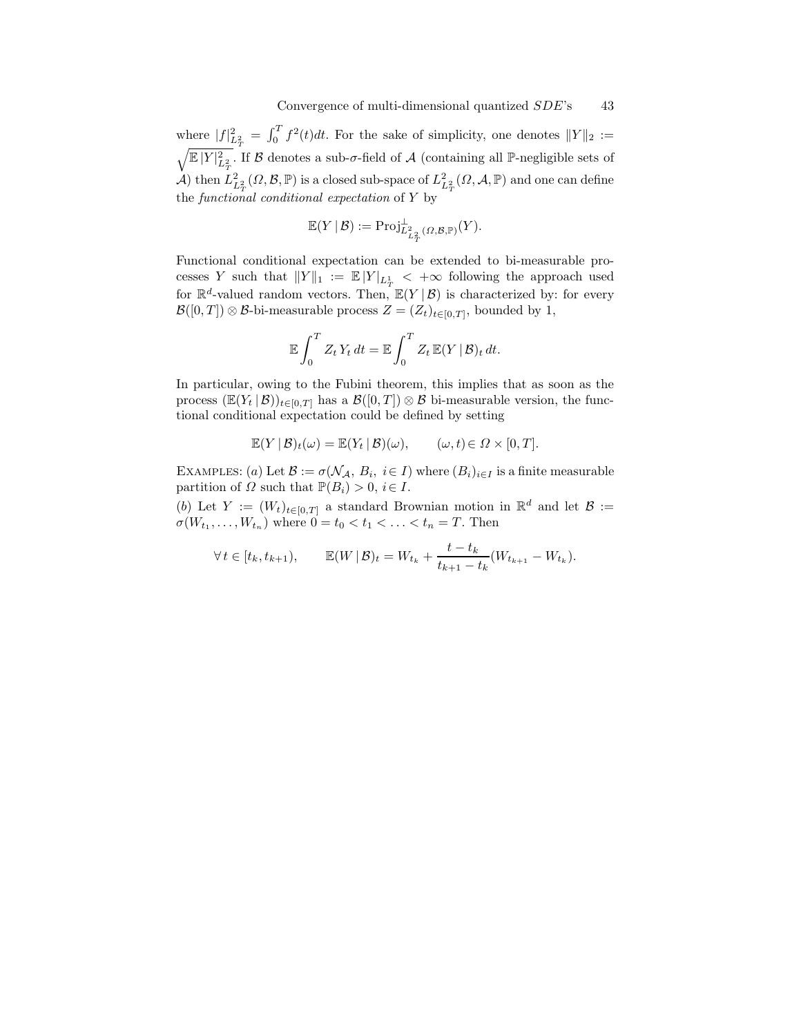where $|f|^2_{L^2_T} = \int_0^T f^2(t)dt$. For the sake of simplicity, one denotes $\|Y\|_2 := \sqrt{\mathbb{E}\,|Y|^2_{L^2_T}}$. If $\mathcal{B}$ denotes a sub-$\sigma$-field of $\mathcal{A}$ (containing all $\mathbb{P}$-negligible sets of $\mathcal{A}$) then $L^2_{L^2_T}(\Omega, \mathcal{B}, \mathbb{P})$ is a closed sub-space of $L^2_{L^2_T}(\Omega, \mathcal{A}, \mathbb{P})$ and one can define the *functional conditional expectation* of $Y$ by

$$\mathbb{E}(Y \,|\, \mathcal{B}) := \mathrm{Proj}^{\perp}_{L^2_{L^2_T}(\Omega, \mathcal{B}, \mathbb{P})}(Y).$$

Functional conditional expectation can be extended to bi-measurable processes $Y$ such that $\|Y\|_1 := \mathbb{E}\,|Y|_{L^1_T} < +\infty$ following the approach used for $\mathbb{R}^d$-valued random vectors. Then, $\mathbb{E}(Y \,|\, \mathcal{B})$ is characterized by: for every $\mathcal{B}([0,T]) \otimes \mathcal{B}$-bi-measurable process $Z = (Z_t)_{t \in [0,T]}$, bounded by 1,

$$\mathbb{E} \int_0^T Z_t \, Y_t \, dt = \mathbb{E} \int_0^T Z_t \, \mathbb{E}(Y \,|\, \mathcal{B})_t \, dt.$$

In particular, owing to the Fubini theorem, this implies that as soon as the process $(\mathbb{E}(Y_t \,|\, \mathcal{B}))_{t \in [0,T]}$ has a $\mathcal{B}([0,T]) \otimes \mathcal{B}$ bi-measurable version, the functional conditional expectation could be defined by setting

$$\mathbb{E}(Y \,|\, \mathcal{B})_t(\omega) = \mathbb{E}(Y_t \,|\, \mathcal{B})(\omega), \qquad (\omega, t) \in \Omega \times [0,T].$$

EXAMPLES: $(a)$ Let $\mathcal{B} := \sigma(\mathcal{N}_{\mathcal{A}},\, B_i,\ i \in I)$ where $(B_i)_{i \in I}$ is a finite measurable partition of $\Omega$ such that $\mathbb{P}(B_i) > 0$, $i \in I$.

$(b)$ Let $Y := (W_t)_{t \in [0,T]}$ a standard Brownian motion in $\mathbb{R}^d$ and let $\mathcal{B} := \sigma(W_{t_1}, \ldots, W_{t_n})$ where $0 = t_0 < t_1 < \ldots < t_n = T$. Then

$$\forall\, t \in [t_k, t_{k+1}), \qquad \mathbb{E}(W \,|\, \mathcal{B})_t = W_{t_k} + \frac{t - t_k}{t_{k+1} - t_k}(W_{t_{k+1}} - W_{t_k}).$$